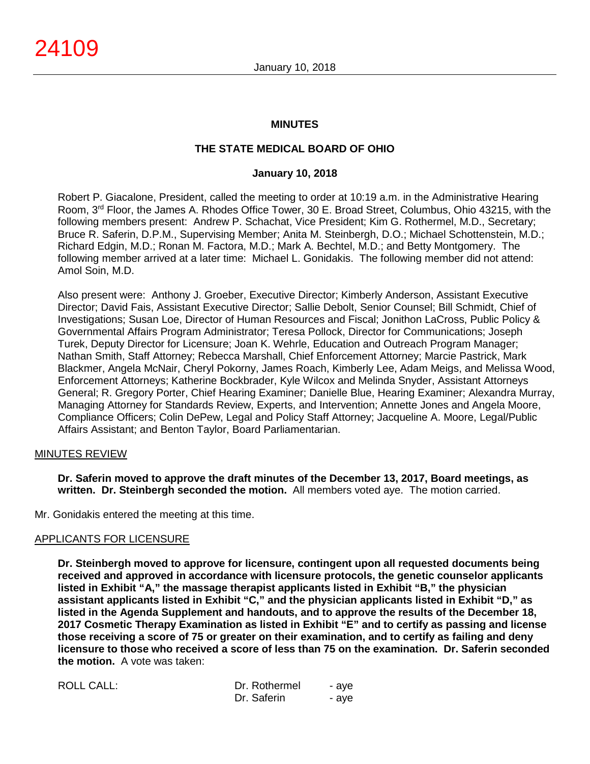# MINUTES

## THE STATE MEDICAL BOARD OF OHIO

### January 10, 2018

Robert P. Giacalone, President, called the meeting to order at 10:19 a.m. in the Administrative Hearing Room, 3rd Floor, the James A. Rhodes Office Tower, 30 E. Broad Street, Columbus, Ohio 43215, with the following members present: Andrew P. Schachat, Vice President; Kim G. Rothermel, M.D., Secretary; Bruce R. Saferin, D.P.M., Supervising Member; Anita M. Steinbergh, D.O.; Michael Schottenstein, M.D.; Richard Edgin, M.D.; Ronan M. Factora, M.D.; Mark A. Bechtel, M.D.; and Betty Montgomery. The following member arrived at a later time: Michael L. Gonidakis. The following member did not attend: Amol Soin, M.D.

Also present were: Anthony J. Groeber, Executive Director; Kimberly Anderson, Assistant Executive Director; David Fais, Assistant Executive Director; Sallie Debolt, Senior Counsel; Bill Schmidt, Chief of Investigations; Susan Loe, Director of Human Resources and Fiscal; Jonithon LaCross, Public Policy & Governmental Affairs Program Administrator; Teresa Pollock, Director for Communications; Joseph Turek, Deputy Director for Licensure; Joan K. Wehrle, Education and Outreach Program Manager; Nathan Smith, Staff Attorney; Rebecca Marshall, Chief Enforcement Attorney; Marcie Pastrick, Mark Blackmer, Angela McNair, Cheryl Pokorny, James Roach, Kimberly Lee, Adam Meigs, and Melissa Wood, Enforcement Attorneys; Katherine Bockbrader, Kyle Wilcox and Melinda Snyder, Assistant Attorneys General; R. Gregory Porter, Chief Hearing Examiner; Danielle Blue, Hearing Examiner; Alexandra Murray, Managing Attorney for Standards Review, Experts, and Intervention; Annette Jones and Angela Moore, Compliance Officers; Colin DePew, Legal and Policy Staff Attorney; Jacqueline A. Moore, Legal/Public Affairs Assistant; and Benton Taylor, Board Parliamentarian.

MINUTES REVIEW

**Dr. Saferin moved to approve the draft minutes of the December 13, 2017, Board meetings, as written. Dr. Steinbergh seconded the motion.** All members voted aye. The motion carried.

Mr. Gonidakis entered the meeting at this time.

APPLICANTS FOR LICENSURE

**Dr. Steinbergh moved to approve for licensure, contingent upon all requested documents being received and approved in accordance with licensure protocols, the genetic counselor applicants listed in Exhibit "A," the massage therapist applicants listed in Exhibit "B," the physician assistant applicants listed in Exhibit "C," and the physician applicants listed in Exhibit "D," as listed in the Agenda Supplement and handouts, and to approve the results of the December 18, 2017 Cosmetic Therapy Examination as listed in Exhibit "E" and to certify as passing and license those receiving a score of 75 or greater on their examination, and to certify as failing and deny licensure to those who received a score of less than 75 on the examination. Dr. Saferin seconded the motion.** A vote was taken:

| ROLL CALL: | Dr. Rothermel | - aye |
|---|---|---|
| | Dr. Saferin | - aye |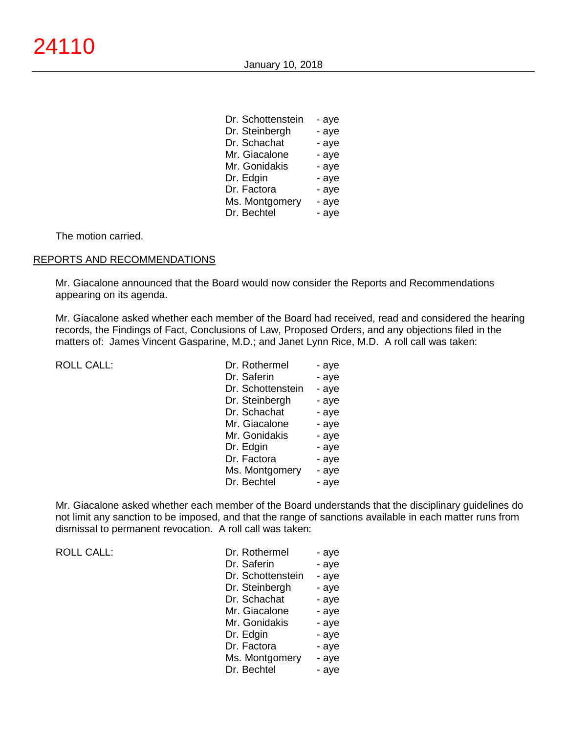| | |
|---|---|
| Dr. Schottenstein | - aye |
| Dr. Steinbergh | - aye |
| Dr. Schachat | - aye |
| Mr. Giacalone | - aye |
| Mr. Gonidakis | - aye |
| Dr. Edgin | - aye |
| Dr. Factora | - aye |
| Ms. Montgomery | - aye |
| Dr. Bechtel | - aye |

The motion carried.

## REPORTS AND RECOMMENDATIONS

Mr. Giacalone announced that the Board would now consider the Reports and Recommendations appearing on its agenda.

Mr. Giacalone asked whether each member of the Board had received, read and considered the hearing records, the Findings of Fact, Conclusions of Law, Proposed Orders, and any objections filed in the matters of: James Vincent Gasparine, M.D.; and Janet Lynn Rice, M.D. A roll call was taken:

| ROLL CALL: | | |
|---|---|---|
| | Dr. Rothermel | - aye |
| | Dr. Saferin | - aye |
| | Dr. Schottenstein | - aye |
| | Dr. Steinbergh | - aye |
| | Dr. Schachat | - aye |
| | Mr. Giacalone | - aye |
| | Mr. Gonidakis | - aye |
| | Dr. Edgin | - aye |
| | Dr. Factora | - aye |
| | Ms. Montgomery | - aye |
| | Dr. Bechtel | - aye |

Mr. Giacalone asked whether each member of the Board understands that the disciplinary guidelines do not limit any sanction to be imposed, and that the range of sanctions available in each matter runs from dismissal to permanent revocation. A roll call was taken:

| ROLL CALL: | | |
|---|---|---|
| | Dr. Rothermel | - aye |
| | Dr. Saferin | - aye |
| | Dr. Schottenstein | - aye |
| | Dr. Steinbergh | - aye |
| | Dr. Schachat | - aye |
| | Mr. Giacalone | - aye |
| | Mr. Gonidakis | - aye |
| | Dr. Edgin | - aye |
| | Dr. Factora | - aye |
| | Ms. Montgomery | - aye |
| | Dr. Bechtel | - aye |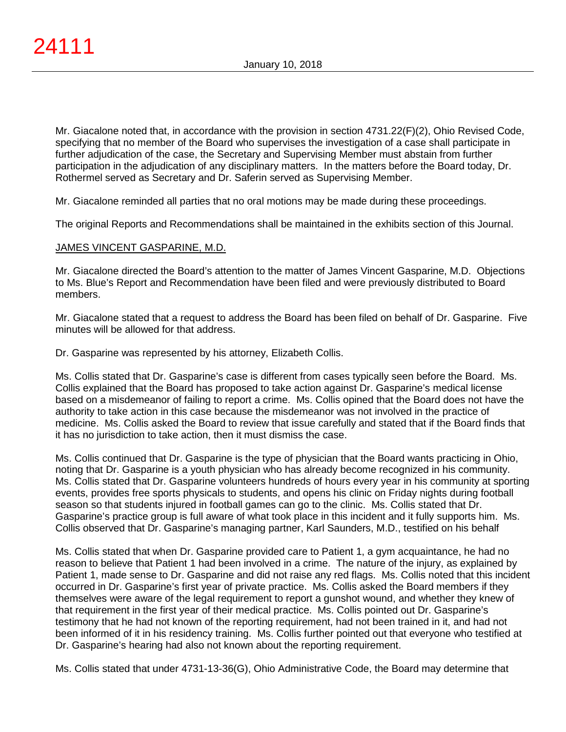Mr. Giacalone noted that, in accordance with the provision in section 4731.22(F)(2), Ohio Revised Code, specifying that no member of the Board who supervises the investigation of a case shall participate in further adjudication of the case, the Secretary and Supervising Member must abstain from further participation in the adjudication of any disciplinary matters. In the matters before the Board today, Dr. Rothermel served as Secretary and Dr. Saferin served as Supervising Member.

Mr. Giacalone reminded all parties that no oral motions may be made during these proceedings.

The original Reports and Recommendations shall be maintained in the exhibits section of this Journal.

JAMES VINCENT GASPARINE, M.D.

Mr. Giacalone directed the Board's attention to the matter of James Vincent Gasparine, M.D. Objections to Ms. Blue's Report and Recommendation have been filed and were previously distributed to Board members.

Mr. Giacalone stated that a request to address the Board has been filed on behalf of Dr. Gasparine. Five minutes will be allowed for that address.

Dr. Gasparine was represented by his attorney, Elizabeth Collis.

Ms. Collis stated that Dr. Gasparine's case is different from cases typically seen before the Board. Ms. Collis explained that the Board has proposed to take action against Dr. Gasparine's medical license based on a misdemeanor of failing to report a crime. Ms. Collis opined that the Board does not have the authority to take action in this case because the misdemeanor was not involved in the practice of medicine. Ms. Collis asked the Board to review that issue carefully and stated that if the Board finds that it has no jurisdiction to take action, then it must dismiss the case.

Ms. Collis continued that Dr. Gasparine is the type of physician that the Board wants practicing in Ohio, noting that Dr. Gasparine is a youth physician who has already become recognized in his community. Ms. Collis stated that Dr. Gasparine volunteers hundreds of hours every year in his community at sporting events, provides free sports physicals to students, and opens his clinic on Friday nights during football season so that students injured in football games can go to the clinic. Ms. Collis stated that Dr. Gasparine's practice group is full aware of what took place in this incident and it fully supports him. Ms. Collis observed that Dr. Gasparine's managing partner, Karl Saunders, M.D., testified on his behalf

Ms. Collis stated that when Dr. Gasparine provided care to Patient 1, a gym acquaintance, he had no reason to believe that Patient 1 had been involved in a crime. The nature of the injury, as explained by Patient 1, made sense to Dr. Gasparine and did not raise any red flags. Ms. Collis noted that this incident occurred in Dr. Gasparine's first year of private practice. Ms. Collis asked the Board members if they themselves were aware of the legal requirement to report a gunshot wound, and whether they knew of that requirement in the first year of their medical practice. Ms. Collis pointed out Dr. Gasparine's testimony that he had not known of the reporting requirement, had not been trained in it, and had not been informed of it in his residency training. Ms. Collis further pointed out that everyone who testified at Dr. Gasparine's hearing had also not known about the reporting requirement.

Ms. Collis stated that under 4731-13-36(G), Ohio Administrative Code, the Board may determine that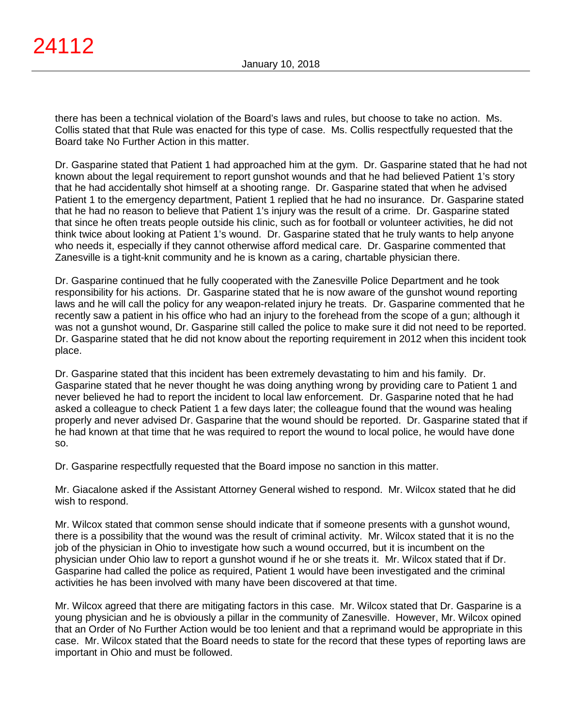there has been a technical violation of the Board's laws and rules, but choose to take no action. Ms. Collis stated that that Rule was enacted for this type of case. Ms. Collis respectfully requested that the Board take No Further Action in this matter.

Dr. Gasparine stated that Patient 1 had approached him at the gym. Dr. Gasparine stated that he had not known about the legal requirement to report gunshot wounds and that he had believed Patient 1's story that he had accidentally shot himself at a shooting range. Dr. Gasparine stated that when he advised Patient 1 to the emergency department, Patient 1 replied that he had no insurance. Dr. Gasparine stated that he had no reason to believe that Patient 1's injury was the result of a crime. Dr. Gasparine stated that since he often treats people outside his clinic, such as for football or volunteer activities, he did not think twice about looking at Patient 1's wound. Dr. Gasparine stated that he truly wants to help anyone who needs it, especially if they cannot otherwise afford medical care. Dr. Gasparine commented that Zanesville is a tight-knit community and he is known as a caring, chartable physician there.

Dr. Gasparine continued that he fully cooperated with the Zanesville Police Department and he took responsibility for his actions. Dr. Gasparine stated that he is now aware of the gunshot wound reporting laws and he will call the policy for any weapon-related injury he treats. Dr. Gasparine commented that he recently saw a patient in his office who had an injury to the forehead from the scope of a gun; although it was not a gunshot wound, Dr. Gasparine still called the police to make sure it did not need to be reported. Dr. Gasparine stated that he did not know about the reporting requirement in 2012 when this incident took place.

Dr. Gasparine stated that this incident has been extremely devastating to him and his family. Dr. Gasparine stated that he never thought he was doing anything wrong by providing care to Patient 1 and never believed he had to report the incident to local law enforcement. Dr. Gasparine noted that he had asked a colleague to check Patient 1 a few days later; the colleague found that the wound was healing properly and never advised Dr. Gasparine that the wound should be reported. Dr. Gasparine stated that if he had known at that time that he was required to report the wound to local police, he would have done so.

Dr. Gasparine respectfully requested that the Board impose no sanction in this matter.

Mr. Giacalone asked if the Assistant Attorney General wished to respond. Mr. Wilcox stated that he did wish to respond.

Mr. Wilcox stated that common sense should indicate that if someone presents with a gunshot wound, there is a possibility that the wound was the result of criminal activity. Mr. Wilcox stated that it is no the job of the physician in Ohio to investigate how such a wound occurred, but it is incumbent on the physician under Ohio law to report a gunshot wound if he or she treats it. Mr. Wilcox stated that if Dr. Gasparine had called the police as required, Patient 1 would have been investigated and the criminal activities he has been involved with many have been discovered at that time.

Mr. Wilcox agreed that there are mitigating factors in this case. Mr. Wilcox stated that Dr. Gasparine is a young physician and he is obviously a pillar in the community of Zanesville. However, Mr. Wilcox opined that an Order of No Further Action would be too lenient and that a reprimand would be appropriate in this case. Mr. Wilcox stated that the Board needs to state for the record that these types of reporting laws are important in Ohio and must be followed.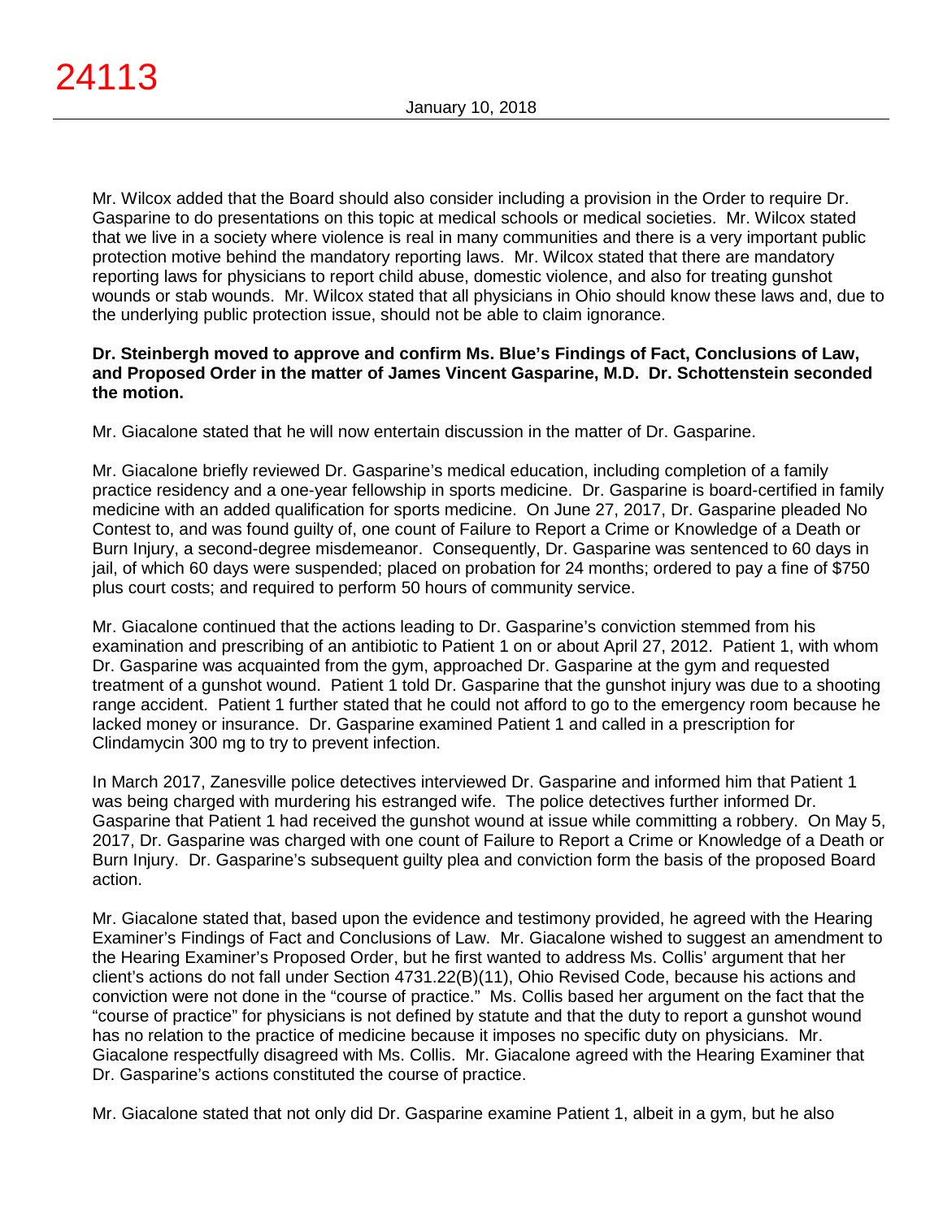Mr. Wilcox added that the Board should also consider including a provision in the Order to require Dr. Gasparine to do presentations on this topic at medical schools or medical societies. Mr. Wilcox stated that we live in a society where violence is real in many communities and there is a very important public protection motive behind the mandatory reporting laws. Mr. Wilcox stated that there are mandatory reporting laws for physicians to report child abuse, domestic violence, and also for treating gunshot wounds or stab wounds. Mr. Wilcox stated that all physicians in Ohio should know these laws and, due to the underlying public protection issue, should not be able to claim ignorance.

**Dr. Steinbergh moved to approve and confirm Ms. Blue's Findings of Fact, Conclusions of Law, and Proposed Order in the matter of James Vincent Gasparine, M.D. Dr. Schottenstein seconded the motion.**

Mr. Giacalone stated that he will now entertain discussion in the matter of Dr. Gasparine.

Mr. Giacalone briefly reviewed Dr. Gasparine's medical education, including completion of a family practice residency and a one-year fellowship in sports medicine. Dr. Gasparine is board-certified in family medicine with an added qualification for sports medicine. On June 27, 2017, Dr. Gasparine pleaded No Contest to, and was found guilty of, one count of Failure to Report a Crime or Knowledge of a Death or Burn Injury, a second-degree misdemeanor. Consequently, Dr. Gasparine was sentenced to 60 days in jail, of which 60 days were suspended; placed on probation for 24 months; ordered to pay a fine of $750 plus court costs; and required to perform 50 hours of community service.

Mr. Giacalone continued that the actions leading to Dr. Gasparine's conviction stemmed from his examination and prescribing of an antibiotic to Patient 1 on or about April 27, 2012. Patient 1, with whom Dr. Gasparine was acquainted from the gym, approached Dr. Gasparine at the gym and requested treatment of a gunshot wound. Patient 1 told Dr. Gasparine that the gunshot injury was due to a shooting range accident. Patient 1 further stated that he could not afford to go to the emergency room because he lacked money or insurance. Dr. Gasparine examined Patient 1 and called in a prescription for Clindamycin 300 mg to try to prevent infection.

In March 2017, Zanesville police detectives interviewed Dr. Gasparine and informed him that Patient 1 was being charged with murdering his estranged wife. The police detectives further informed Dr. Gasparine that Patient 1 had received the gunshot wound at issue while committing a robbery. On May 5, 2017, Dr. Gasparine was charged with one count of Failure to Report a Crime or Knowledge of a Death or Burn Injury. Dr. Gasparine's subsequent guilty plea and conviction form the basis of the proposed Board action.

Mr. Giacalone stated that, based upon the evidence and testimony provided, he agreed with the Hearing Examiner's Findings of Fact and Conclusions of Law. Mr. Giacalone wished to suggest an amendment to the Hearing Examiner's Proposed Order, but he first wanted to address Ms. Collis' argument that her client's actions do not fall under Section 4731.22(B)(11), Ohio Revised Code, because his actions and conviction were not done in the "course of practice." Ms. Collis based her argument on the fact that the "course of practice" for physicians is not defined by statute and that the duty to report a gunshot wound has no relation to the practice of medicine because it imposes no specific duty on physicians. Mr. Giacalone respectfully disagreed with Ms. Collis. Mr. Giacalone agreed with the Hearing Examiner that Dr. Gasparine's actions constituted the course of practice.

Mr. Giacalone stated that not only did Dr. Gasparine examine Patient 1, albeit in a gym, but he also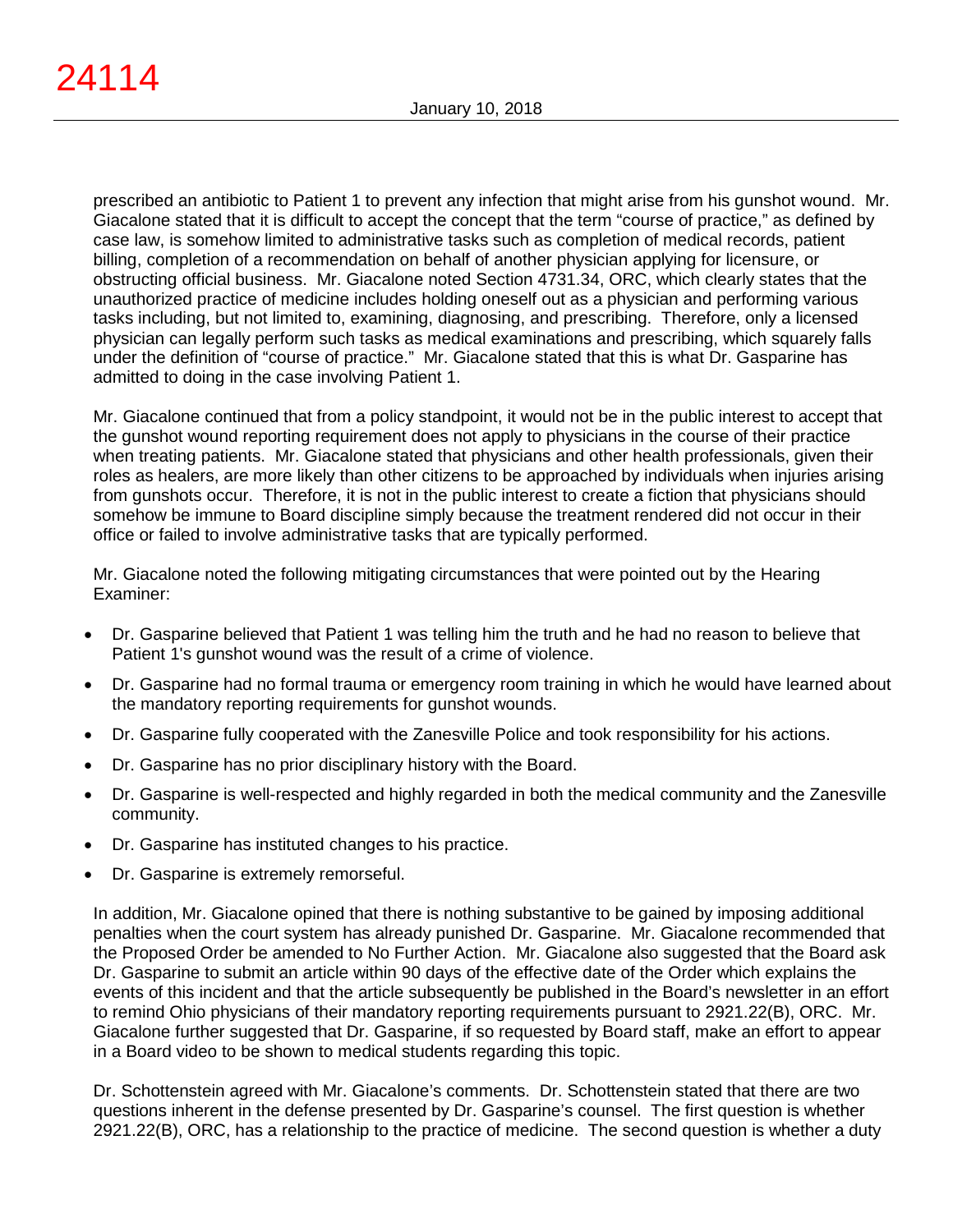prescribed an antibiotic to Patient 1 to prevent any infection that might arise from his gunshot wound. Mr. Giacalone stated that it is difficult to accept the concept that the term "course of practice," as defined by case law, is somehow limited to administrative tasks such as completion of medical records, patient billing, completion of a recommendation on behalf of another physician applying for licensure, or obstructing official business. Mr. Giacalone noted Section 4731.34, ORC, which clearly states that the unauthorized practice of medicine includes holding oneself out as a physician and performing various tasks including, but not limited to, examining, diagnosing, and prescribing. Therefore, only a licensed physician can legally perform such tasks as medical examinations and prescribing, which squarely falls under the definition of "course of practice." Mr. Giacalone stated that this is what Dr. Gasparine has admitted to doing in the case involving Patient 1.

Mr. Giacalone continued that from a policy standpoint, it would not be in the public interest to accept that the gunshot wound reporting requirement does not apply to physicians in the course of their practice when treating patients. Mr. Giacalone stated that physicians and other health professionals, given their roles as healers, are more likely than other citizens to be approached by individuals when injuries arising from gunshots occur. Therefore, it is not in the public interest to create a fiction that physicians should somehow be immune to Board discipline simply because the treatment rendered did not occur in their office or failed to involve administrative tasks that are typically performed.

Mr. Giacalone noted the following mitigating circumstances that were pointed out by the Hearing Examiner:

- Dr. Gasparine believed that Patient 1 was telling him the truth and he had no reason to believe that Patient 1's gunshot wound was the result of a crime of violence.
- Dr. Gasparine had no formal trauma or emergency room training in which he would have learned about the mandatory reporting requirements for gunshot wounds.
- Dr. Gasparine fully cooperated with the Zanesville Police and took responsibility for his actions.
- Dr. Gasparine has no prior disciplinary history with the Board.
- Dr. Gasparine is well-respected and highly regarded in both the medical community and the Zanesville community.
- Dr. Gasparine has instituted changes to his practice.
- Dr. Gasparine is extremely remorseful.

In addition, Mr. Giacalone opined that there is nothing substantive to be gained by imposing additional penalties when the court system has already punished Dr. Gasparine. Mr. Giacalone recommended that the Proposed Order be amended to No Further Action. Mr. Giacalone also suggested that the Board ask Dr. Gasparine to submit an article within 90 days of the effective date of the Order which explains the events of this incident and that the article subsequently be published in the Board's newsletter in an effort to remind Ohio physicians of their mandatory reporting requirements pursuant to 2921.22(B), ORC. Mr. Giacalone further suggested that Dr. Gasparine, if so requested by Board staff, make an effort to appear in a Board video to be shown to medical students regarding this topic.

Dr. Schottenstein agreed with Mr. Giacalone's comments. Dr. Schottenstein stated that there are two questions inherent in the defense presented by Dr. Gasparine's counsel. The first question is whether 2921.22(B), ORC, has a relationship to the practice of medicine. The second question is whether a duty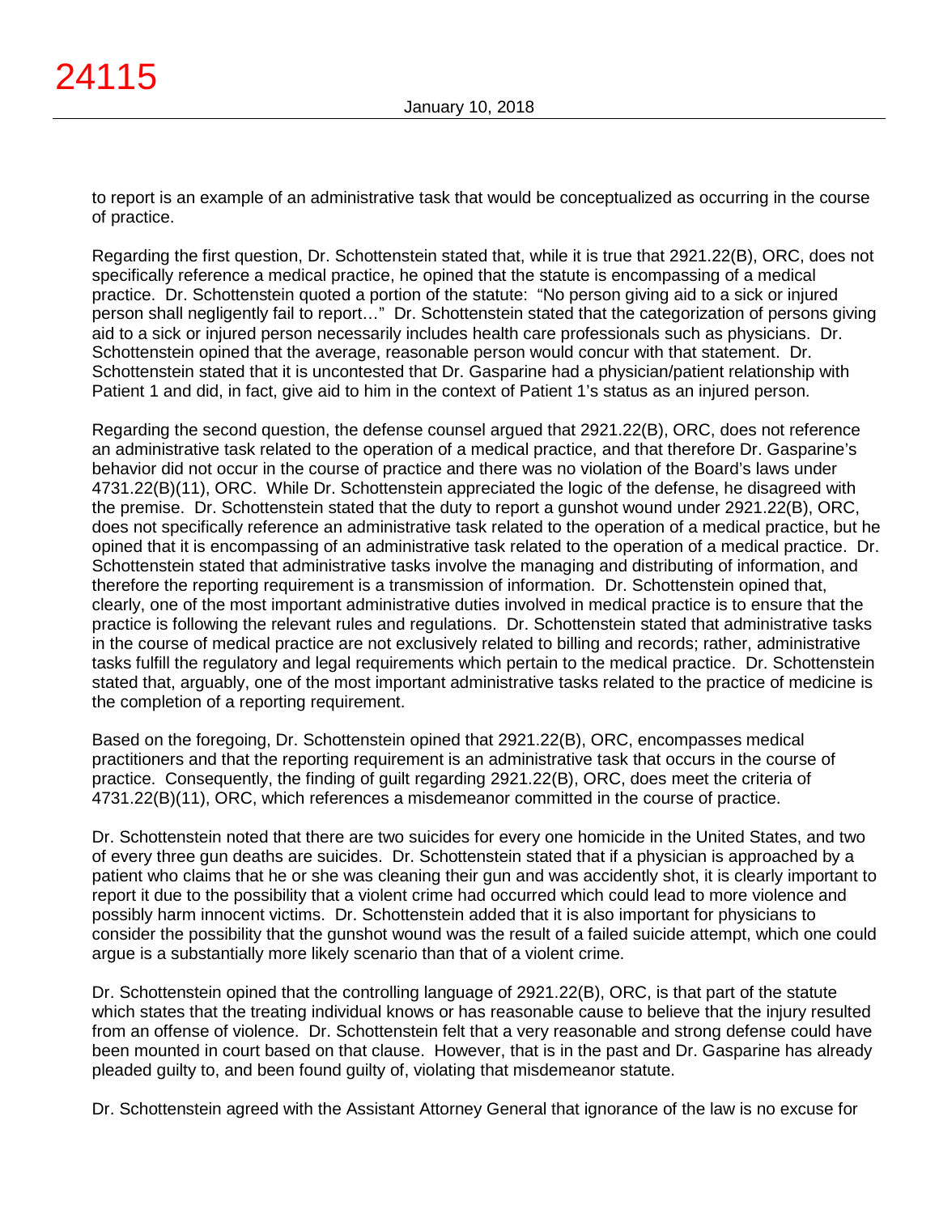to report is an example of an administrative task that would be conceptualized as occurring in the course of practice.

Regarding the first question, Dr. Schottenstein stated that, while it is true that 2921.22(B), ORC, does not specifically reference a medical practice, he opined that the statute is encompassing of a medical practice. Dr. Schottenstein quoted a portion of the statute: "No person giving aid to a sick or injured person shall negligently fail to report…" Dr. Schottenstein stated that the categorization of persons giving aid to a sick or injured person necessarily includes health care professionals such as physicians. Dr. Schottenstein opined that the average, reasonable person would concur with that statement. Dr. Schottenstein stated that it is uncontested that Dr. Gasparine had a physician/patient relationship with Patient 1 and did, in fact, give aid to him in the context of Patient 1's status as an injured person.

Regarding the second question, the defense counsel argued that 2921.22(B), ORC, does not reference an administrative task related to the operation of a medical practice, and that therefore Dr. Gasparine's behavior did not occur in the course of practice and there was no violation of the Board's laws under 4731.22(B)(11), ORC. While Dr. Schottenstein appreciated the logic of the defense, he disagreed with the premise. Dr. Schottenstein stated that the duty to report a gunshot wound under 2921.22(B), ORC, does not specifically reference an administrative task related to the operation of a medical practice, but he opined that it is encompassing of an administrative task related to the operation of a medical practice. Dr. Schottenstein stated that administrative tasks involve the managing and distributing of information, and therefore the reporting requirement is a transmission of information. Dr. Schottenstein opined that, clearly, one of the most important administrative duties involved in medical practice is to ensure that the practice is following the relevant rules and regulations. Dr. Schottenstein stated that administrative tasks in the course of medical practice are not exclusively related to billing and records; rather, administrative tasks fulfill the regulatory and legal requirements which pertain to the medical practice. Dr. Schottenstein stated that, arguably, one of the most important administrative tasks related to the practice of medicine is the completion of a reporting requirement.

Based on the foregoing, Dr. Schottenstein opined that 2921.22(B), ORC, encompasses medical practitioners and that the reporting requirement is an administrative task that occurs in the course of practice. Consequently, the finding of guilt regarding 2921.22(B), ORC, does meet the criteria of 4731.22(B)(11), ORC, which references a misdemeanor committed in the course of practice.

Dr. Schottenstein noted that there are two suicides for every one homicide in the United States, and two of every three gun deaths are suicides. Dr. Schottenstein stated that if a physician is approached by a patient who claims that he or she was cleaning their gun and was accidently shot, it is clearly important to report it due to the possibility that a violent crime had occurred which could lead to more violence and possibly harm innocent victims. Dr. Schottenstein added that it is also important for physicians to consider the possibility that the gunshot wound was the result of a failed suicide attempt, which one could argue is a substantially more likely scenario than that of a violent crime.

Dr. Schottenstein opined that the controlling language of 2921.22(B), ORC, is that part of the statute which states that the treating individual knows or has reasonable cause to believe that the injury resulted from an offense of violence. Dr. Schottenstein felt that a very reasonable and strong defense could have been mounted in court based on that clause. However, that is in the past and Dr. Gasparine has already pleaded guilty to, and been found guilty of, violating that misdemeanor statute.

Dr. Schottenstein agreed with the Assistant Attorney General that ignorance of the law is no excuse for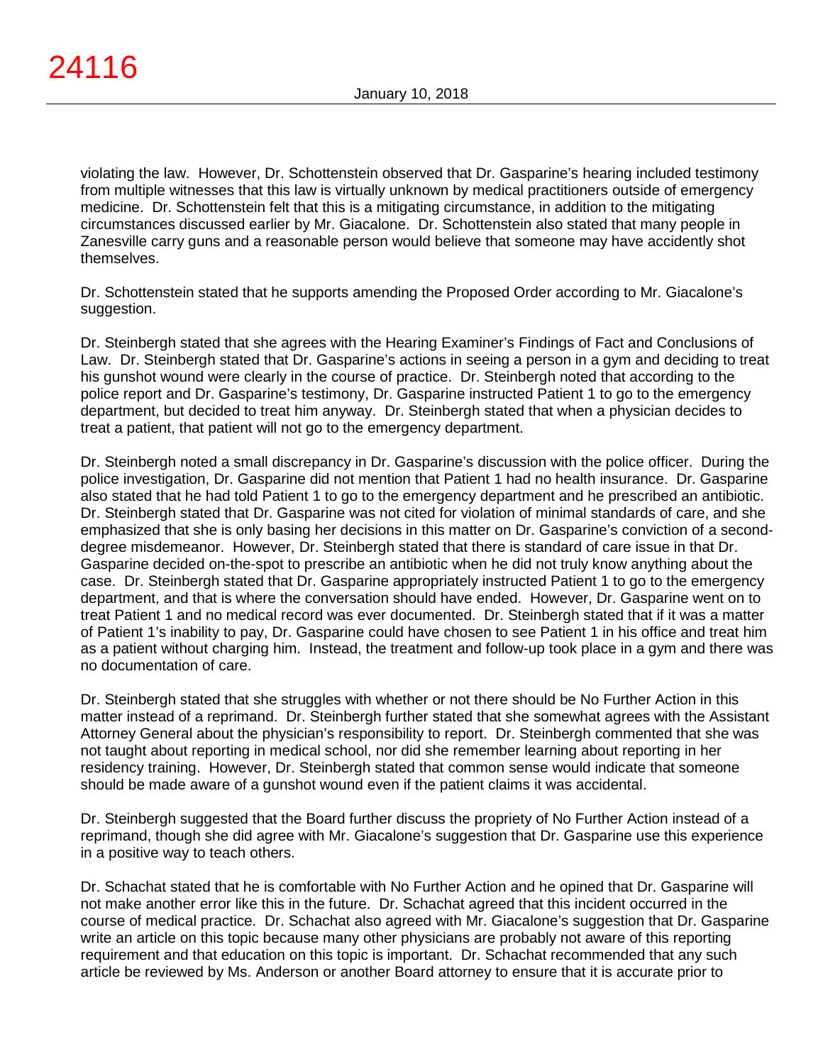violating the law. However, Dr. Schottenstein observed that Dr. Gasparine's hearing included testimony from multiple witnesses that this law is virtually unknown by medical practitioners outside of emergency medicine. Dr. Schottenstein felt that this is a mitigating circumstance, in addition to the mitigating circumstances discussed earlier by Mr. Giacalone. Dr. Schottenstein also stated that many people in Zanesville carry guns and a reasonable person would believe that someone may have accidently shot themselves.

Dr. Schottenstein stated that he supports amending the Proposed Order according to Mr. Giacalone's suggestion.

Dr. Steinbergh stated that she agrees with the Hearing Examiner's Findings of Fact and Conclusions of Law. Dr. Steinbergh stated that Dr. Gasparine's actions in seeing a person in a gym and deciding to treat his gunshot wound were clearly in the course of practice. Dr. Steinbergh noted that according to the police report and Dr. Gasparine's testimony, Dr. Gasparine instructed Patient 1 to go to the emergency department, but decided to treat him anyway. Dr. Steinbergh stated that when a physician decides to treat a patient, that patient will not go to the emergency department.

Dr. Steinbergh noted a small discrepancy in Dr. Gasparine's discussion with the police officer. During the police investigation, Dr. Gasparine did not mention that Patient 1 had no health insurance. Dr. Gasparine also stated that he had told Patient 1 to go to the emergency department and he prescribed an antibiotic. Dr. Steinbergh stated that Dr. Gasparine was not cited for violation of minimal standards of care, and she emphasized that she is only basing her decisions in this matter on Dr. Gasparine's conviction of a second-degree misdemeanor. However, Dr. Steinbergh stated that there is standard of care issue in that Dr. Gasparine decided on-the-spot to prescribe an antibiotic when he did not truly know anything about the case. Dr. Steinbergh stated that Dr. Gasparine appropriately instructed Patient 1 to go to the emergency department, and that is where the conversation should have ended. However, Dr. Gasparine went on to treat Patient 1 and no medical record was ever documented. Dr. Steinbergh stated that if it was a matter of Patient 1's inability to pay, Dr. Gasparine could have chosen to see Patient 1 in his office and treat him as a patient without charging him. Instead, the treatment and follow-up took place in a gym and there was no documentation of care.

Dr. Steinbergh stated that she struggles with whether or not there should be No Further Action in this matter instead of a reprimand. Dr. Steinbergh further stated that she somewhat agrees with the Assistant Attorney General about the physician's responsibility to report. Dr. Steinbergh commented that she was not taught about reporting in medical school, nor did she remember learning about reporting in her residency training. However, Dr. Steinbergh stated that common sense would indicate that someone should be made aware of a gunshot wound even if the patient claims it was accidental.

Dr. Steinbergh suggested that the Board further discuss the propriety of No Further Action instead of a reprimand, though she did agree with Mr. Giacalone's suggestion that Dr. Gasparine use this experience in a positive way to teach others.

Dr. Schachat stated that he is comfortable with No Further Action and he opined that Dr. Gasparine will not make another error like this in the future. Dr. Schachat agreed that this incident occurred in the course of medical practice. Dr. Schachat also agreed with Mr. Giacalone's suggestion that Dr. Gasparine write an article on this topic because many other physicians are probably not aware of this reporting requirement and that education on this topic is important. Dr. Schachat recommended that any such article be reviewed by Ms. Anderson or another Board attorney to ensure that it is accurate prior to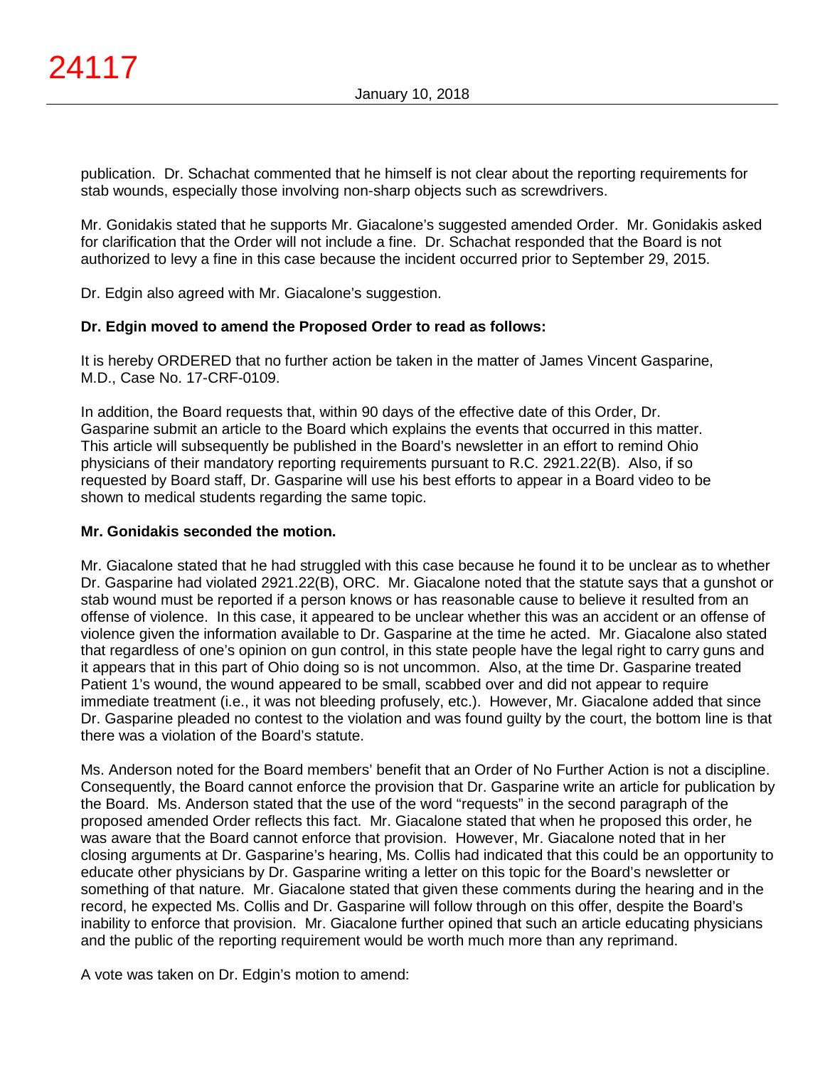publication. Dr. Schachat commented that he himself is not clear about the reporting requirements for stab wounds, especially those involving non-sharp objects such as screwdrivers.

Mr. Gonidakis stated that he supports Mr. Giacalone's suggested amended Order. Mr. Gonidakis asked for clarification that the Order will not include a fine. Dr. Schachat responded that the Board is not authorized to levy a fine in this case because the incident occurred prior to September 29, 2015.

Dr. Edgin also agreed with Mr. Giacalone's suggestion.

**Dr. Edgin moved to amend the Proposed Order to read as follows:**

It is hereby ORDERED that no further action be taken in the matter of James Vincent Gasparine, M.D., Case No. 17-CRF-0109.

In addition, the Board requests that, within 90 days of the effective date of this Order, Dr. Gasparine submit an article to the Board which explains the events that occurred in this matter. This article will subsequently be published in the Board's newsletter in an effort to remind Ohio physicians of their mandatory reporting requirements pursuant to R.C. 2921.22(B). Also, if so requested by Board staff, Dr. Gasparine will use his best efforts to appear in a Board video to be shown to medical students regarding the same topic.

**Mr. Gonidakis seconded the motion.**

Mr. Giacalone stated that he had struggled with this case because he found it to be unclear as to whether Dr. Gasparine had violated 2921.22(B), ORC. Mr. Giacalone noted that the statute says that a gunshot or stab wound must be reported if a person knows or has reasonable cause to believe it resulted from an offense of violence. In this case, it appeared to be unclear whether this was an accident or an offense of violence given the information available to Dr. Gasparine at the time he acted. Mr. Giacalone also stated that regardless of one's opinion on gun control, in this state people have the legal right to carry guns and it appears that in this part of Ohio doing so is not uncommon. Also, at the time Dr. Gasparine treated Patient 1's wound, the wound appeared to be small, scabbed over and did not appear to require immediate treatment (i.e., it was not bleeding profusely, etc.). However, Mr. Giacalone added that since Dr. Gasparine pleaded no contest to the violation and was found guilty by the court, the bottom line is that there was a violation of the Board's statute.

Ms. Anderson noted for the Board members' benefit that an Order of No Further Action is not a discipline. Consequently, the Board cannot enforce the provision that Dr. Gasparine write an article for publication by the Board. Ms. Anderson stated that the use of the word "requests" in the second paragraph of the proposed amended Order reflects this fact. Mr. Giacalone stated that when he proposed this order, he was aware that the Board cannot enforce that provision. However, Mr. Giacalone noted that in her closing arguments at Dr. Gasparine's hearing, Ms. Collis had indicated that this could be an opportunity to educate other physicians by Dr. Gasparine writing a letter on this topic for the Board's newsletter or something of that nature. Mr. Giacalone stated that given these comments during the hearing and in the record, he expected Ms. Collis and Dr. Gasparine will follow through on this offer, despite the Board's inability to enforce that provision. Mr. Giacalone further opined that such an article educating physicians and the public of the reporting requirement would be worth much more than any reprimand.

A vote was taken on Dr. Edgin's motion to amend: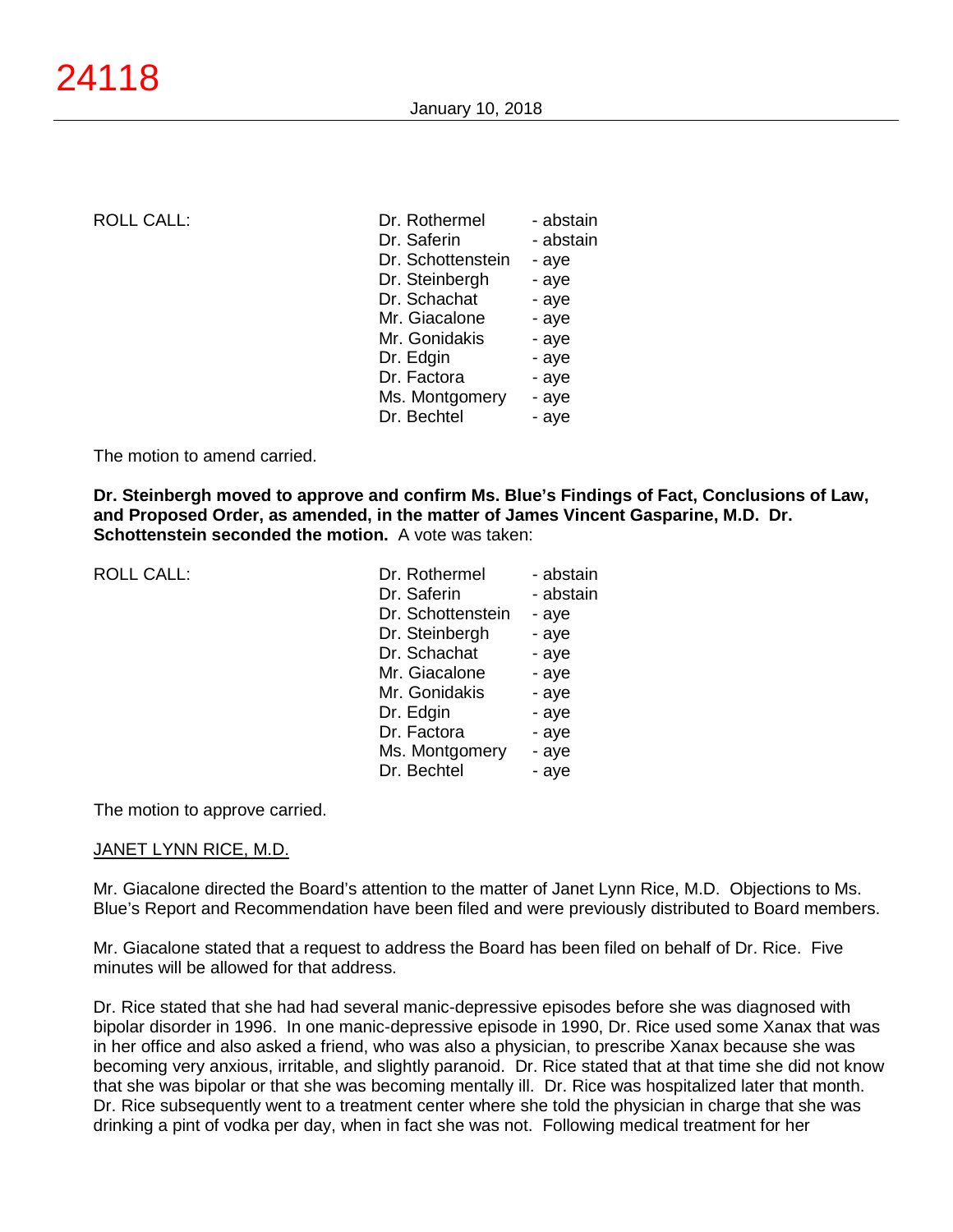ROLL CALL:

| | |
|---|---|
| Dr. Rothermel | - abstain |
| Dr. Saferin | - abstain |
| Dr. Schottenstein | - aye |
| Dr. Steinbergh | - aye |
| Dr. Schachat | - aye |
| Mr. Giacalone | - aye |
| Mr. Gonidakis | - aye |
| Dr. Edgin | - aye |
| Dr. Factora | - aye |
| Ms. Montgomery | - aye |
| Dr. Bechtel | - aye |

The motion to amend carried.

**Dr. Steinbergh moved to approve and confirm Ms. Blue's Findings of Fact, Conclusions of Law, and Proposed Order, as amended, in the matter of James Vincent Gasparine, M.D. Dr. Schottenstein seconded the motion.** A vote was taken:

ROLL CALL:

| | |
|---|---|
| Dr. Rothermel | - abstain |
| Dr. Saferin | - abstain |
| Dr. Schottenstein | - aye |
| Dr. Steinbergh | - aye |
| Dr. Schachat | - aye |
| Mr. Giacalone | - aye |
| Mr. Gonidakis | - aye |
| Dr. Edgin | - aye |
| Dr. Factora | - aye |
| Ms. Montgomery | - aye |
| Dr. Bechtel | - aye |

The motion to approve carried.

JANET LYNN RICE, M.D.

Mr. Giacalone directed the Board's attention to the matter of Janet Lynn Rice, M.D. Objections to Ms. Blue's Report and Recommendation have been filed and were previously distributed to Board members.

Mr. Giacalone stated that a request to address the Board has been filed on behalf of Dr. Rice. Five minutes will be allowed for that address.

Dr. Rice stated that she had had several manic-depressive episodes before she was diagnosed with bipolar disorder in 1996. In one manic-depressive episode in 1990, Dr. Rice used some Xanax that was in her office and also asked a friend, who was also a physician, to prescribe Xanax because she was becoming very anxious, irritable, and slightly paranoid. Dr. Rice stated that at that time she did not know that she was bipolar or that she was becoming mentally ill. Dr. Rice was hospitalized later that month. Dr. Rice subsequently went to a treatment center where she told the physician in charge that she was drinking a pint of vodka per day, when in fact she was not. Following medical treatment for her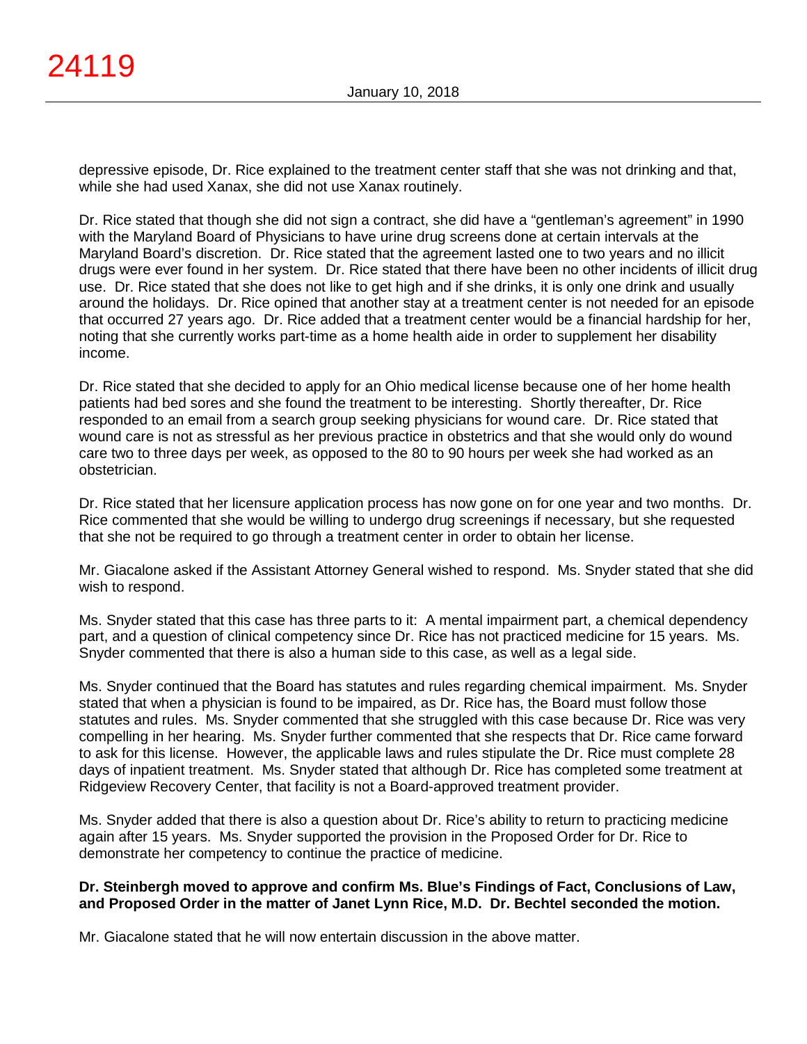depressive episode, Dr. Rice explained to the treatment center staff that she was not drinking and that, while she had used Xanax, she did not use Xanax routinely.

Dr. Rice stated that though she did not sign a contract, she did have a "gentleman's agreement" in 1990 with the Maryland Board of Physicians to have urine drug screens done at certain intervals at the Maryland Board's discretion. Dr. Rice stated that the agreement lasted one to two years and no illicit drugs were ever found in her system. Dr. Rice stated that there have been no other incidents of illicit drug use. Dr. Rice stated that she does not like to get high and if she drinks, it is only one drink and usually around the holidays. Dr. Rice opined that another stay at a treatment center is not needed for an episode that occurred 27 years ago. Dr. Rice added that a treatment center would be a financial hardship for her, noting that she currently works part-time as a home health aide in order to supplement her disability income.

Dr. Rice stated that she decided to apply for an Ohio medical license because one of her home health patients had bed sores and she found the treatment to be interesting. Shortly thereafter, Dr. Rice responded to an email from a search group seeking physicians for wound care. Dr. Rice stated that wound care is not as stressful as her previous practice in obstetrics and that she would only do wound care two to three days per week, as opposed to the 80 to 90 hours per week she had worked as an obstetrician.

Dr. Rice stated that her licensure application process has now gone on for one year and two months. Dr. Rice commented that she would be willing to undergo drug screenings if necessary, but she requested that she not be required to go through a treatment center in order to obtain her license.

Mr. Giacalone asked if the Assistant Attorney General wished to respond. Ms. Snyder stated that she did wish to respond.

Ms. Snyder stated that this case has three parts to it: A mental impairment part, a chemical dependency part, and a question of clinical competency since Dr. Rice has not practiced medicine for 15 years. Ms. Snyder commented that there is also a human side to this case, as well as a legal side.

Ms. Snyder continued that the Board has statutes and rules regarding chemical impairment. Ms. Snyder stated that when a physician is found to be impaired, as Dr. Rice has, the Board must follow those statutes and rules. Ms. Snyder commented that she struggled with this case because Dr. Rice was very compelling in her hearing. Ms. Snyder further commented that she respects that Dr. Rice came forward to ask for this license. However, the applicable laws and rules stipulate the Dr. Rice must complete 28 days of inpatient treatment. Ms. Snyder stated that although Dr. Rice has completed some treatment at Ridgeview Recovery Center, that facility is not a Board-approved treatment provider.

Ms. Snyder added that there is also a question about Dr. Rice's ability to return to practicing medicine again after 15 years. Ms. Snyder supported the provision in the Proposed Order for Dr. Rice to demonstrate her competency to continue the practice of medicine.

**Dr. Steinbergh moved to approve and confirm Ms. Blue's Findings of Fact, Conclusions of Law, and Proposed Order in the matter of Janet Lynn Rice, M.D. Dr. Bechtel seconded the motion.**

Mr. Giacalone stated that he will now entertain discussion in the above matter.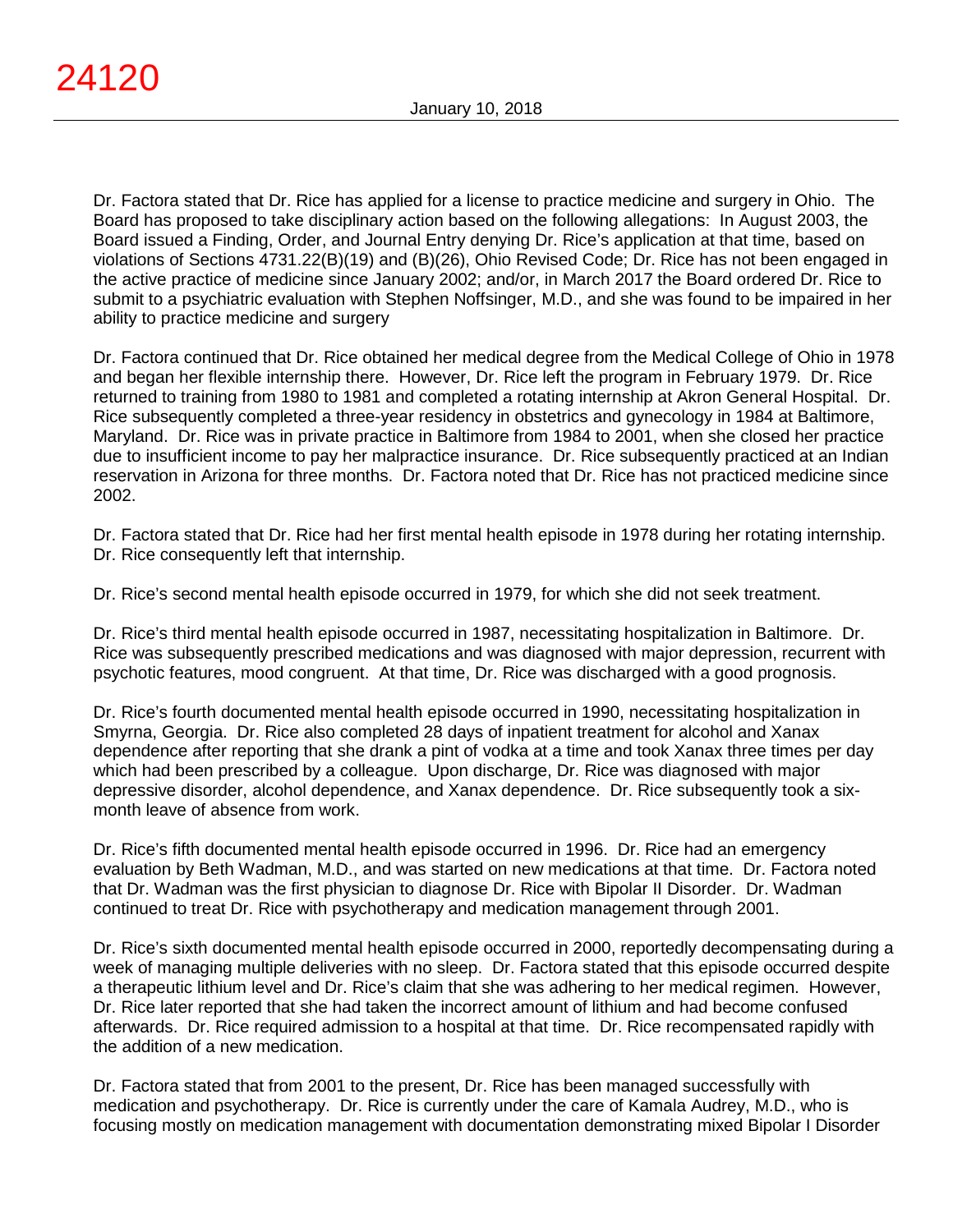Dr. Factora stated that Dr. Rice has applied for a license to practice medicine and surgery in Ohio. The Board has proposed to take disciplinary action based on the following allegations: In August 2003, the Board issued a Finding, Order, and Journal Entry denying Dr. Rice's application at that time, based on violations of Sections 4731.22(B)(19) and (B)(26), Ohio Revised Code; Dr. Rice has not been engaged in the active practice of medicine since January 2002; and/or, in March 2017 the Board ordered Dr. Rice to submit to a psychiatric evaluation with Stephen Noffsinger, M.D., and she was found to be impaired in her ability to practice medicine and surgery

Dr. Factora continued that Dr. Rice obtained her medical degree from the Medical College of Ohio in 1978 and began her flexible internship there. However, Dr. Rice left the program in February 1979. Dr. Rice returned to training from 1980 to 1981 and completed a rotating internship at Akron General Hospital. Dr. Rice subsequently completed a three-year residency in obstetrics and gynecology in 1984 at Baltimore, Maryland. Dr. Rice was in private practice in Baltimore from 1984 to 2001, when she closed her practice due to insufficient income to pay her malpractice insurance. Dr. Rice subsequently practiced at an Indian reservation in Arizona for three months. Dr. Factora noted that Dr. Rice has not practiced medicine since 2002.

Dr. Factora stated that Dr. Rice had her first mental health episode in 1978 during her rotating internship. Dr. Rice consequently left that internship.

Dr. Rice's second mental health episode occurred in 1979, for which she did not seek treatment.

Dr. Rice's third mental health episode occurred in 1987, necessitating hospitalization in Baltimore. Dr. Rice was subsequently prescribed medications and was diagnosed with major depression, recurrent with psychotic features, mood congruent. At that time, Dr. Rice was discharged with a good prognosis.

Dr. Rice's fourth documented mental health episode occurred in 1990, necessitating hospitalization in Smyrna, Georgia. Dr. Rice also completed 28 days of inpatient treatment for alcohol and Xanax dependence after reporting that she drank a pint of vodka at a time and took Xanax three times per day which had been prescribed by a colleague. Upon discharge, Dr. Rice was diagnosed with major depressive disorder, alcohol dependence, and Xanax dependence. Dr. Rice subsequently took a six-month leave of absence from work.

Dr. Rice's fifth documented mental health episode occurred in 1996. Dr. Rice had an emergency evaluation by Beth Wadman, M.D., and was started on new medications at that time. Dr. Factora noted that Dr. Wadman was the first physician to diagnose Dr. Rice with Bipolar II Disorder. Dr. Wadman continued to treat Dr. Rice with psychotherapy and medication management through 2001.

Dr. Rice's sixth documented mental health episode occurred in 2000, reportedly decompensating during a week of managing multiple deliveries with no sleep. Dr. Factora stated that this episode occurred despite a therapeutic lithium level and Dr. Rice's claim that she was adhering to her medical regimen. However, Dr. Rice later reported that she had taken the incorrect amount of lithium and had become confused afterwards. Dr. Rice required admission to a hospital at that time. Dr. Rice recompensated rapidly with the addition of a new medication.

Dr. Factora stated that from 2001 to the present, Dr. Rice has been managed successfully with medication and psychotherapy. Dr. Rice is currently under the care of Kamala Audrey, M.D., who is focusing mostly on medication management with documentation demonstrating mixed Bipolar I Disorder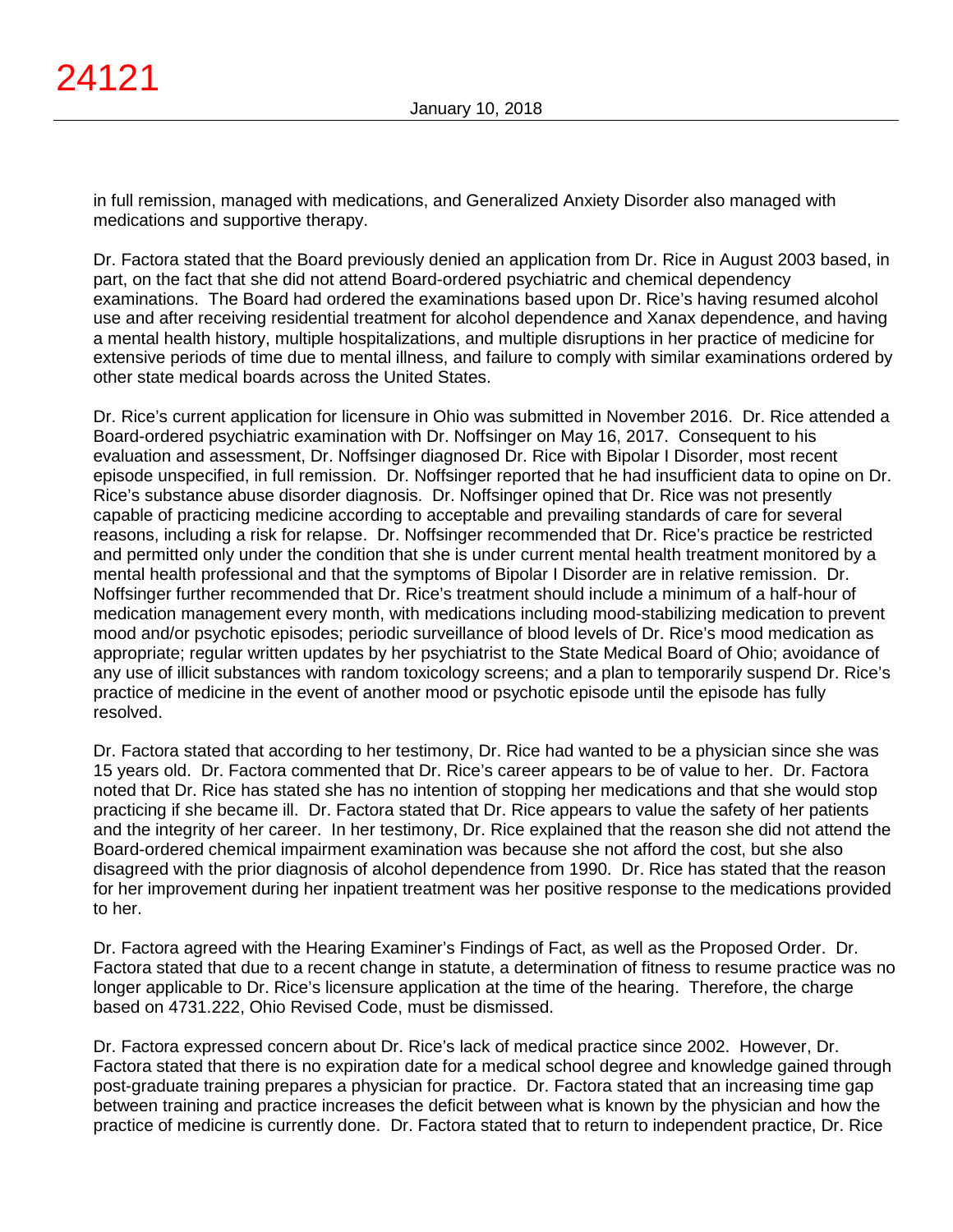in full remission, managed with medications, and Generalized Anxiety Disorder also managed with medications and supportive therapy.

Dr. Factora stated that the Board previously denied an application from Dr. Rice in August 2003 based, in part, on the fact that she did not attend Board-ordered psychiatric and chemical dependency examinations. The Board had ordered the examinations based upon Dr. Rice's having resumed alcohol use and after receiving residential treatment for alcohol dependence and Xanax dependence, and having a mental health history, multiple hospitalizations, and multiple disruptions in her practice of medicine for extensive periods of time due to mental illness, and failure to comply with similar examinations ordered by other state medical boards across the United States.

Dr. Rice's current application for licensure in Ohio was submitted in November 2016. Dr. Rice attended a Board-ordered psychiatric examination with Dr. Noffsinger on May 16, 2017. Consequent to his evaluation and assessment, Dr. Noffsinger diagnosed Dr. Rice with Bipolar I Disorder, most recent episode unspecified, in full remission. Dr. Noffsinger reported that he had insufficient data to opine on Dr. Rice's substance abuse disorder diagnosis. Dr. Noffsinger opined that Dr. Rice was not presently capable of practicing medicine according to acceptable and prevailing standards of care for several reasons, including a risk for relapse. Dr. Noffsinger recommended that Dr. Rice's practice be restricted and permitted only under the condition that she is under current mental health treatment monitored by a mental health professional and that the symptoms of Bipolar I Disorder are in relative remission. Dr. Noffsinger further recommended that Dr. Rice's treatment should include a minimum of a half-hour of medication management every month, with medications including mood-stabilizing medication to prevent mood and/or psychotic episodes; periodic surveillance of blood levels of Dr. Rice's mood medication as appropriate; regular written updates by her psychiatrist to the State Medical Board of Ohio; avoidance of any use of illicit substances with random toxicology screens; and a plan to temporarily suspend Dr. Rice's practice of medicine in the event of another mood or psychotic episode until the episode has fully resolved.

Dr. Factora stated that according to her testimony, Dr. Rice had wanted to be a physician since she was 15 years old. Dr. Factora commented that Dr. Rice's career appears to be of value to her. Dr. Factora noted that Dr. Rice has stated she has no intention of stopping her medications and that she would stop practicing if she became ill. Dr. Factora stated that Dr. Rice appears to value the safety of her patients and the integrity of her career. In her testimony, Dr. Rice explained that the reason she did not attend the Board-ordered chemical impairment examination was because she not afford the cost, but she also disagreed with the prior diagnosis of alcohol dependence from 1990. Dr. Rice has stated that the reason for her improvement during her inpatient treatment was her positive response to the medications provided to her.

Dr. Factora agreed with the Hearing Examiner's Findings of Fact, as well as the Proposed Order. Dr. Factora stated that due to a recent change in statute, a determination of fitness to resume practice was no longer applicable to Dr. Rice's licensure application at the time of the hearing. Therefore, the charge based on 4731.222, Ohio Revised Code, must be dismissed.

Dr. Factora expressed concern about Dr. Rice's lack of medical practice since 2002. However, Dr. Factora stated that there is no expiration date for a medical school degree and knowledge gained through post-graduate training prepares a physician for practice. Dr. Factora stated that an increasing time gap between training and practice increases the deficit between what is known by the physician and how the practice of medicine is currently done. Dr. Factora stated that to return to independent practice, Dr. Rice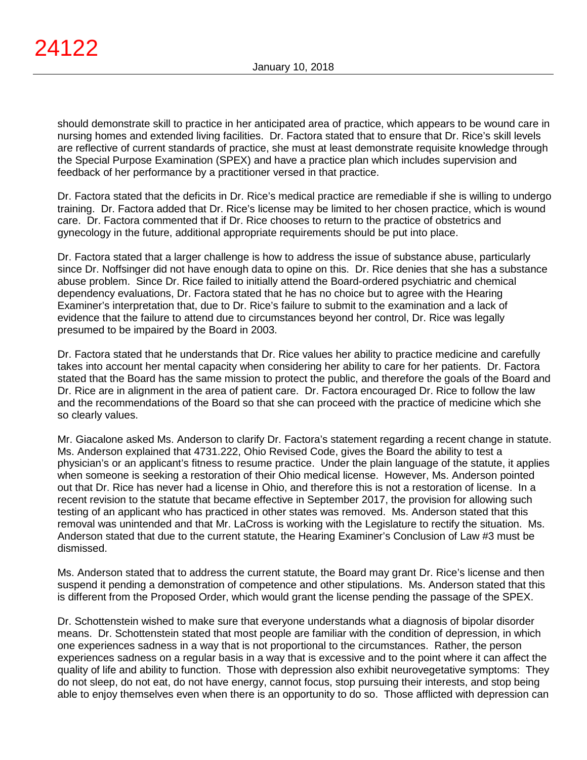should demonstrate skill to practice in her anticipated area of practice, which appears to be wound care in nursing homes and extended living facilities. Dr. Factora stated that to ensure that Dr. Rice's skill levels are reflective of current standards of practice, she must at least demonstrate requisite knowledge through the Special Purpose Examination (SPEX) and have a practice plan which includes supervision and feedback of her performance by a practitioner versed in that practice.

Dr. Factora stated that the deficits in Dr. Rice's medical practice are remediable if she is willing to undergo training. Dr. Factora added that Dr. Rice's license may be limited to her chosen practice, which is wound care. Dr. Factora commented that if Dr. Rice chooses to return to the practice of obstetrics and gynecology in the future, additional appropriate requirements should be put into place.

Dr. Factora stated that a larger challenge is how to address the issue of substance abuse, particularly since Dr. Noffsinger did not have enough data to opine on this. Dr. Rice denies that she has a substance abuse problem. Since Dr. Rice failed to initially attend the Board-ordered psychiatric and chemical dependency evaluations, Dr. Factora stated that he has no choice but to agree with the Hearing Examiner's interpretation that, due to Dr. Rice's failure to submit to the examination and a lack of evidence that the failure to attend due to circumstances beyond her control, Dr. Rice was legally presumed to be impaired by the Board in 2003.

Dr. Factora stated that he understands that Dr. Rice values her ability to practice medicine and carefully takes into account her mental capacity when considering her ability to care for her patients. Dr. Factora stated that the Board has the same mission to protect the public, and therefore the goals of the Board and Dr. Rice are in alignment in the area of patient care. Dr. Factora encouraged Dr. Rice to follow the law and the recommendations of the Board so that she can proceed with the practice of medicine which she so clearly values.

Mr. Giacalone asked Ms. Anderson to clarify Dr. Factora's statement regarding a recent change in statute. Ms. Anderson explained that 4731.222, Ohio Revised Code, gives the Board the ability to test a physician's or an applicant's fitness to resume practice. Under the plain language of the statute, it applies when someone is seeking a restoration of their Ohio medical license. However, Ms. Anderson pointed out that Dr. Rice has never had a license in Ohio, and therefore this is not a restoration of license. In a recent revision to the statute that became effective in September 2017, the provision for allowing such testing of an applicant who has practiced in other states was removed. Ms. Anderson stated that this removal was unintended and that Mr. LaCross is working with the Legislature to rectify the situation. Ms. Anderson stated that due to the current statute, the Hearing Examiner's Conclusion of Law #3 must be dismissed.

Ms. Anderson stated that to address the current statute, the Board may grant Dr. Rice's license and then suspend it pending a demonstration of competence and other stipulations. Ms. Anderson stated that this is different from the Proposed Order, which would grant the license pending the passage of the SPEX.

Dr. Schottenstein wished to make sure that everyone understands what a diagnosis of bipolar disorder means. Dr. Schottenstein stated that most people are familiar with the condition of depression, in which one experiences sadness in a way that is not proportional to the circumstances. Rather, the person experiences sadness on a regular basis in a way that is excessive and to the point where it can affect the quality of life and ability to function. Those with depression also exhibit neurovegetative symptoms: They do not sleep, do not eat, do not have energy, cannot focus, stop pursuing their interests, and stop being able to enjoy themselves even when there is an opportunity to do so. Those afflicted with depression can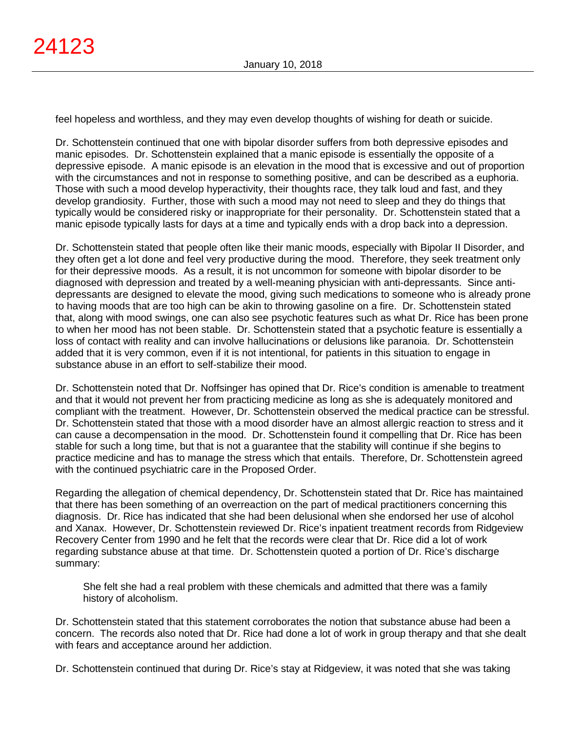feel hopeless and worthless, and they may even develop thoughts of wishing for death or suicide.

Dr. Schottenstein continued that one with bipolar disorder suffers from both depressive episodes and manic episodes. Dr. Schottenstein explained that a manic episode is essentially the opposite of a depressive episode. A manic episode is an elevation in the mood that is excessive and out of proportion with the circumstances and not in response to something positive, and can be described as a euphoria. Those with such a mood develop hyperactivity, their thoughts race, they talk loud and fast, and they develop grandiosity. Further, those with such a mood may not need to sleep and they do things that typically would be considered risky or inappropriate for their personality. Dr. Schottenstein stated that a manic episode typically lasts for days at a time and typically ends with a drop back into a depression.

Dr. Schottenstein stated that people often like their manic moods, especially with Bipolar II Disorder, and they often get a lot done and feel very productive during the mood. Therefore, they seek treatment only for their depressive moods. As a result, it is not uncommon for someone with bipolar disorder to be diagnosed with depression and treated by a well-meaning physician with anti-depressants. Since anti-depressants are designed to elevate the mood, giving such medications to someone who is already prone to having moods that are too high can be akin to throwing gasoline on a fire. Dr. Schottenstein stated that, along with mood swings, one can also see psychotic features such as what Dr. Rice has been prone to when her mood has not been stable. Dr. Schottenstein stated that a psychotic feature is essentially a loss of contact with reality and can involve hallucinations or delusions like paranoia. Dr. Schottenstein added that it is very common, even if it is not intentional, for patients in this situation to engage in substance abuse in an effort to self-stabilize their mood.

Dr. Schottenstein noted that Dr. Noffsinger has opined that Dr. Rice's condition is amenable to treatment and that it would not prevent her from practicing medicine as long as she is adequately monitored and compliant with the treatment. However, Dr. Schottenstein observed the medical practice can be stressful. Dr. Schottenstein stated that those with a mood disorder have an almost allergic reaction to stress and it can cause a decompensation in the mood. Dr. Schottenstein found it compelling that Dr. Rice has been stable for such a long time, but that is not a guarantee that the stability will continue if she begins to practice medicine and has to manage the stress which that entails. Therefore, Dr. Schottenstein agreed with the continued psychiatric care in the Proposed Order.

Regarding the allegation of chemical dependency, Dr. Schottenstein stated that Dr. Rice has maintained that there has been something of an overreaction on the part of medical practitioners concerning this diagnosis. Dr. Rice has indicated that she had been delusional when she endorsed her use of alcohol and Xanax. However, Dr. Schottenstein reviewed Dr. Rice's inpatient treatment records from Ridgeview Recovery Center from 1990 and he felt that the records were clear that Dr. Rice did a lot of work regarding substance abuse at that time. Dr. Schottenstein quoted a portion of Dr. Rice's discharge summary:

> She felt she had a real problem with these chemicals and admitted that there was a family history of alcoholism.

Dr. Schottenstein stated that this statement corroborates the notion that substance abuse had been a concern. The records also noted that Dr. Rice had done a lot of work in group therapy and that she dealt with fears and acceptance around her addiction.

Dr. Schottenstein continued that during Dr. Rice's stay at Ridgeview, it was noted that she was taking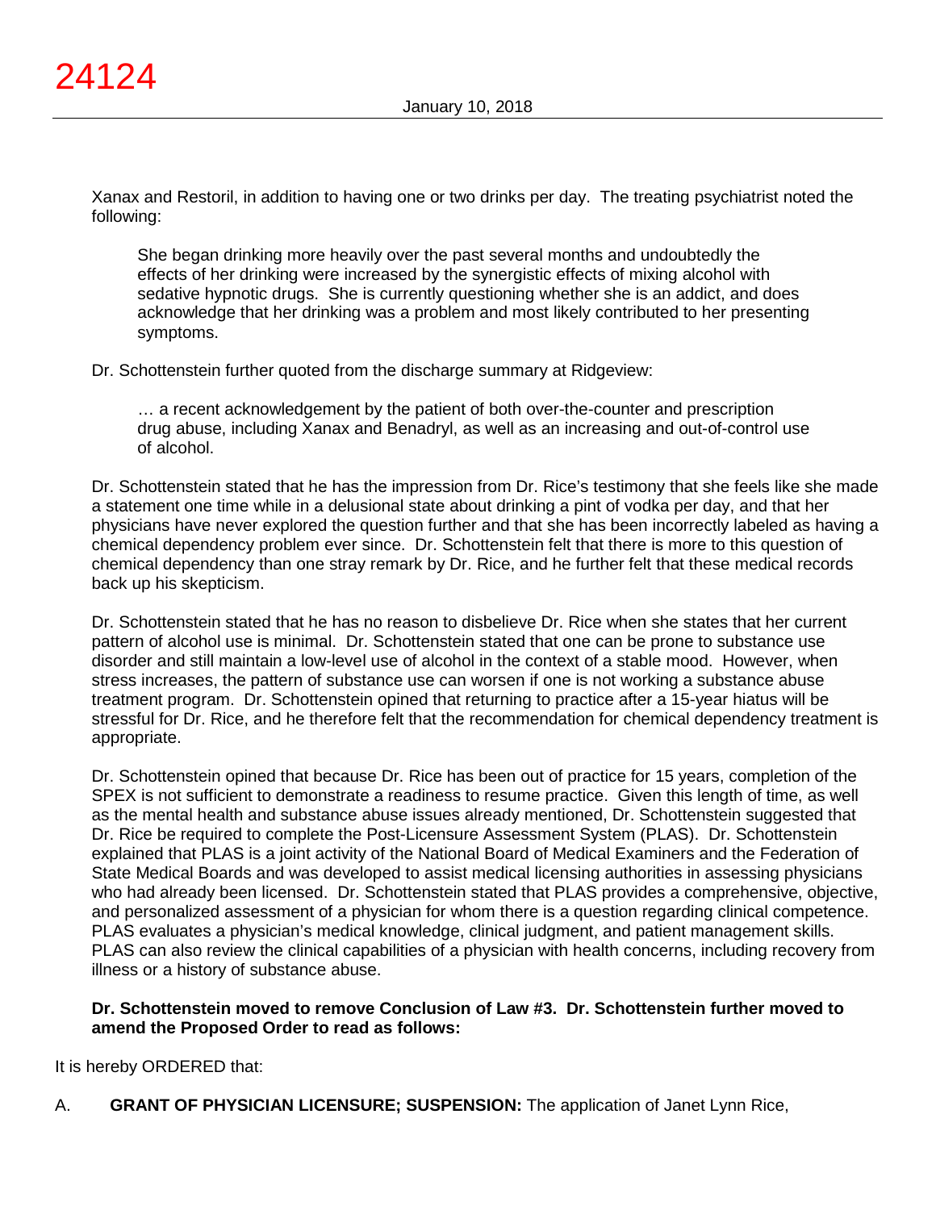Xanax and Restoril, in addition to having one or two drinks per day. The treating psychiatrist noted the following:

> She began drinking more heavily over the past several months and undoubtedly the effects of her drinking were increased by the synergistic effects of mixing alcohol with sedative hypnotic drugs. She is currently questioning whether she is an addict, and does acknowledge that her drinking was a problem and most likely contributed to her presenting symptoms.

Dr. Schottenstein further quoted from the discharge summary at Ridgeview:

> … a recent acknowledgement by the patient of both over-the-counter and prescription drug abuse, including Xanax and Benadryl, as well as an increasing and out-of-control use of alcohol.

Dr. Schottenstein stated that he has the impression from Dr. Rice's testimony that she feels like she made a statement one time while in a delusional state about drinking a pint of vodka per day, and that her physicians have never explored the question further and that she has been incorrectly labeled as having a chemical dependency problem ever since. Dr. Schottenstein felt that there is more to this question of chemical dependency than one stray remark by Dr. Rice, and he further felt that these medical records back up his skepticism.

Dr. Schottenstein stated that he has no reason to disbelieve Dr. Rice when she states that her current pattern of alcohol use is minimal. Dr. Schottenstein stated that one can be prone to substance use disorder and still maintain a low-level use of alcohol in the context of a stable mood. However, when stress increases, the pattern of substance use can worsen if one is not working a substance abuse treatment program. Dr. Schottenstein opined that returning to practice after a 15-year hiatus will be stressful for Dr. Rice, and he therefore felt that the recommendation for chemical dependency treatment is appropriate.

Dr. Schottenstein opined that because Dr. Rice has been out of practice for 15 years, completion of the SPEX is not sufficient to demonstrate a readiness to resume practice. Given this length of time, as well as the mental health and substance abuse issues already mentioned, Dr. Schottenstein suggested that Dr. Rice be required to complete the Post-Licensure Assessment System (PLAS). Dr. Schottenstein explained that PLAS is a joint activity of the National Board of Medical Examiners and the Federation of State Medical Boards and was developed to assist medical licensing authorities in assessing physicians who had already been licensed. Dr. Schottenstein stated that PLAS provides a comprehensive, objective, and personalized assessment of a physician for whom there is a question regarding clinical competence. PLAS evaluates a physician's medical knowledge, clinical judgment, and patient management skills. PLAS can also review the clinical capabilities of a physician with health concerns, including recovery from illness or a history of substance abuse.

**Dr. Schottenstein moved to remove Conclusion of Law #3. Dr. Schottenstein further moved to amend the Proposed Order to read as follows:**

It is hereby ORDERED that:

A. **GRANT OF PHYSICIAN LICENSURE; SUSPENSION:** The application of Janet Lynn Rice,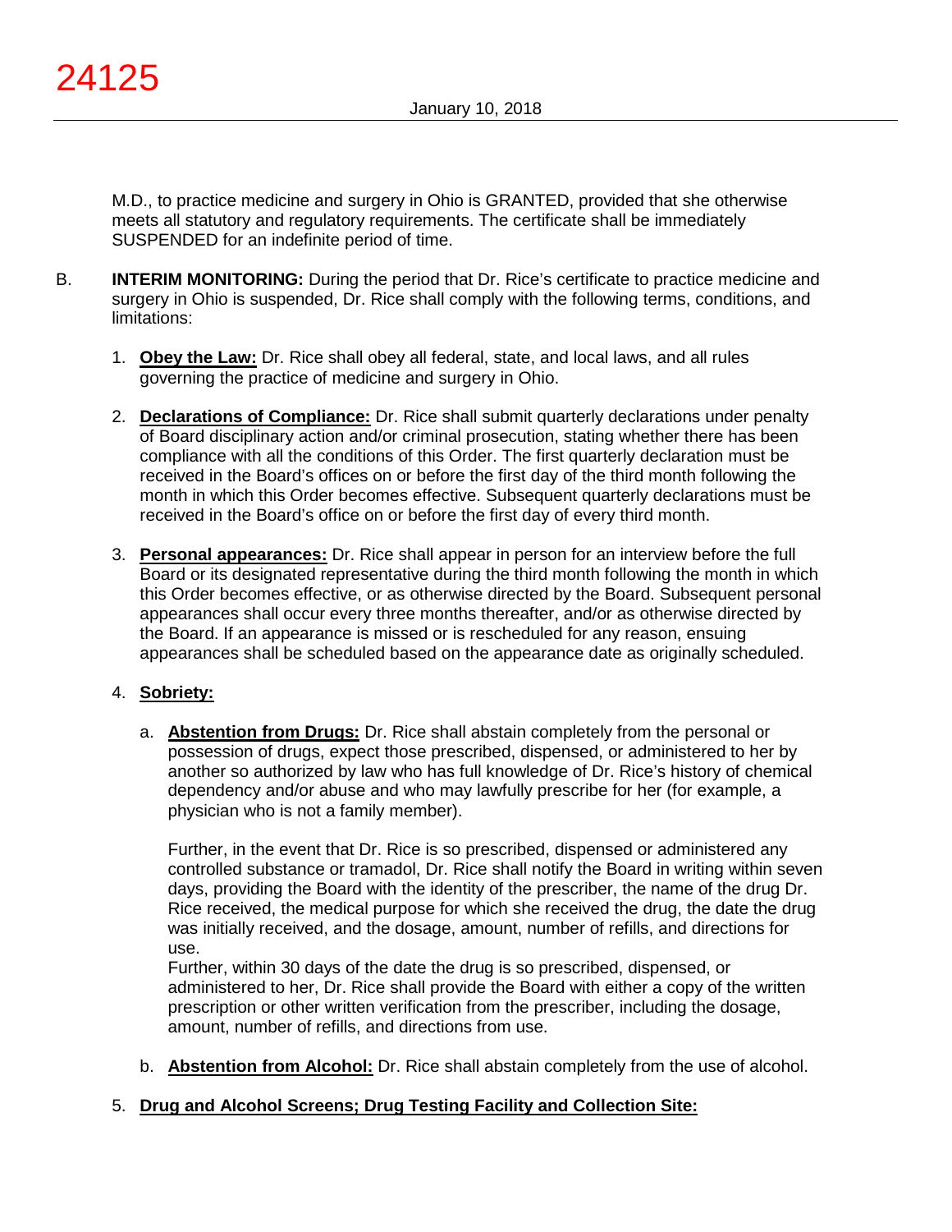M.D., to practice medicine and surgery in Ohio is GRANTED, provided that she otherwise meets all statutory and regulatory requirements. The certificate shall be immediately SUSPENDED for an indefinite period of time.

B. **INTERIM MONITORING:** During the period that Dr. Rice's certificate to practice medicine and surgery in Ohio is suspended, Dr. Rice shall comply with the following terms, conditions, and limitations:

1. **Obey the Law:** Dr. Rice shall obey all federal, state, and local laws, and all rules governing the practice of medicine and surgery in Ohio.

2. **Declarations of Compliance:** Dr. Rice shall submit quarterly declarations under penalty of Board disciplinary action and/or criminal prosecution, stating whether there has been compliance with all the conditions of this Order. The first quarterly declaration must be received in the Board's offices on or before the first day of the third month following the month in which this Order becomes effective. Subsequent quarterly declarations must be received in the Board's office on or before the first day of every third month.

3. **Personal appearances:** Dr. Rice shall appear in person for an interview before the full Board or its designated representative during the third month following the month in which this Order becomes effective, or as otherwise directed by the Board. Subsequent personal appearances shall occur every three months thereafter, and/or as otherwise directed by the Board. If an appearance is missed or is rescheduled for any reason, ensuing appearances shall be scheduled based on the appearance date as originally scheduled.

4. **Sobriety:**

   a. **Abstention from Drugs:** Dr. Rice shall abstain completely from the personal or possession of drugs, expect those prescribed, dispensed, or administered to her by another so authorized by law who has full knowledge of Dr. Rice's history of chemical dependency and/or abuse and who may lawfully prescribe for her (for example, a physician who is not a family member).

      Further, in the event that Dr. Rice is so prescribed, dispensed or administered any controlled substance or tramadol, Dr. Rice shall notify the Board in writing within seven days, providing the Board with the identity of the prescriber, the name of the drug Dr. Rice received, the medical purpose for which she received the drug, the date the drug was initially received, and the dosage, amount, number of refills, and directions for use.
      Further, within 30 days of the date the drug is so prescribed, dispensed, or administered to her, Dr. Rice shall provide the Board with either a copy of the written prescription or other written verification from the prescriber, including the dosage, amount, number of refills, and directions from use.

   b. **Abstention from Alcohol:** Dr. Rice shall abstain completely from the use of alcohol.

5. **Drug and Alcohol Screens; Drug Testing Facility and Collection Site:**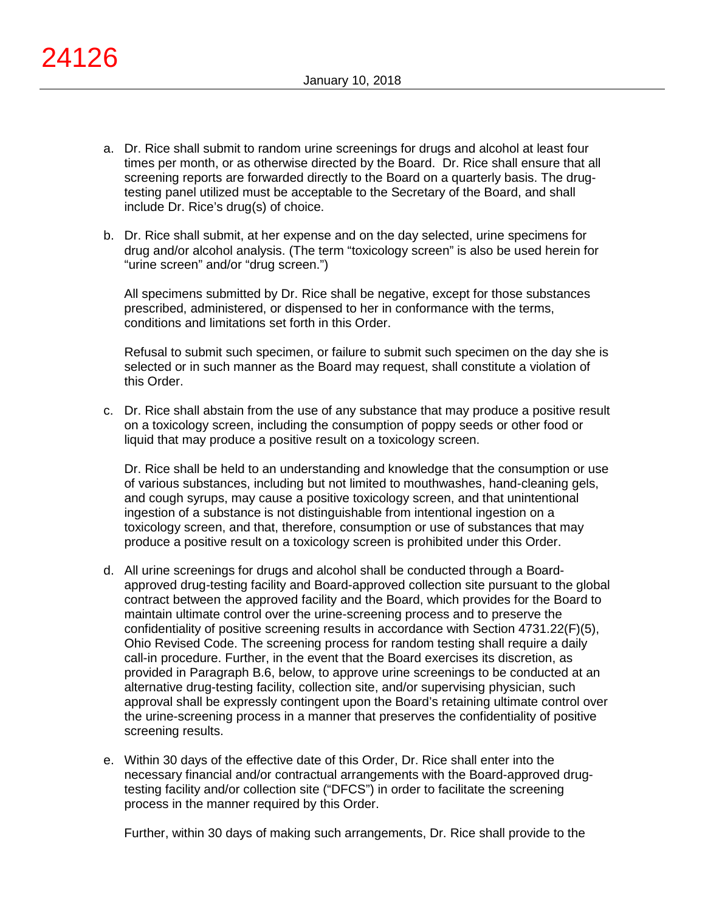a. Dr. Rice shall submit to random urine screenings for drugs and alcohol at least four times per month, or as otherwise directed by the Board. Dr. Rice shall ensure that all screening reports are forwarded directly to the Board on a quarterly basis. The drug-testing panel utilized must be acceptable to the Secretary of the Board, and shall include Dr. Rice's drug(s) of choice.

b. Dr. Rice shall submit, at her expense and on the day selected, urine specimens for drug and/or alcohol analysis. (The term "toxicology screen" is also be used herein for "urine screen" and/or "drug screen.")

   All specimens submitted by Dr. Rice shall be negative, except for those substances prescribed, administered, or dispensed to her in conformance with the terms, conditions and limitations set forth in this Order.

   Refusal to submit such specimen, or failure to submit such specimen on the day she is selected or in such manner as the Board may request, shall constitute a violation of this Order.

c. Dr. Rice shall abstain from the use of any substance that may produce a positive result on a toxicology screen, including the consumption of poppy seeds or other food or liquid that may produce a positive result on a toxicology screen.

   Dr. Rice shall be held to an understanding and knowledge that the consumption or use of various substances, including but not limited to mouthwashes, hand-cleaning gels, and cough syrups, may cause a positive toxicology screen, and that unintentional ingestion of a substance is not distinguishable from intentional ingestion on a toxicology screen, and that, therefore, consumption or use of substances that may produce a positive result on a toxicology screen is prohibited under this Order.

d. All urine screenings for drugs and alcohol shall be conducted through a Board-approved drug-testing facility and Board-approved collection site pursuant to the global contract between the approved facility and the Board, which provides for the Board to maintain ultimate control over the urine-screening process and to preserve the confidentiality of positive screening results in accordance with Section 4731.22(F)(5), Ohio Revised Code. The screening process for random testing shall require a daily call-in procedure. Further, in the event that the Board exercises its discretion, as provided in Paragraph B.6, below, to approve urine screenings to be conducted at an alternative drug-testing facility, collection site, and/or supervising physician, such approval shall be expressly contingent upon the Board's retaining ultimate control over the urine-screening process in a manner that preserves the confidentiality of positive screening results.

e. Within 30 days of the effective date of this Order, Dr. Rice shall enter into the necessary financial and/or contractual arrangements with the Board-approved drug-testing facility and/or collection site ("DFCS") in order to facilitate the screening process in the manner required by this Order.

   Further, within 30 days of making such arrangements, Dr. Rice shall provide to the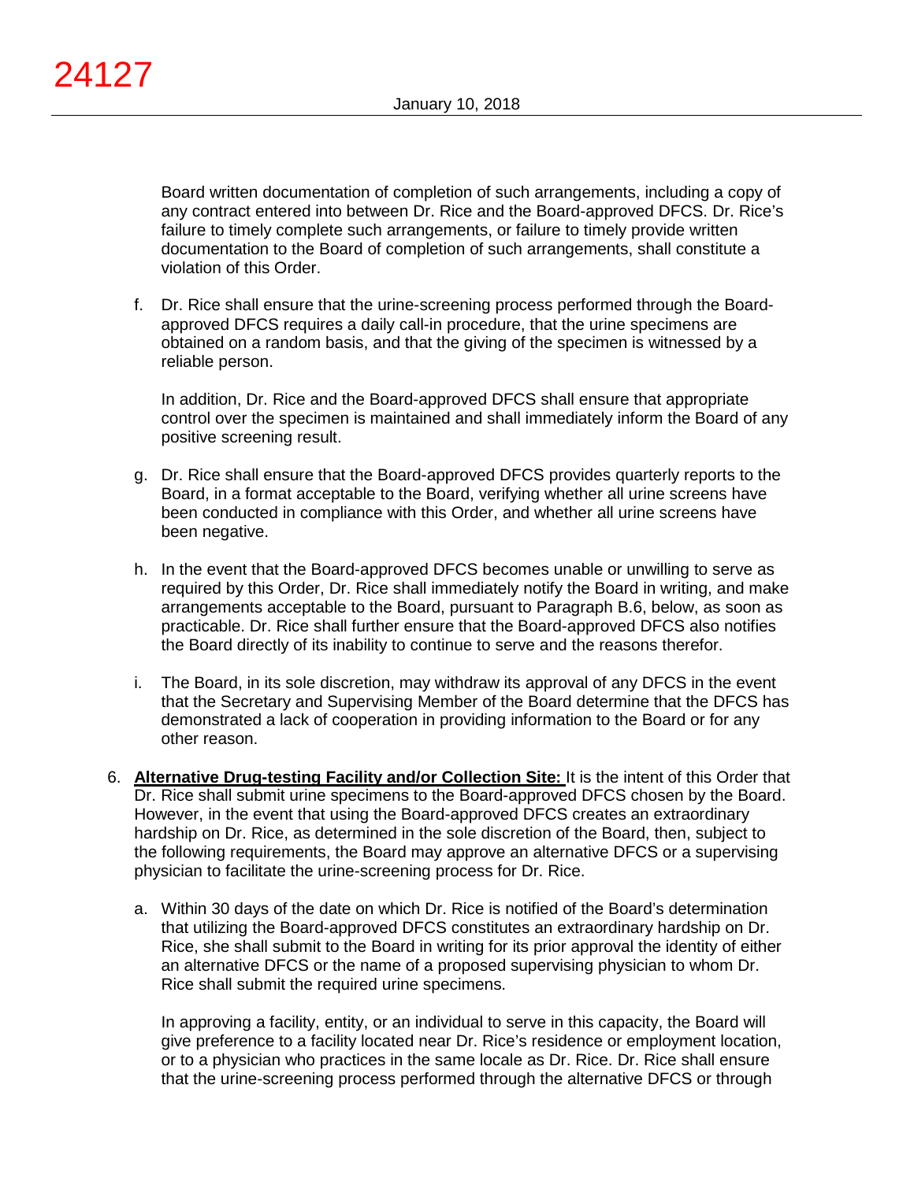Board written documentation of completion of such arrangements, including a copy of any contract entered into between Dr. Rice and the Board-approved DFCS. Dr. Rice's failure to timely complete such arrangements, or failure to timely provide written documentation to the Board of completion of such arrangements, shall constitute a violation of this Order.

f. Dr. Rice shall ensure that the urine-screening process performed through the Board-approved DFCS requires a daily call-in procedure, that the urine specimens are obtained on a random basis, and that the giving of the specimen is witnessed by a reliable person.

   In addition, Dr. Rice and the Board-approved DFCS shall ensure that appropriate control over the specimen is maintained and shall immediately inform the Board of any positive screening result.

g. Dr. Rice shall ensure that the Board-approved DFCS provides quarterly reports to the Board, in a format acceptable to the Board, verifying whether all urine screens have been conducted in compliance with this Order, and whether all urine screens have been negative.

h. In the event that the Board-approved DFCS becomes unable or unwilling to serve as required by this Order, Dr. Rice shall immediately notify the Board in writing, and make arrangements acceptable to the Board, pursuant to Paragraph B.6, below, as soon as practicable. Dr. Rice shall further ensure that the Board-approved DFCS also notifies the Board directly of its inability to continue to serve and the reasons therefor.

i. The Board, in its sole discretion, may withdraw its approval of any DFCS in the event that the Secretary and Supervising Member of the Board determine that the DFCS has demonstrated a lack of cooperation in providing information to the Board or for any other reason.

6. **Alternative Drug-testing Facility and/or Collection Site:** It is the intent of this Order that Dr. Rice shall submit urine specimens to the Board-approved DFCS chosen by the Board. However, in the event that using the Board-approved DFCS creates an extraordinary hardship on Dr. Rice, as determined in the sole discretion of the Board, then, subject to the following requirements, the Board may approve an alternative DFCS or a supervising physician to facilitate the urine-screening process for Dr. Rice.

   a. Within 30 days of the date on which Dr. Rice is notified of the Board's determination that utilizing the Board-approved DFCS constitutes an extraordinary hardship on Dr. Rice, she shall submit to the Board in writing for its prior approval the identity of either an alternative DFCS or the name of a proposed supervising physician to whom Dr. Rice shall submit the required urine specimens.

      In approving a facility, entity, or an individual to serve in this capacity, the Board will give preference to a facility located near Dr. Rice's residence or employment location, or to a physician who practices in the same locale as Dr. Rice. Dr. Rice shall ensure that the urine-screening process performed through the alternative DFCS or through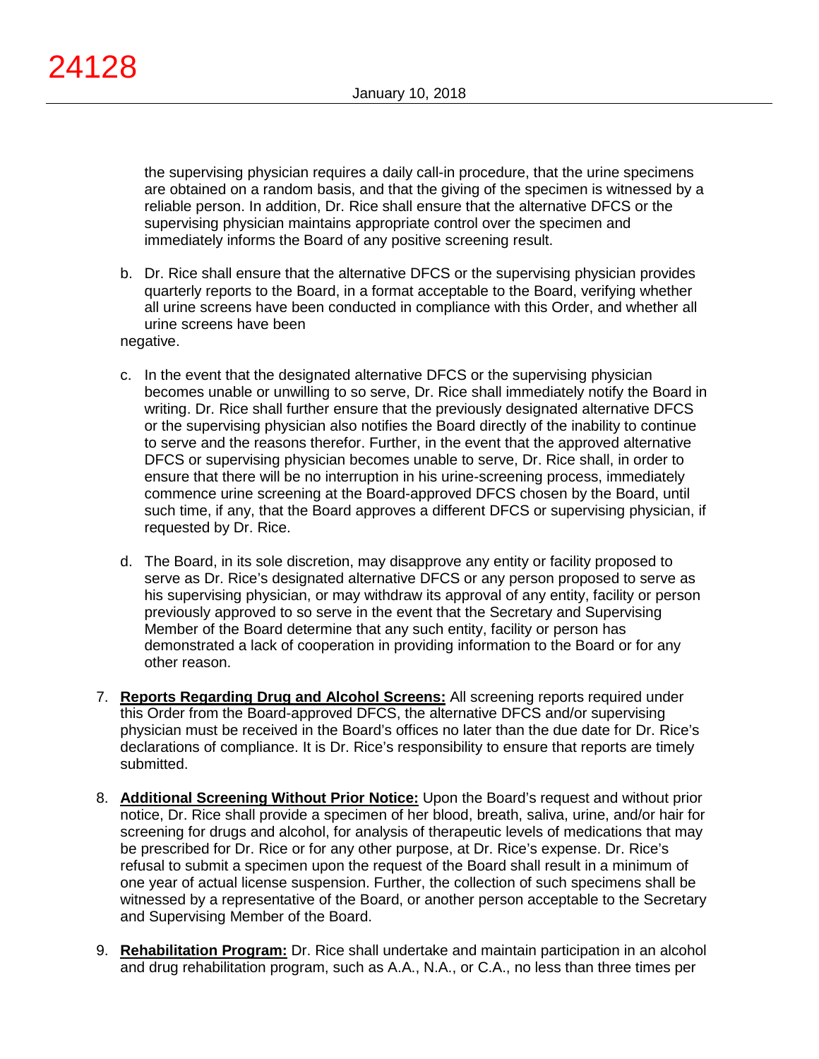the supervising physician requires a daily call-in procedure, that the urine specimens are obtained on a random basis, and that the giving of the specimen is witnessed by a reliable person. In addition, Dr. Rice shall ensure that the alternative DFCS or the supervising physician maintains appropriate control over the specimen and immediately informs the Board of any positive screening result.

b. Dr. Rice shall ensure that the alternative DFCS or the supervising physician provides quarterly reports to the Board, in a format acceptable to the Board, verifying whether all urine screens have been conducted in compliance with this Order, and whether all urine screens have been negative.

c. In the event that the designated alternative DFCS or the supervising physician becomes unable or unwilling to so serve, Dr. Rice shall immediately notify the Board in writing. Dr. Rice shall further ensure that the previously designated alternative DFCS or the supervising physician also notifies the Board directly of the inability to continue to serve and the reasons therefor. Further, in the event that the approved alternative DFCS or supervising physician becomes unable to serve, Dr. Rice shall, in order to ensure that there will be no interruption in his urine-screening process, immediately commence urine screening at the Board-approved DFCS chosen by the Board, until such time, if any, that the Board approves a different DFCS or supervising physician, if requested by Dr. Rice.

d. The Board, in its sole discretion, may disapprove any entity or facility proposed to serve as Dr. Rice's designated alternative DFCS or any person proposed to serve as his supervising physician, or may withdraw its approval of any entity, facility or person previously approved to so serve in the event that the Secretary and Supervising Member of the Board determine that any such entity, facility or person has demonstrated a lack of cooperation in providing information to the Board or for any other reason.

7. **Reports Regarding Drug and Alcohol Screens:** All screening reports required under this Order from the Board-approved DFCS, the alternative DFCS and/or supervising physician must be received in the Board's offices no later than the due date for Dr. Rice's declarations of compliance. It is Dr. Rice's responsibility to ensure that reports are timely submitted.

8. **Additional Screening Without Prior Notice:** Upon the Board's request and without prior notice, Dr. Rice shall provide a specimen of her blood, breath, saliva, urine, and/or hair for screening for drugs and alcohol, for analysis of therapeutic levels of medications that may be prescribed for Dr. Rice or for any other purpose, at Dr. Rice's expense. Dr. Rice's refusal to submit a specimen upon the request of the Board shall result in a minimum of one year of actual license suspension. Further, the collection of such specimens shall be witnessed by a representative of the Board, or another person acceptable to the Secretary and Supervising Member of the Board.

9. **Rehabilitation Program:** Dr. Rice shall undertake and maintain participation in an alcohol and drug rehabilitation program, such as A.A., N.A., or C.A., no less than three times per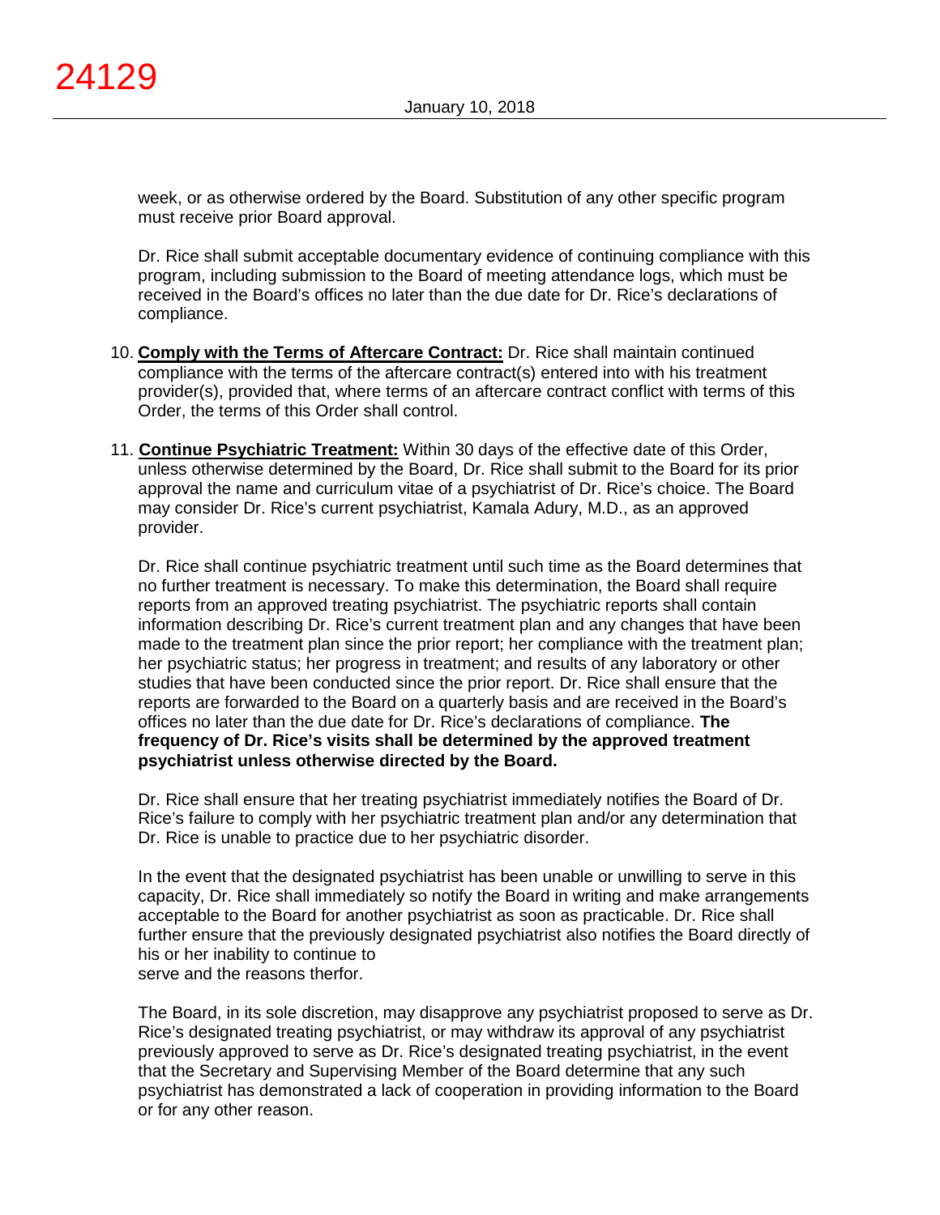week, or as otherwise ordered by the Board. Substitution of any other specific program must receive prior Board approval.

Dr. Rice shall submit acceptable documentary evidence of continuing compliance with this program, including submission to the Board of meeting attendance logs, which must be received in the Board's offices no later than the due date for Dr. Rice's declarations of compliance.

10. **Comply with the Terms of Aftercare Contract:** Dr. Rice shall maintain continued compliance with the terms of the aftercare contract(s) entered into with his treatment provider(s), provided that, where terms of an aftercare contract conflict with terms of this Order, the terms of this Order shall control.

11. **Continue Psychiatric Treatment:** Within 30 days of the effective date of this Order, unless otherwise determined by the Board, Dr. Rice shall submit to the Board for its prior approval the name and curriculum vitae of a psychiatrist of Dr. Rice's choice. The Board may consider Dr. Rice's current psychiatrist, Kamala Adury, M.D., as an approved provider.

    Dr. Rice shall continue psychiatric treatment until such time as the Board determines that no further treatment is necessary. To make this determination, the Board shall require reports from an approved treating psychiatrist. The psychiatric reports shall contain information describing Dr. Rice's current treatment plan and any changes that have been made to the treatment plan since the prior report; her compliance with the treatment plan; her psychiatric status; her progress in treatment; and results of any laboratory or other studies that have been conducted since the prior report. Dr. Rice shall ensure that the reports are forwarded to the Board on a quarterly basis and are received in the Board's offices no later than the due date for Dr. Rice's declarations of compliance. **The frequency of Dr. Rice's visits shall be determined by the approved treatment psychiatrist unless otherwise directed by the Board.**

    Dr. Rice shall ensure that her treating psychiatrist immediately notifies the Board of Dr. Rice's failure to comply with her psychiatric treatment plan and/or any determination that Dr. Rice is unable to practice due to her psychiatric disorder.

    In the event that the designated psychiatrist has been unable or unwilling to serve in this capacity, Dr. Rice shall immediately so notify the Board in writing and make arrangements acceptable to the Board for another psychiatrist as soon as practicable. Dr. Rice shall further ensure that the previously designated psychiatrist also notifies the Board directly of his or her inability to continue to serve and the reasons therfor.

    The Board, in its sole discretion, may disapprove any psychiatrist proposed to serve as Dr. Rice's designated treating psychiatrist, or may withdraw its approval of any psychiatrist previously approved to serve as Dr. Rice's designated treating psychiatrist, in the event that the Secretary and Supervising Member of the Board determine that any such psychiatrist has demonstrated a lack of cooperation in providing information to the Board or for any other reason.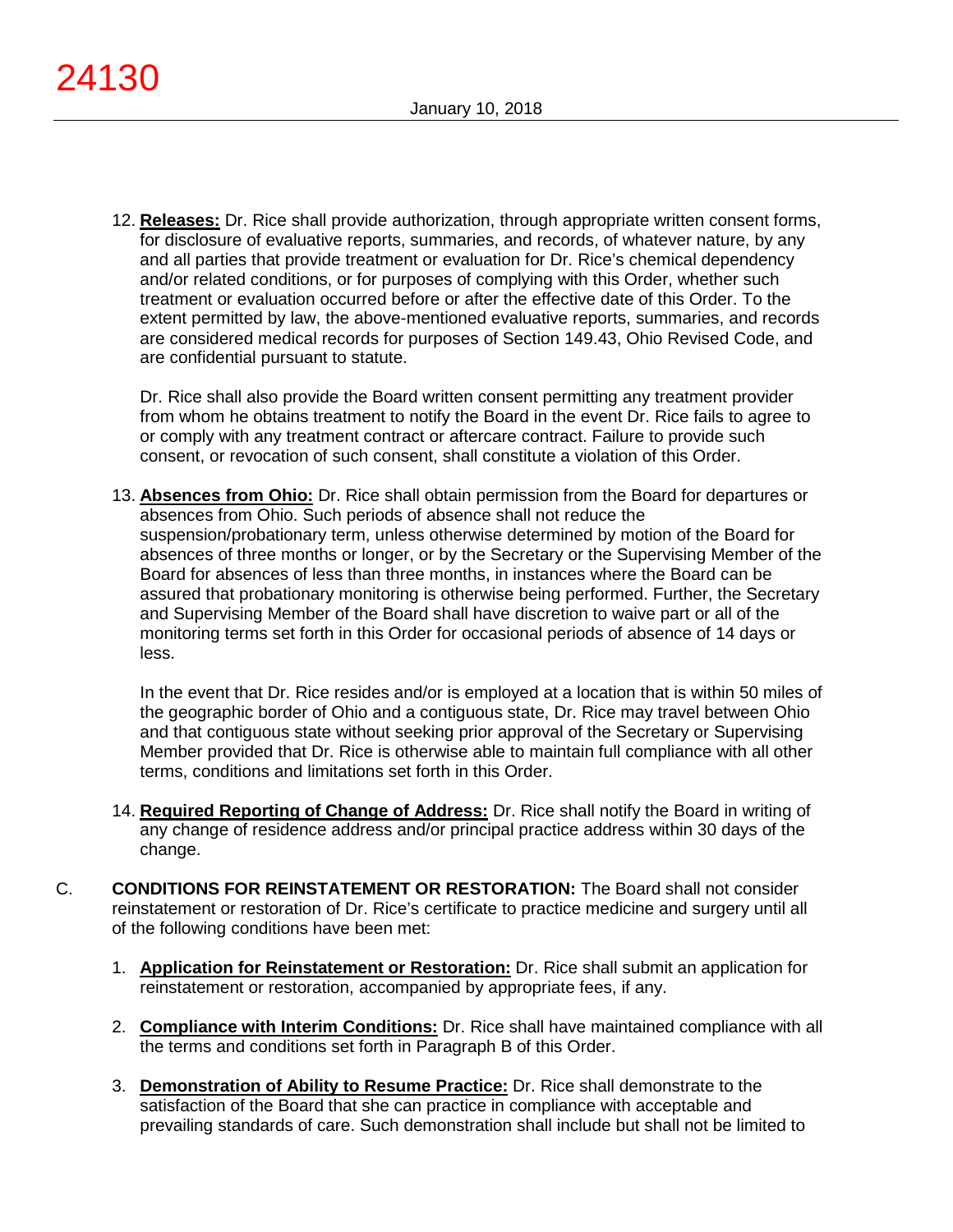12. **Releases:** Dr. Rice shall provide authorization, through appropriate written consent forms, for disclosure of evaluative reports, summaries, and records, of whatever nature, by any and all parties that provide treatment or evaluation for Dr. Rice's chemical dependency and/or related conditions, or for purposes of complying with this Order, whether such treatment or evaluation occurred before or after the effective date of this Order. To the extent permitted by law, the above-mentioned evaluative reports, summaries, and records are considered medical records for purposes of Section 149.43, Ohio Revised Code, and are confidential pursuant to statute.

    Dr. Rice shall also provide the Board written consent permitting any treatment provider from whom he obtains treatment to notify the Board in the event Dr. Rice fails to agree to or comply with any treatment contract or aftercare contract. Failure to provide such consent, or revocation of such consent, shall constitute a violation of this Order.

13. **Absences from Ohio:** Dr. Rice shall obtain permission from the Board for departures or absences from Ohio. Such periods of absence shall not reduce the suspension/probationary term, unless otherwise determined by motion of the Board for absences of three months or longer, or by the Secretary or the Supervising Member of the Board for absences of less than three months, in instances where the Board can be assured that probationary monitoring is otherwise being performed. Further, the Secretary and Supervising Member of the Board shall have discretion to waive part or all of the monitoring terms set forth in this Order for occasional periods of absence of 14 days or less.

    In the event that Dr. Rice resides and/or is employed at a location that is within 50 miles of the geographic border of Ohio and a contiguous state, Dr. Rice may travel between Ohio and that contiguous state without seeking prior approval of the Secretary or Supervising Member provided that Dr. Rice is otherwise able to maintain full compliance with all other terms, conditions and limitations set forth in this Order.

14. **Required Reporting of Change of Address:** Dr. Rice shall notify the Board in writing of any change of residence address and/or principal practice address within 30 days of the change.

C. **CONDITIONS FOR REINSTATEMENT OR RESTORATION:** The Board shall not consider reinstatement or restoration of Dr. Rice's certificate to practice medicine and surgery until all of the following conditions have been met:

1. **Application for Reinstatement or Restoration:** Dr. Rice shall submit an application for reinstatement or restoration, accompanied by appropriate fees, if any.

2. **Compliance with Interim Conditions:** Dr. Rice shall have maintained compliance with all the terms and conditions set forth in Paragraph B of this Order.

3. **Demonstration of Ability to Resume Practice:** Dr. Rice shall demonstrate to the satisfaction of the Board that she can practice in compliance with acceptable and prevailing standards of care. Such demonstration shall include but shall not be limited to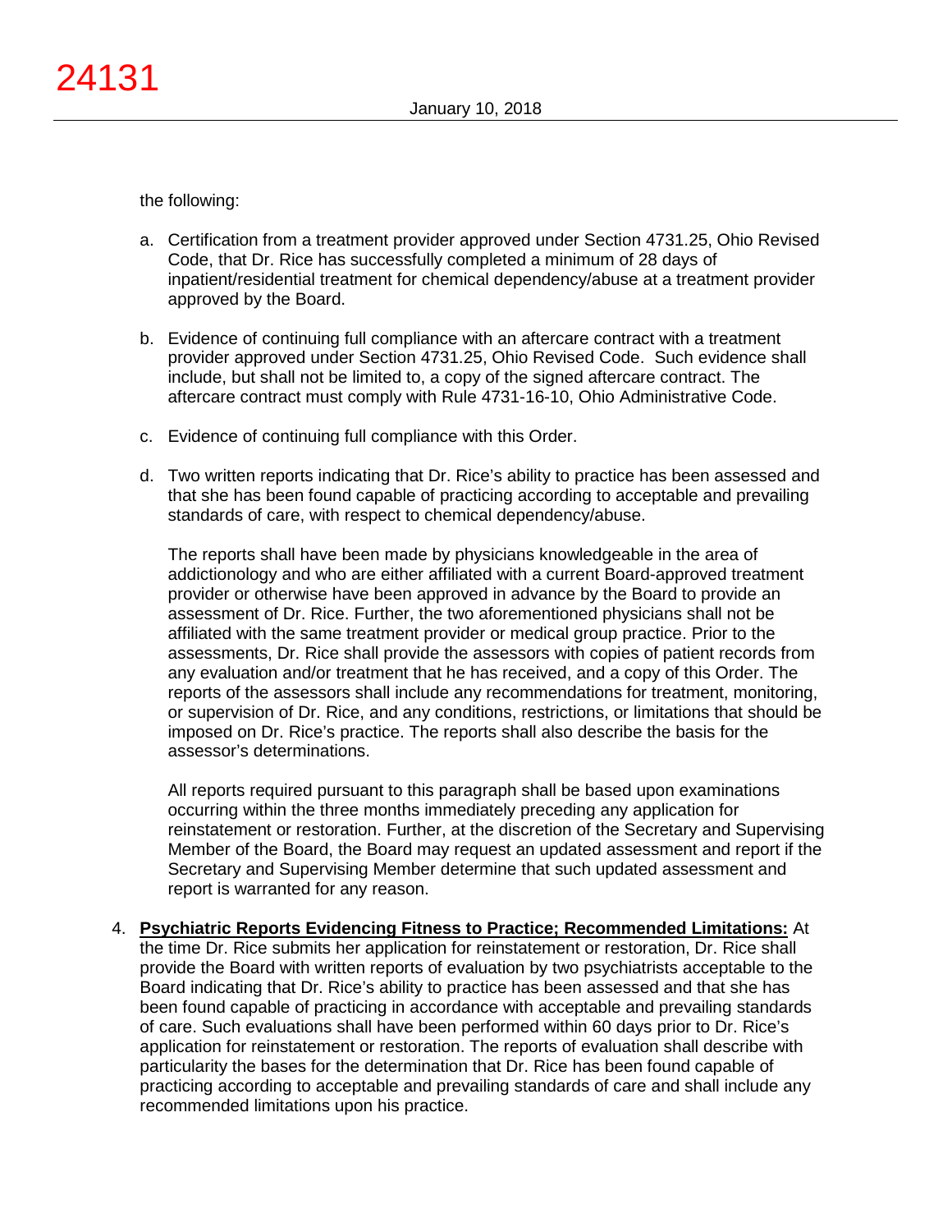the following:

a. Certification from a treatment provider approved under Section 4731.25, Ohio Revised Code, that Dr. Rice has successfully completed a minimum of 28 days of inpatient/residential treatment for chemical dependency/abuse at a treatment provider approved by the Board.

b. Evidence of continuing full compliance with an aftercare contract with a treatment provider approved under Section 4731.25, Ohio Revised Code. Such evidence shall include, but shall not be limited to, a copy of the signed aftercare contract. The aftercare contract must comply with Rule 4731-16-10, Ohio Administrative Code.

c. Evidence of continuing full compliance with this Order.

d. Two written reports indicating that Dr. Rice's ability to practice has been assessed and that she has been found capable of practicing according to acceptable and prevailing standards of care, with respect to chemical dependency/abuse.

   The reports shall have been made by physicians knowledgeable in the area of addictionology and who are either affiliated with a current Board-approved treatment provider or otherwise have been approved in advance by the Board to provide an assessment of Dr. Rice. Further, the two aforementioned physicians shall not be affiliated with the same treatment provider or medical group practice. Prior to the assessments, Dr. Rice shall provide the assessors with copies of patient records from any evaluation and/or treatment that he has received, and a copy of this Order. The reports of the assessors shall include any recommendations for treatment, monitoring, or supervision of Dr. Rice, and any conditions, restrictions, or limitations that should be imposed on Dr. Rice's practice. The reports shall also describe the basis for the assessor's determinations.

   All reports required pursuant to this paragraph shall be based upon examinations occurring within the three months immediately preceding any application for reinstatement or restoration. Further, at the discretion of the Secretary and Supervising Member of the Board, the Board may request an updated assessment and report if the Secretary and Supervising Member determine that such updated assessment and report is warranted for any reason.

4. **Psychiatric Reports Evidencing Fitness to Practice; Recommended Limitations:** At the time Dr. Rice submits her application for reinstatement or restoration, Dr. Rice shall provide the Board with written reports of evaluation by two psychiatrists acceptable to the Board indicating that Dr. Rice's ability to practice has been assessed and that she has been found capable of practicing in accordance with acceptable and prevailing standards of care. Such evaluations shall have been performed within 60 days prior to Dr. Rice's application for reinstatement or restoration. The reports of evaluation shall describe with particularity the bases for the determination that Dr. Rice has been found capable of practicing according to acceptable and prevailing standards of care and shall include any recommended limitations upon his practice.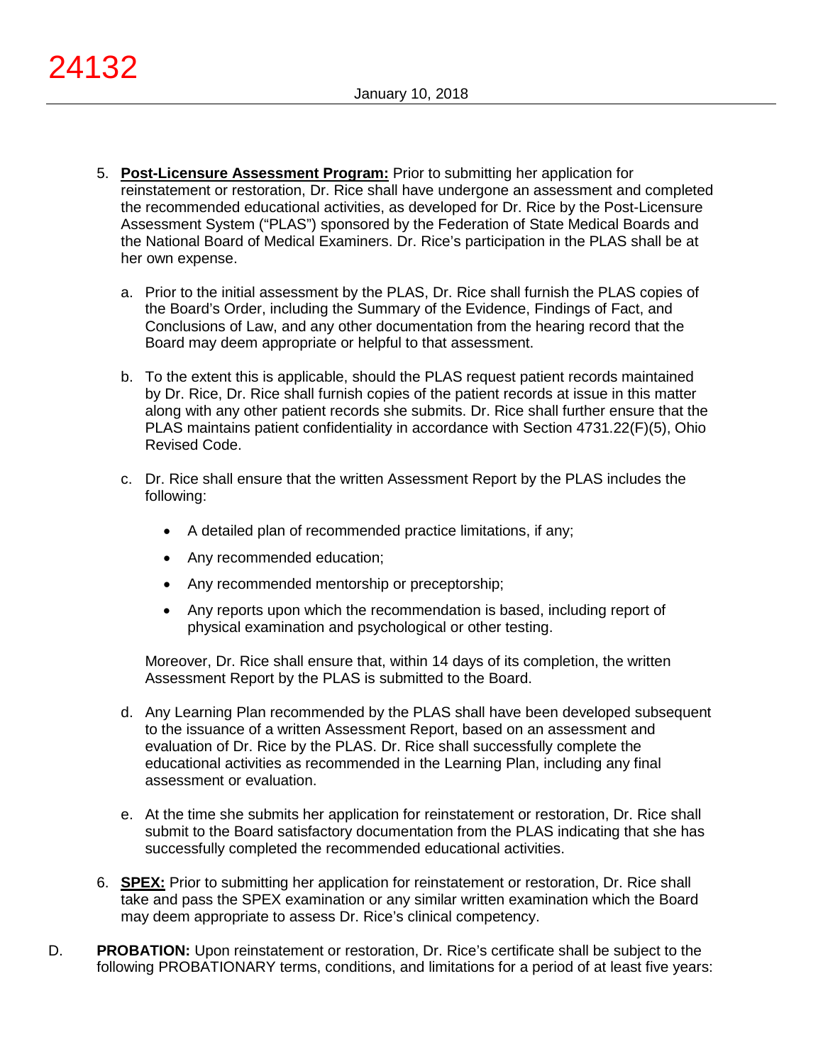5. **Post-Licensure Assessment Program:** Prior to submitting her application for reinstatement or restoration, Dr. Rice shall have undergone an assessment and completed the recommended educational activities, as developed for Dr. Rice by the Post-Licensure Assessment System ("PLAS") sponsored by the Federation of State Medical Boards and the National Board of Medical Examiners. Dr. Rice's participation in the PLAS shall be at her own expense.

   a. Prior to the initial assessment by the PLAS, Dr. Rice shall furnish the PLAS copies of the Board's Order, including the Summary of the Evidence, Findings of Fact, and Conclusions of Law, and any other documentation from the hearing record that the Board may deem appropriate or helpful to that assessment.

   b. To the extent this is applicable, should the PLAS request patient records maintained by Dr. Rice, Dr. Rice shall furnish copies of the patient records at issue in this matter along with any other patient records she submits. Dr. Rice shall further ensure that the PLAS maintains patient confidentiality in accordance with Section 4731.22(F)(5), Ohio Revised Code.

   c. Dr. Rice shall ensure that the written Assessment Report by the PLAS includes the following:

      - A detailed plan of recommended practice limitations, if any;
      - Any recommended education;
      - Any recommended mentorship or preceptorship;
      - Any reports upon which the recommendation is based, including report of physical examination and psychological or other testing.

      Moreover, Dr. Rice shall ensure that, within 14 days of its completion, the written Assessment Report by the PLAS is submitted to the Board.

   d. Any Learning Plan recommended by the PLAS shall have been developed subsequent to the issuance of a written Assessment Report, based on an assessment and evaluation of Dr. Rice by the PLAS. Dr. Rice shall successfully complete the educational activities as recommended in the Learning Plan, including any final assessment or evaluation.

   e. At the time she submits her application for reinstatement or restoration, Dr. Rice shall submit to the Board satisfactory documentation from the PLAS indicating that she has successfully completed the recommended educational activities.

6. **SPEX:** Prior to submitting her application for reinstatement or restoration, Dr. Rice shall take and pass the SPEX examination or any similar written examination which the Board may deem appropriate to assess Dr. Rice's clinical competency.

D. **PROBATION:** Upon reinstatement or restoration, Dr. Rice's certificate shall be subject to the following PROBATIONARY terms, conditions, and limitations for a period of at least five years: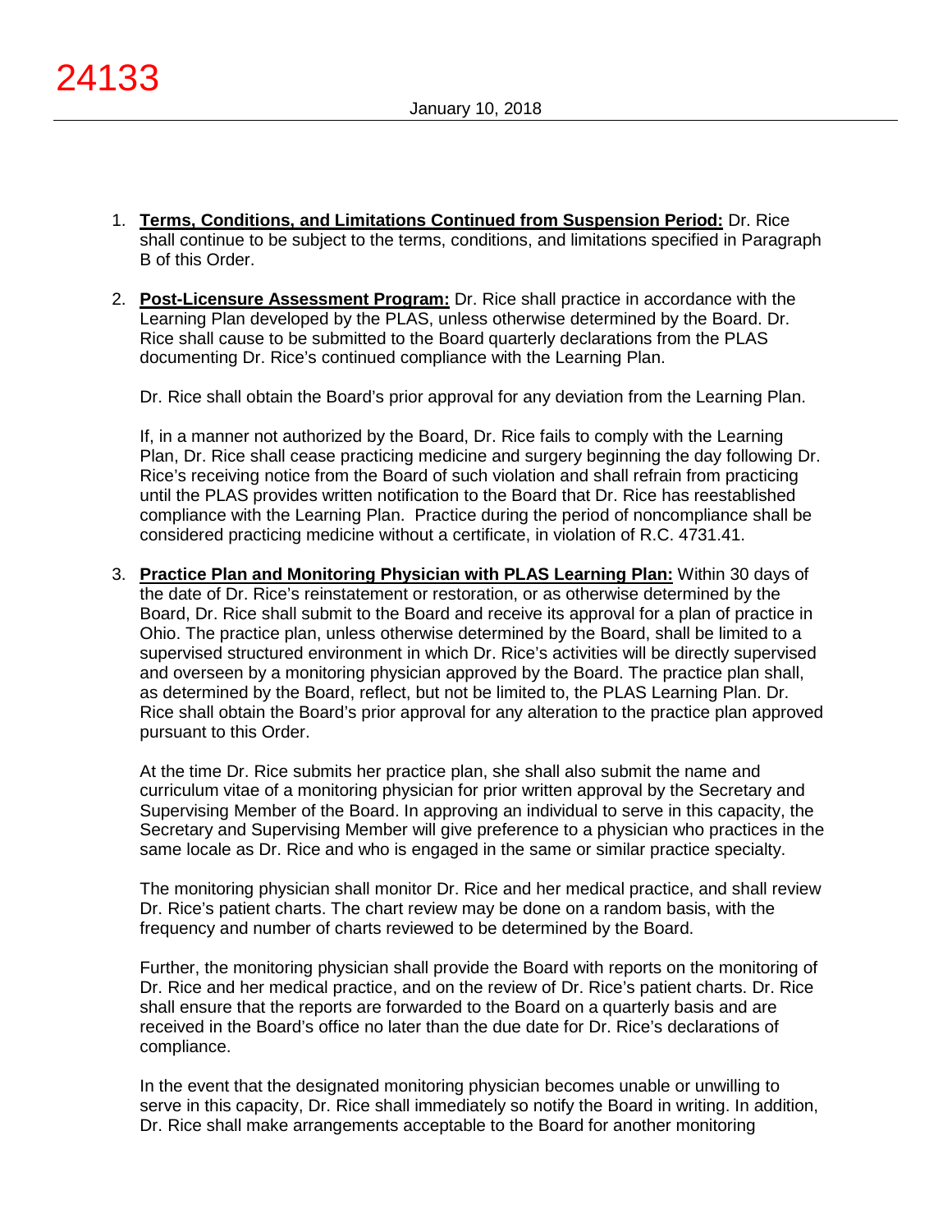1. **Terms, Conditions, and Limitations Continued from Suspension Period:** Dr. Rice shall continue to be subject to the terms, conditions, and limitations specified in Paragraph B of this Order.

2. **Post-Licensure Assessment Program:** Dr. Rice shall practice in accordance with the Learning Plan developed by the PLAS, unless otherwise determined by the Board. Dr. Rice shall cause to be submitted to the Board quarterly declarations from the PLAS documenting Dr. Rice's continued compliance with the Learning Plan.

   Dr. Rice shall obtain the Board's prior approval for any deviation from the Learning Plan.

   If, in a manner not authorized by the Board, Dr. Rice fails to comply with the Learning Plan, Dr. Rice shall cease practicing medicine and surgery beginning the day following Dr. Rice's receiving notice from the Board of such violation and shall refrain from practicing until the PLAS provides written notification to the Board that Dr. Rice has reestablished compliance with the Learning Plan. Practice during the period of noncompliance shall be considered practicing medicine without a certificate, in violation of R.C. 4731.41.

3. **Practice Plan and Monitoring Physician with PLAS Learning Plan:** Within 30 days of the date of Dr. Rice's reinstatement or restoration, or as otherwise determined by the Board, Dr. Rice shall submit to the Board and receive its approval for a plan of practice in Ohio. The practice plan, unless otherwise determined by the Board, shall be limited to a supervised structured environment in which Dr. Rice's activities will be directly supervised and overseen by a monitoring physician approved by the Board. The practice plan shall, as determined by the Board, reflect, but not be limited to, the PLAS Learning Plan. Dr. Rice shall obtain the Board's prior approval for any alteration to the practice plan approved pursuant to this Order.

   At the time Dr. Rice submits her practice plan, she shall also submit the name and curriculum vitae of a monitoring physician for prior written approval by the Secretary and Supervising Member of the Board. In approving an individual to serve in this capacity, the Secretary and Supervising Member will give preference to a physician who practices in the same locale as Dr. Rice and who is engaged in the same or similar practice specialty.

   The monitoring physician shall monitor Dr. Rice and her medical practice, and shall review Dr. Rice's patient charts. The chart review may be done on a random basis, with the frequency and number of charts reviewed to be determined by the Board.

   Further, the monitoring physician shall provide the Board with reports on the monitoring of Dr. Rice and her medical practice, and on the review of Dr. Rice's patient charts. Dr. Rice shall ensure that the reports are forwarded to the Board on a quarterly basis and are received in the Board's office no later than the due date for Dr. Rice's declarations of compliance.

   In the event that the designated monitoring physician becomes unable or unwilling to serve in this capacity, Dr. Rice shall immediately so notify the Board in writing. In addition, Dr. Rice shall make arrangements acceptable to the Board for another monitoring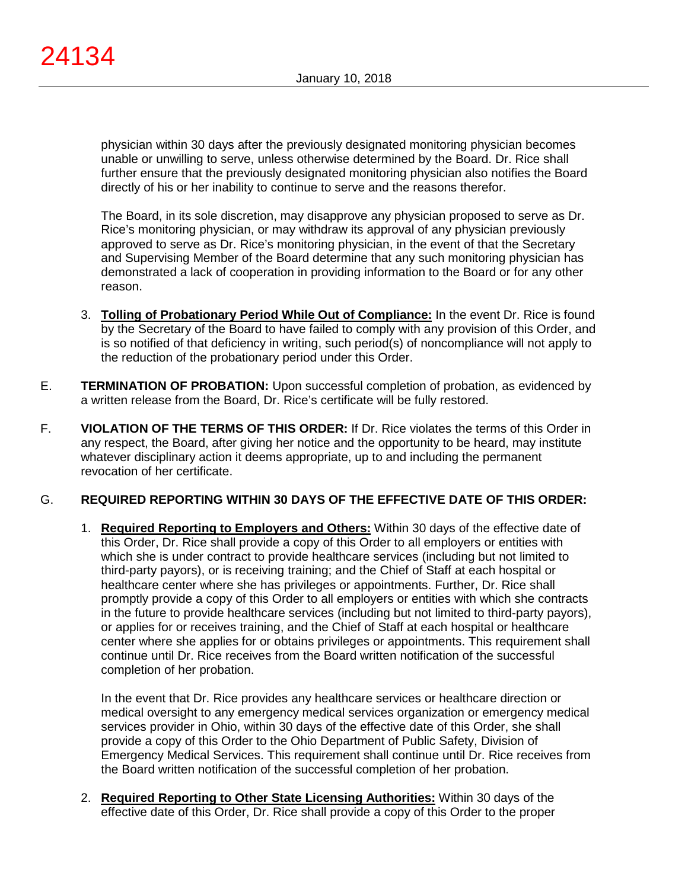physician within 30 days after the previously designated monitoring physician becomes unable or unwilling to serve, unless otherwise determined by the Board. Dr. Rice shall further ensure that the previously designated monitoring physician also notifies the Board directly of his or her inability to continue to serve and the reasons therefor.

The Board, in its sole discretion, may disapprove any physician proposed to serve as Dr. Rice's monitoring physician, or may withdraw its approval of any physician previously approved to serve as Dr. Rice's monitoring physician, in the event of that the Secretary and Supervising Member of the Board determine that any such monitoring physician has demonstrated a lack of cooperation in providing information to the Board or for any other reason.

3. **Tolling of Probationary Period While Out of Compliance:** In the event Dr. Rice is found by the Secretary of the Board to have failed to comply with any provision of this Order, and is so notified of that deficiency in writing, such period(s) of noncompliance will not apply to the reduction of the probationary period under this Order.

E. **TERMINATION OF PROBATION:** Upon successful completion of probation, as evidenced by a written release from the Board, Dr. Rice's certificate will be fully restored.

F. **VIOLATION OF THE TERMS OF THIS ORDER:** If Dr. Rice violates the terms of this Order in any respect, the Board, after giving her notice and the opportunity to be heard, may institute whatever disciplinary action it deems appropriate, up to and including the permanent revocation of her certificate.

G. **REQUIRED REPORTING WITHIN 30 DAYS OF THE EFFECTIVE DATE OF THIS ORDER:**

1. **Required Reporting to Employers and Others:** Within 30 days of the effective date of this Order, Dr. Rice shall provide a copy of this Order to all employers or entities with which she is under contract to provide healthcare services (including but not limited to third-party payors), or is receiving training; and the Chief of Staff at each hospital or healthcare center where she has privileges or appointments. Further, Dr. Rice shall promptly provide a copy of this Order to all employers or entities with which she contracts in the future to provide healthcare services (including but not limited to third-party payors), or applies for or receives training, and the Chief of Staff at each hospital or healthcare center where she applies for or obtains privileges or appointments. This requirement shall continue until Dr. Rice receives from the Board written notification of the successful completion of her probation.

   In the event that Dr. Rice provides any healthcare services or healthcare direction or medical oversight to any emergency medical services organization or emergency medical services provider in Ohio, within 30 days of the effective date of this Order, she shall provide a copy of this Order to the Ohio Department of Public Safety, Division of Emergency Medical Services. This requirement shall continue until Dr. Rice receives from the Board written notification of the successful completion of her probation.

2. **Required Reporting to Other State Licensing Authorities:** Within 30 days of the effective date of this Order, Dr. Rice shall provide a copy of this Order to the proper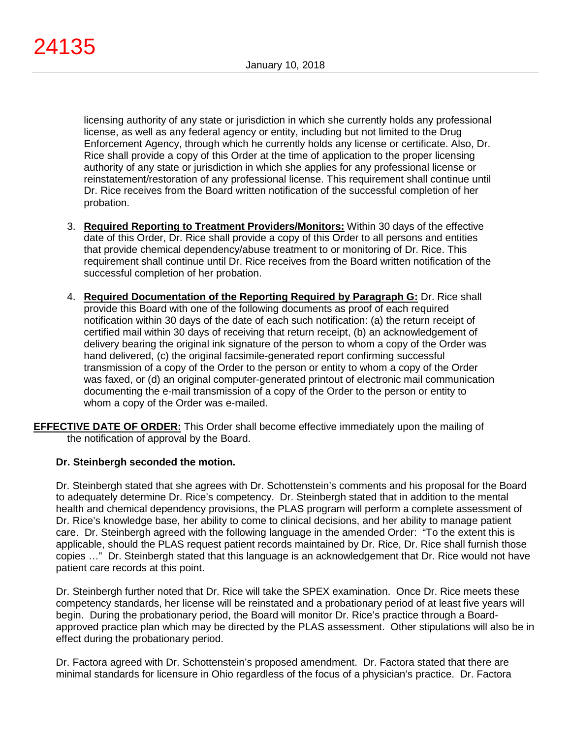licensing authority of any state or jurisdiction in which she currently holds any professional license, as well as any federal agency or entity, including but not limited to the Drug Enforcement Agency, through which he currently holds any license or certificate. Also, Dr. Rice shall provide a copy of this Order at the time of application to the proper licensing authority of any state or jurisdiction in which she applies for any professional license or reinstatement/restoration of any professional license. This requirement shall continue until Dr. Rice receives from the Board written notification of the successful completion of her probation.

3. **Required Reporting to Treatment Providers/Monitors:** Within 30 days of the effective date of this Order, Dr. Rice shall provide a copy of this Order to all persons and entities that provide chemical dependency/abuse treatment to or monitoring of Dr. Rice. This requirement shall continue until Dr. Rice receives from the Board written notification of the successful completion of her probation.

4. **Required Documentation of the Reporting Required by Paragraph G:** Dr. Rice shall provide this Board with one of the following documents as proof of each required notification within 30 days of the date of each such notification: (a) the return receipt of certified mail within 30 days of receiving that return receipt, (b) an acknowledgement of delivery bearing the original ink signature of the person to whom a copy of the Order was hand delivered, (c) the original facsimile-generated report confirming successful transmission of a copy of the Order to the person or entity to whom a copy of the Order was faxed, or (d) an original computer-generated printout of electronic mail communication documenting the e-mail transmission of a copy of the Order to the person or entity to whom a copy of the Order was e-mailed.

**EFFECTIVE DATE OF ORDER:** This Order shall become effective immediately upon the mailing of the notification of approval by the Board.

**Dr. Steinbergh seconded the motion.**

Dr. Steinbergh stated that she agrees with Dr. Schottenstein's comments and his proposal for the Board to adequately determine Dr. Rice's competency. Dr. Steinbergh stated that in addition to the mental health and chemical dependency provisions, the PLAS program will perform a complete assessment of Dr. Rice's knowledge base, her ability to come to clinical decisions, and her ability to manage patient care. Dr. Steinbergh agreed with the following language in the amended Order: "To the extent this is applicable, should the PLAS request patient records maintained by Dr. Rice, Dr. Rice shall furnish those copies …" Dr. Steinbergh stated that this language is an acknowledgement that Dr. Rice would not have patient care records at this point.

Dr. Steinbergh further noted that Dr. Rice will take the SPEX examination. Once Dr. Rice meets these competency standards, her license will be reinstated and a probationary period of at least five years will begin. During the probationary period, the Board will monitor Dr. Rice's practice through a Board-approved practice plan which may be directed by the PLAS assessment. Other stipulations will also be in effect during the probationary period.

Dr. Factora agreed with Dr. Schottenstein's proposed amendment. Dr. Factora stated that there are minimal standards for licensure in Ohio regardless of the focus of a physician's practice. Dr. Factora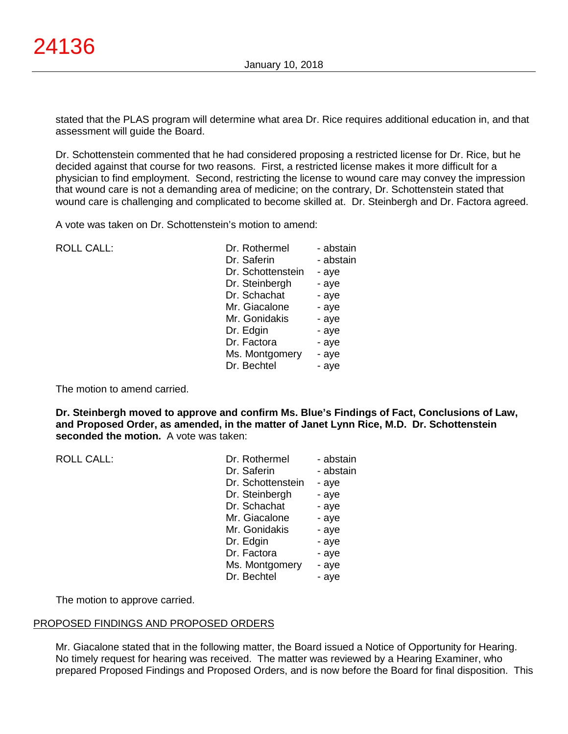stated that the PLAS program will determine what area Dr. Rice requires additional education in, and that assessment will guide the Board.

Dr. Schottenstein commented that he had considered proposing a restricted license for Dr. Rice, but he decided against that course for two reasons. First, a restricted license makes it more difficult for a physician to find employment. Second, restricting the license to wound care may convey the impression that wound care is not a demanding area of medicine; on the contrary, Dr. Schottenstein stated that wound care is challenging and complicated to become skilled at. Dr. Steinbergh and Dr. Factora agreed.

A vote was taken on Dr. Schottenstein's motion to amend:

| ROLL CALL: | Dr. Rothermel | - abstain |
|---|---|---|
| | Dr. Saferin | - abstain |
| | Dr. Schottenstein | - aye |
| | Dr. Steinbergh | - aye |
| | Dr. Schachat | - aye |
| | Mr. Giacalone | - aye |
| | Mr. Gonidakis | - aye |
| | Dr. Edgin | - aye |
| | Dr. Factora | - aye |
| | Ms. Montgomery | - aye |
| | Dr. Bechtel | - aye |

The motion to amend carried.

**Dr. Steinbergh moved to approve and confirm Ms. Blue's Findings of Fact, Conclusions of Law, and Proposed Order, as amended, in the matter of Janet Lynn Rice, M.D. Dr. Schottenstein seconded the motion.** A vote was taken:

| ROLL CALL: | Dr. Rothermel | - abstain |
|---|---|---|
| | Dr. Saferin | - abstain |
| | Dr. Schottenstein | - aye |
| | Dr. Steinbergh | - aye |
| | Dr. Schachat | - aye |
| | Mr. Giacalone | - aye |
| | Mr. Gonidakis | - aye |
| | Dr. Edgin | - aye |
| | Dr. Factora | - aye |
| | Ms. Montgomery | - aye |
| | Dr. Bechtel | - aye |

The motion to approve carried.

## PROPOSED FINDINGS AND PROPOSED ORDERS

Mr. Giacalone stated that in the following matter, the Board issued a Notice of Opportunity for Hearing. No timely request for hearing was received. The matter was reviewed by a Hearing Examiner, who prepared Proposed Findings and Proposed Orders, and is now before the Board for final disposition. This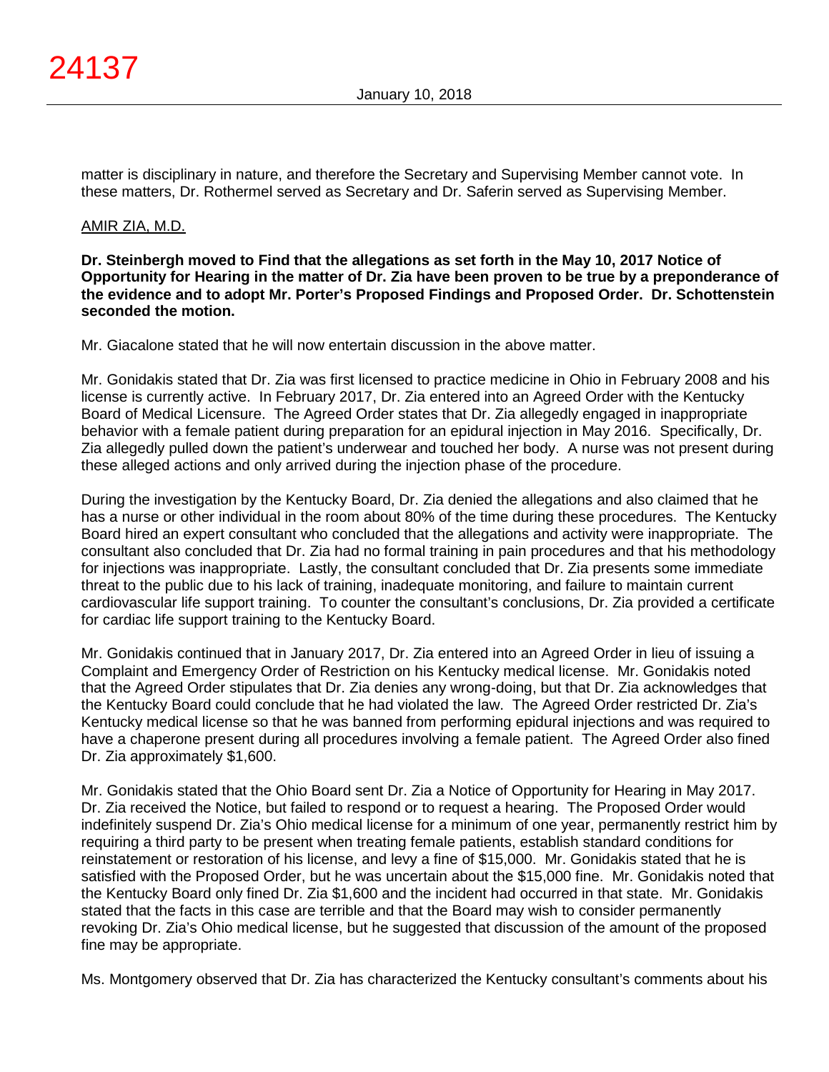matter is disciplinary in nature, and therefore the Secretary and Supervising Member cannot vote. In these matters, Dr. Rothermel served as Secretary and Dr. Saferin served as Supervising Member.

AMIR ZIA, M.D.

**Dr. Steinbergh moved to Find that the allegations as set forth in the May 10, 2017 Notice of Opportunity for Hearing in the matter of Dr. Zia have been proven to be true by a preponderance of the evidence and to adopt Mr. Porter's Proposed Findings and Proposed Order. Dr. Schottenstein seconded the motion.**

Mr. Giacalone stated that he will now entertain discussion in the above matter.

Mr. Gonidakis stated that Dr. Zia was first licensed to practice medicine in Ohio in February 2008 and his license is currently active. In February 2017, Dr. Zia entered into an Agreed Order with the Kentucky Board of Medical Licensure. The Agreed Order states that Dr. Zia allegedly engaged in inappropriate behavior with a female patient during preparation for an epidural injection in May 2016. Specifically, Dr. Zia allegedly pulled down the patient's underwear and touched her body. A nurse was not present during these alleged actions and only arrived during the injection phase of the procedure.

During the investigation by the Kentucky Board, Dr. Zia denied the allegations and also claimed that he has a nurse or other individual in the room about 80% of the time during these procedures. The Kentucky Board hired an expert consultant who concluded that the allegations and activity were inappropriate. The consultant also concluded that Dr. Zia had no formal training in pain procedures and that his methodology for injections was inappropriate. Lastly, the consultant concluded that Dr. Zia presents some immediate threat to the public due to his lack of training, inadequate monitoring, and failure to maintain current cardiovascular life support training. To counter the consultant's conclusions, Dr. Zia provided a certificate for cardiac life support training to the Kentucky Board.

Mr. Gonidakis continued that in January 2017, Dr. Zia entered into an Agreed Order in lieu of issuing a Complaint and Emergency Order of Restriction on his Kentucky medical license. Mr. Gonidakis noted that the Agreed Order stipulates that Dr. Zia denies any wrong-doing, but that Dr. Zia acknowledges that the Kentucky Board could conclude that he had violated the law. The Agreed Order restricted Dr. Zia's Kentucky medical license so that he was banned from performing epidural injections and was required to have a chaperone present during all procedures involving a female patient. The Agreed Order also fined Dr. Zia approximately $1,600.

Mr. Gonidakis stated that the Ohio Board sent Dr. Zia a Notice of Opportunity for Hearing in May 2017. Dr. Zia received the Notice, but failed to respond or to request a hearing. The Proposed Order would indefinitely suspend Dr. Zia's Ohio medical license for a minimum of one year, permanently restrict him by requiring a third party to be present when treating female patients, establish standard conditions for reinstatement or restoration of his license, and levy a fine of $15,000. Mr. Gonidakis stated that he is satisfied with the Proposed Order, but he was uncertain about the $15,000 fine. Mr. Gonidakis noted that the Kentucky Board only fined Dr. Zia $1,600 and the incident had occurred in that state. Mr. Gonidakis stated that the facts in this case are terrible and that the Board may wish to consider permanently revoking Dr. Zia's Ohio medical license, but he suggested that discussion of the amount of the proposed fine may be appropriate.

Ms. Montgomery observed that Dr. Zia has characterized the Kentucky consultant's comments about his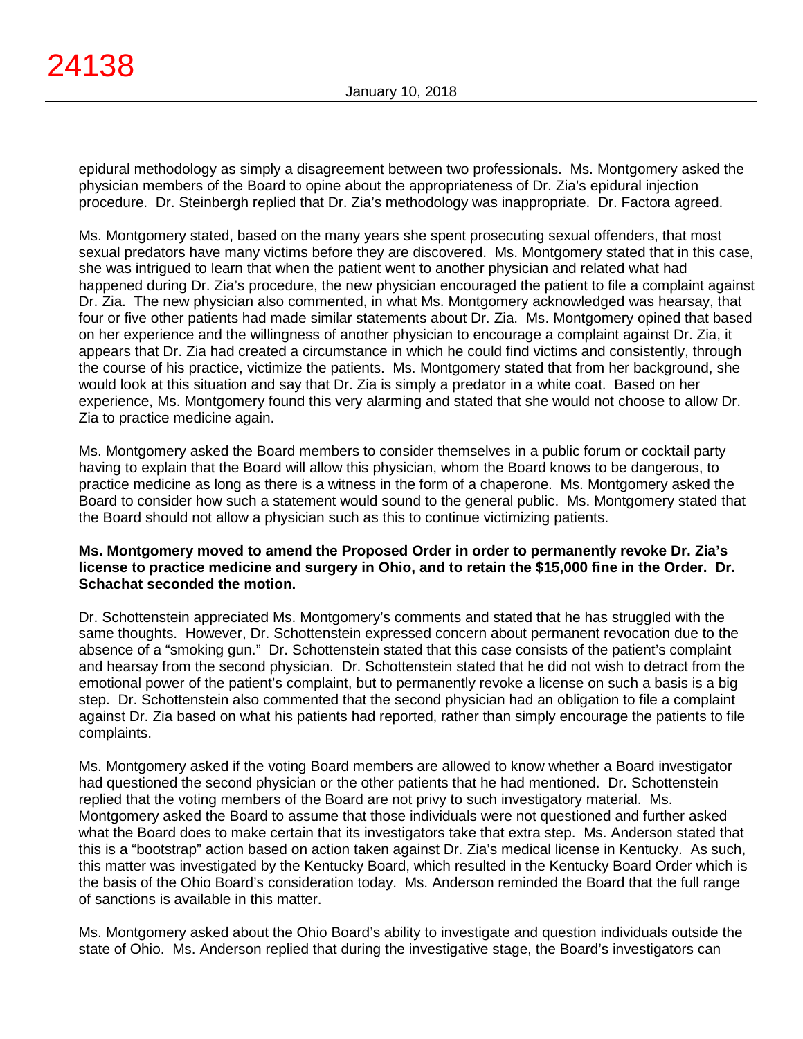epidural methodology as simply a disagreement between two professionals. Ms. Montgomery asked the physician members of the Board to opine about the appropriateness of Dr. Zia's epidural injection procedure. Dr. Steinbergh replied that Dr. Zia's methodology was inappropriate. Dr. Factora agreed.

Ms. Montgomery stated, based on the many years she spent prosecuting sexual offenders, that most sexual predators have many victims before they are discovered. Ms. Montgomery stated that in this case, she was intrigued to learn that when the patient went to another physician and related what had happened during Dr. Zia's procedure, the new physician encouraged the patient to file a complaint against Dr. Zia. The new physician also commented, in what Ms. Montgomery acknowledged was hearsay, that four or five other patients had made similar statements about Dr. Zia. Ms. Montgomery opined that based on her experience and the willingness of another physician to encourage a complaint against Dr. Zia, it appears that Dr. Zia had created a circumstance in which he could find victims and consistently, through the course of his practice, victimize the patients. Ms. Montgomery stated that from her background, she would look at this situation and say that Dr. Zia is simply a predator in a white coat. Based on her experience, Ms. Montgomery found this very alarming and stated that she would not choose to allow Dr. Zia to practice medicine again.

Ms. Montgomery asked the Board members to consider themselves in a public forum or cocktail party having to explain that the Board will allow this physician, whom the Board knows to be dangerous, to practice medicine as long as there is a witness in the form of a chaperone. Ms. Montgomery asked the Board to consider how such a statement would sound to the general public. Ms. Montgomery stated that the Board should not allow a physician such as this to continue victimizing patients.

**Ms. Montgomery moved to amend the Proposed Order in order to permanently revoke Dr. Zia's license to practice medicine and surgery in Ohio, and to retain the $15,000 fine in the Order. Dr. Schachat seconded the motion.**

Dr. Schottenstein appreciated Ms. Montgomery's comments and stated that he has struggled with the same thoughts. However, Dr. Schottenstein expressed concern about permanent revocation due to the absence of a "smoking gun." Dr. Schottenstein stated that this case consists of the patient's complaint and hearsay from the second physician. Dr. Schottenstein stated that he did not wish to detract from the emotional power of the patient's complaint, but to permanently revoke a license on such a basis is a big step. Dr. Schottenstein also commented that the second physician had an obligation to file a complaint against Dr. Zia based on what his patients had reported, rather than simply encourage the patients to file complaints.

Ms. Montgomery asked if the voting Board members are allowed to know whether a Board investigator had questioned the second physician or the other patients that he had mentioned. Dr. Schottenstein replied that the voting members of the Board are not privy to such investigatory material. Ms. Montgomery asked the Board to assume that those individuals were not questioned and further asked what the Board does to make certain that its investigators take that extra step. Ms. Anderson stated that this is a "bootstrap" action based on action taken against Dr. Zia's medical license in Kentucky. As such, this matter was investigated by the Kentucky Board, which resulted in the Kentucky Board Order which is the basis of the Ohio Board's consideration today. Ms. Anderson reminded the Board that the full range of sanctions is available in this matter.

Ms. Montgomery asked about the Ohio Board's ability to investigate and question individuals outside the state of Ohio. Ms. Anderson replied that during the investigative stage, the Board's investigators can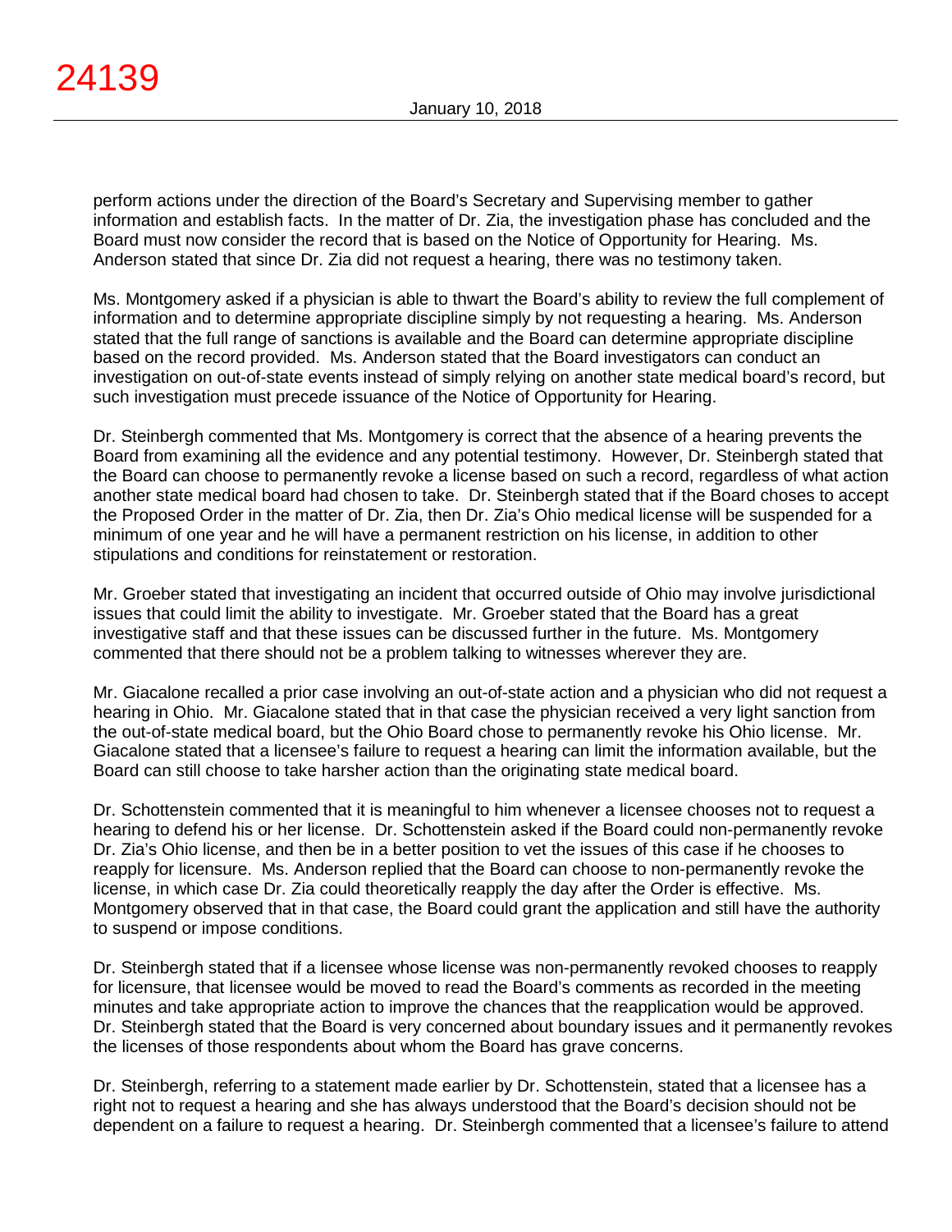perform actions under the direction of the Board's Secretary and Supervising member to gather information and establish facts. In the matter of Dr. Zia, the investigation phase has concluded and the Board must now consider the record that is based on the Notice of Opportunity for Hearing. Ms. Anderson stated that since Dr. Zia did not request a hearing, there was no testimony taken.

Ms. Montgomery asked if a physician is able to thwart the Board's ability to review the full complement of information and to determine appropriate discipline simply by not requesting a hearing. Ms. Anderson stated that the full range of sanctions is available and the Board can determine appropriate discipline based on the record provided. Ms. Anderson stated that the Board investigators can conduct an investigation on out-of-state events instead of simply relying on another state medical board's record, but such investigation must precede issuance of the Notice of Opportunity for Hearing.

Dr. Steinbergh commented that Ms. Montgomery is correct that the absence of a hearing prevents the Board from examining all the evidence and any potential testimony. However, Dr. Steinbergh stated that the Board can choose to permanently revoke a license based on such a record, regardless of what action another state medical board had chosen to take. Dr. Steinbergh stated that if the Board choses to accept the Proposed Order in the matter of Dr. Zia, then Dr. Zia's Ohio medical license will be suspended for a minimum of one year and he will have a permanent restriction on his license, in addition to other stipulations and conditions for reinstatement or restoration.

Mr. Groeber stated that investigating an incident that occurred outside of Ohio may involve jurisdictional issues that could limit the ability to investigate. Mr. Groeber stated that the Board has a great investigative staff and that these issues can be discussed further in the future. Ms. Montgomery commented that there should not be a problem talking to witnesses wherever they are.

Mr. Giacalone recalled a prior case involving an out-of-state action and a physician who did not request a hearing in Ohio. Mr. Giacalone stated that in that case the physician received a very light sanction from the out-of-state medical board, but the Ohio Board chose to permanently revoke his Ohio license. Mr. Giacalone stated that a licensee's failure to request a hearing can limit the information available, but the Board can still choose to take harsher action than the originating state medical board.

Dr. Schottenstein commented that it is meaningful to him whenever a licensee chooses not to request a hearing to defend his or her license. Dr. Schottenstein asked if the Board could non-permanently revoke Dr. Zia's Ohio license, and then be in a better position to vet the issues of this case if he chooses to reapply for licensure. Ms. Anderson replied that the Board can choose to non-permanently revoke the license, in which case Dr. Zia could theoretically reapply the day after the Order is effective. Ms. Montgomery observed that in that case, the Board could grant the application and still have the authority to suspend or impose conditions.

Dr. Steinbergh stated that if a licensee whose license was non-permanently revoked chooses to reapply for licensure, that licensee would be moved to read the Board's comments as recorded in the meeting minutes and take appropriate action to improve the chances that the reapplication would be approved. Dr. Steinbergh stated that the Board is very concerned about boundary issues and it permanently revokes the licenses of those respondents about whom the Board has grave concerns.

Dr. Steinbergh, referring to a statement made earlier by Dr. Schottenstein, stated that a licensee has a right not to request a hearing and she has always understood that the Board's decision should not be dependent on a failure to request a hearing. Dr. Steinbergh commented that a licensee's failure to attend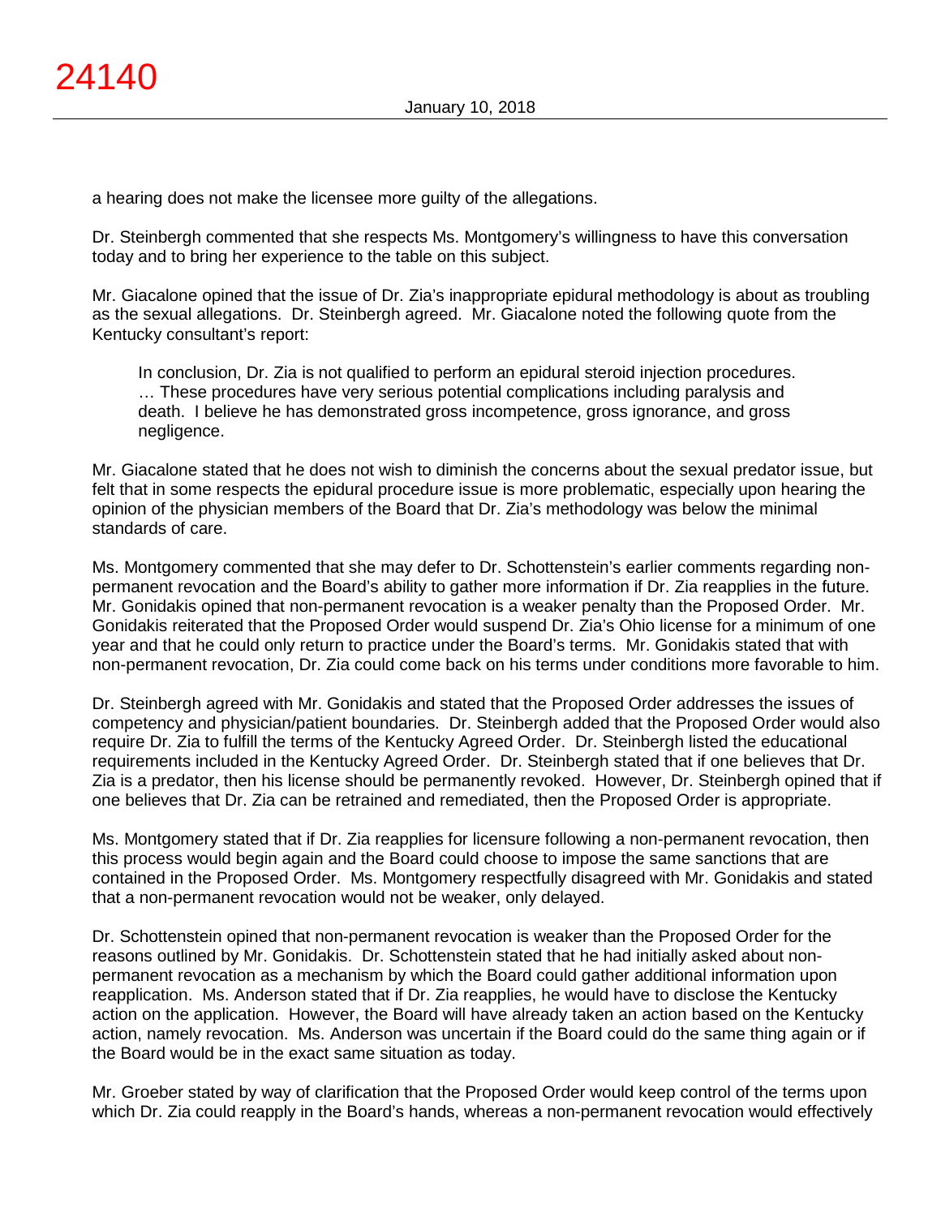a hearing does not make the licensee more guilty of the allegations.

Dr. Steinbergh commented that she respects Ms. Montgomery's willingness to have this conversation today and to bring her experience to the table on this subject.

Mr. Giacalone opined that the issue of Dr. Zia's inappropriate epidural methodology is about as troubling as the sexual allegations. Dr. Steinbergh agreed. Mr. Giacalone noted the following quote from the Kentucky consultant's report:

> In conclusion, Dr. Zia is not qualified to perform an epidural steroid injection procedures. … These procedures have very serious potential complications including paralysis and death. I believe he has demonstrated gross incompetence, gross ignorance, and gross negligence.

Mr. Giacalone stated that he does not wish to diminish the concerns about the sexual predator issue, but felt that in some respects the epidural procedure issue is more problematic, especially upon hearing the opinion of the physician members of the Board that Dr. Zia's methodology was below the minimal standards of care.

Ms. Montgomery commented that she may defer to Dr. Schottenstein's earlier comments regarding non-permanent revocation and the Board's ability to gather more information if Dr. Zia reapplies in the future. Mr. Gonidakis opined that non-permanent revocation is a weaker penalty than the Proposed Order. Mr. Gonidakis reiterated that the Proposed Order would suspend Dr. Zia's Ohio license for a minimum of one year and that he could only return to practice under the Board's terms. Mr. Gonidakis stated that with non-permanent revocation, Dr. Zia could come back on his terms under conditions more favorable to him.

Dr. Steinbergh agreed with Mr. Gonidakis and stated that the Proposed Order addresses the issues of competency and physician/patient boundaries. Dr. Steinbergh added that the Proposed Order would also require Dr. Zia to fulfill the terms of the Kentucky Agreed Order. Dr. Steinbergh listed the educational requirements included in the Kentucky Agreed Order. Dr. Steinbergh stated that if one believes that Dr. Zia is a predator, then his license should be permanently revoked. However, Dr. Steinbergh opined that if one believes that Dr. Zia can be retrained and remediated, then the Proposed Order is appropriate.

Ms. Montgomery stated that if Dr. Zia reapplies for licensure following a non-permanent revocation, then this process would begin again and the Board could choose to impose the same sanctions that are contained in the Proposed Order. Ms. Montgomery respectfully disagreed with Mr. Gonidakis and stated that a non-permanent revocation would not be weaker, only delayed.

Dr. Schottenstein opined that non-permanent revocation is weaker than the Proposed Order for the reasons outlined by Mr. Gonidakis. Dr. Schottenstein stated that he had initially asked about non-permanent revocation as a mechanism by which the Board could gather additional information upon reapplication. Ms. Anderson stated that if Dr. Zia reapplies, he would have to disclose the Kentucky action on the application. However, the Board will have already taken an action based on the Kentucky action, namely revocation. Ms. Anderson was uncertain if the Board could do the same thing again or if the Board would be in the exact same situation as today.

Mr. Groeber stated by way of clarification that the Proposed Order would keep control of the terms upon which Dr. Zia could reapply in the Board's hands, whereas a non-permanent revocation would effectively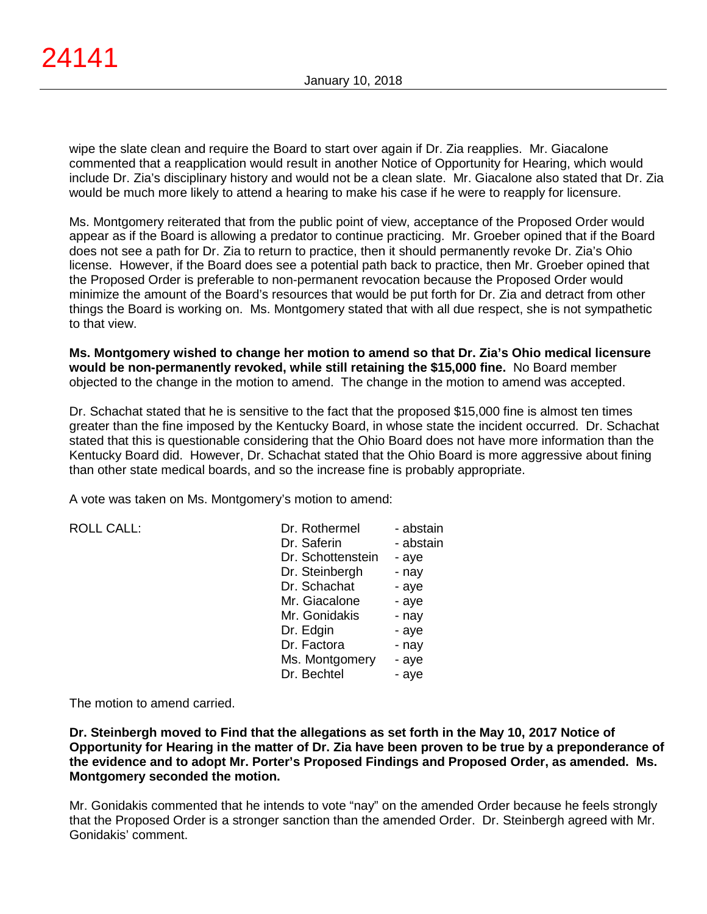wipe the slate clean and require the Board to start over again if Dr. Zia reapplies. Mr. Giacalone commented that a reapplication would result in another Notice of Opportunity for Hearing, which would include Dr. Zia's disciplinary history and would not be a clean slate. Mr. Giacalone also stated that Dr. Zia would be much more likely to attend a hearing to make his case if he were to reapply for licensure.

Ms. Montgomery reiterated that from the public point of view, acceptance of the Proposed Order would appear as if the Board is allowing a predator to continue practicing. Mr. Groeber opined that if the Board does not see a path for Dr. Zia to return to practice, then it should permanently revoke Dr. Zia's Ohio license. However, if the Board does see a potential path back to practice, then Mr. Groeber opined that the Proposed Order is preferable to non-permanent revocation because the Proposed Order would minimize the amount of the Board's resources that would be put forth for Dr. Zia and detract from other things the Board is working on. Ms. Montgomery stated that with all due respect, she is not sympathetic to that view.

**Ms. Montgomery wished to change her motion to amend so that Dr. Zia's Ohio medical licensure would be non-permanently revoked, while still retaining the $15,000 fine.** No Board member objected to the change in the motion to amend. The change in the motion to amend was accepted.

Dr. Schachat stated that he is sensitive to the fact that the proposed $15,000 fine is almost ten times greater than the fine imposed by the Kentucky Board, in whose state the incident occurred. Dr. Schachat stated that this is questionable considering that the Ohio Board does not have more information than the Kentucky Board did. However, Dr. Schachat stated that the Ohio Board is more aggressive about fining than other state medical boards, and so the increase fine is probably appropriate.

A vote was taken on Ms. Montgomery's motion to amend:

| ROLL CALL: | | |
|---|---|---|
| | Dr. Rothermel | - abstain |
| | Dr. Saferin | - abstain |
| | Dr. Schottenstein | - aye |
| | Dr. Steinbergh | - nay |
| | Dr. Schachat | - aye |
| | Mr. Giacalone | - aye |
| | Mr. Gonidakis | - nay |
| | Dr. Edgin | - aye |
| | Dr. Factora | - nay |
| | Ms. Montgomery | - aye |
| | Dr. Bechtel | - aye |

The motion to amend carried.

**Dr. Steinbergh moved to Find that the allegations as set forth in the May 10, 2017 Notice of Opportunity for Hearing in the matter of Dr. Zia have been proven to be true by a preponderance of the evidence and to adopt Mr. Porter's Proposed Findings and Proposed Order, as amended. Ms. Montgomery seconded the motion.**

Mr. Gonidakis commented that he intends to vote "nay" on the amended Order because he feels strongly that the Proposed Order is a stronger sanction than the amended Order. Dr. Steinbergh agreed with Mr. Gonidakis' comment.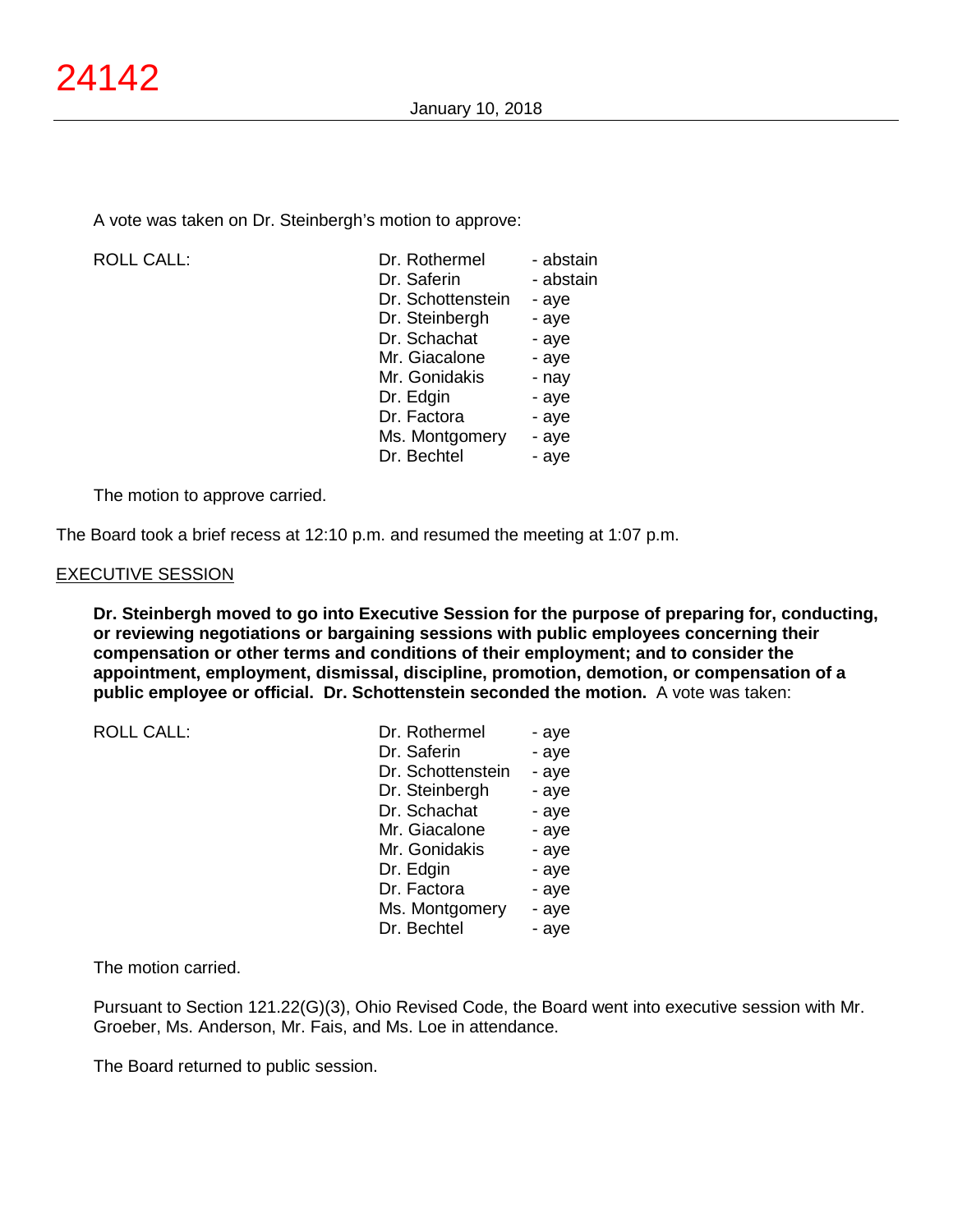A vote was taken on Dr. Steinbergh's motion to approve:

| ROLL CALL: | | |
|---|---|---|
| | Dr. Rothermel | - abstain |
| | Dr. Saferin | - abstain |
| | Dr. Schottenstein | - aye |
| | Dr. Steinbergh | - aye |
| | Dr. Schachat | - aye |
| | Mr. Giacalone | - aye |
| | Mr. Gonidakis | - nay |
| | Dr. Edgin | - aye |
| | Dr. Factora | - aye |
| | Ms. Montgomery | - aye |
| | Dr. Bechtel | - aye |

The motion to approve carried.

The Board took a brief recess at 12:10 p.m. and resumed the meeting at 1:07 p.m.

## EXECUTIVE SESSION

**Dr. Steinbergh moved to go into Executive Session for the purpose of preparing for, conducting, or reviewing negotiations or bargaining sessions with public employees concerning their compensation or other terms and conditions of their employment; and to consider the appointment, employment, dismissal, discipline, promotion, demotion, or compensation of a public employee or official. Dr. Schottenstein seconded the motion.** A vote was taken:

| ROLL CALL: | | |
|---|---|---|
| | Dr. Rothermel | - aye |
| | Dr. Saferin | - aye |
| | Dr. Schottenstein | - aye |
| | Dr. Steinbergh | - aye |
| | Dr. Schachat | - aye |
| | Mr. Giacalone | - aye |
| | Mr. Gonidakis | - aye |
| | Dr. Edgin | - aye |
| | Dr. Factora | - aye |
| | Ms. Montgomery | - aye |
| | Dr. Bechtel | - aye |

The motion carried.

Pursuant to Section 121.22(G)(3), Ohio Revised Code, the Board went into executive session with Mr. Groeber, Ms. Anderson, Mr. Fais, and Ms. Loe in attendance.

The Board returned to public session.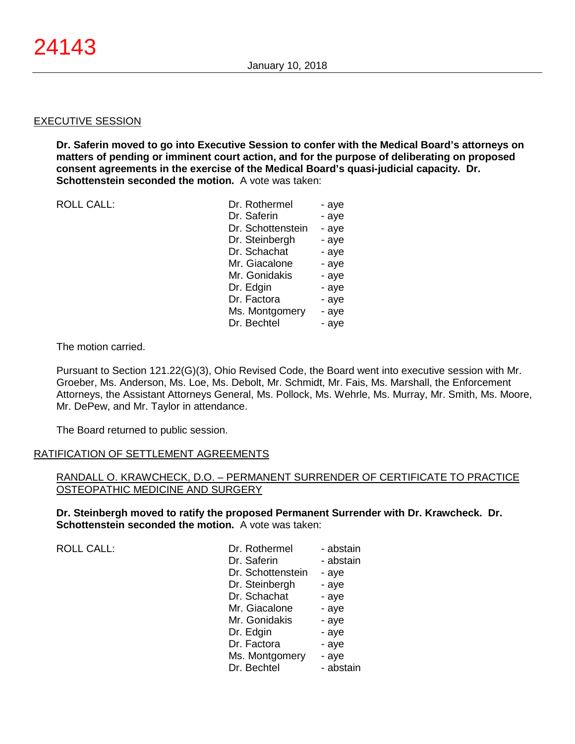EXECUTIVE SESSION

**Dr. Saferin moved to go into Executive Session to confer with the Medical Board's attorneys on matters of pending or imminent court action, and for the purpose of deliberating on proposed consent agreements in the exercise of the Medical Board's quasi-judicial capacity. Dr. Schottenstein seconded the motion.** A vote was taken:

| ROLL CALL: | Dr. Rothermel | - aye |
|---|---|---|
| | Dr. Saferin | - aye |
| | Dr. Schottenstein | - aye |
| | Dr. Steinbergh | - aye |
| | Dr. Schachat | - aye |
| | Mr. Giacalone | - aye |
| | Mr. Gonidakis | - aye |
| | Dr. Edgin | - aye |
| | Dr. Factora | - aye |
| | Ms. Montgomery | - aye |
| | Dr. Bechtel | - aye |

The motion carried.

Pursuant to Section 121.22(G)(3), Ohio Revised Code, the Board went into executive session with Mr. Groeber, Ms. Anderson, Ms. Loe, Ms. Debolt, Mr. Schmidt, Mr. Fais, Ms. Marshall, the Enforcement Attorneys, the Assistant Attorneys General, Ms. Pollock, Ms. Wehrle, Ms. Murray, Mr. Smith, Ms. Moore, Mr. DePew, and Mr. Taylor in attendance.

The Board returned to public session.

RATIFICATION OF SETTLEMENT AGREEMENTS

RANDALL O. KRAWCHECK, D.O. – PERMANENT SURRENDER OF CERTIFICATE TO PRACTICE OSTEOPATHIC MEDICINE AND SURGERY

**Dr. Steinbergh moved to ratify the proposed Permanent Surrender with Dr. Krawcheck. Dr. Schottenstein seconded the motion.** A vote was taken:

| ROLL CALL: | Dr. Rothermel | - abstain |
|---|---|---|
| | Dr. Saferin | - abstain |
| | Dr. Schottenstein | - aye |
| | Dr. Steinbergh | - aye |
| | Dr. Schachat | - aye |
| | Mr. Giacalone | - aye |
| | Mr. Gonidakis | - aye |
| | Dr. Edgin | - aye |
| | Dr. Factora | - aye |
| | Ms. Montgomery | - aye |
| | Dr. Bechtel | - abstain |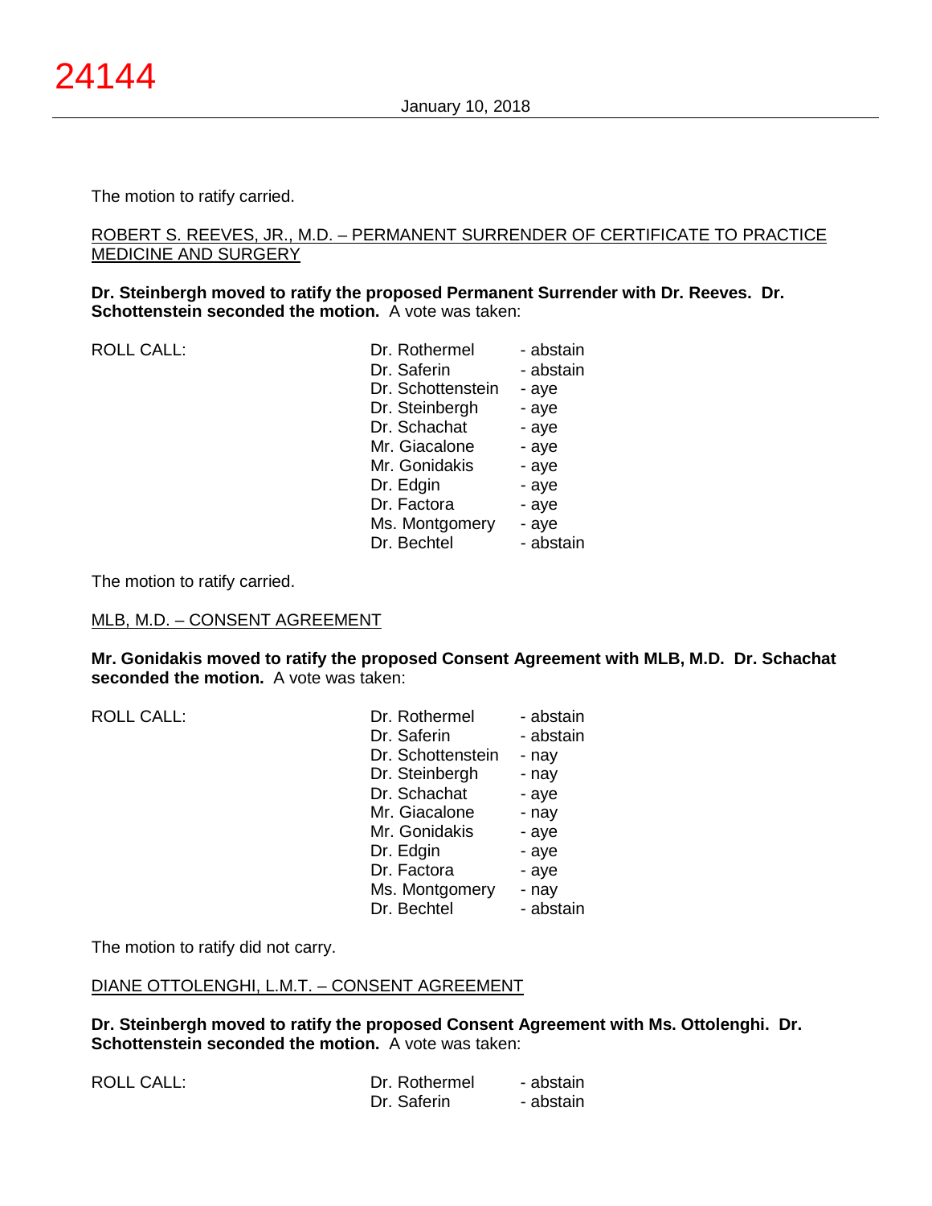The motion to ratify carried.

ROBERT S. REEVES, JR., M.D. – PERMANENT SURRENDER OF CERTIFICATE TO PRACTICE MEDICINE AND SURGERY

**Dr. Steinbergh moved to ratify the proposed Permanent Surrender with Dr. Reeves. Dr. Schottenstein seconded the motion.** A vote was taken:

| ROLL CALL: | | |
|---|---|---|
| | Dr. Rothermel | - abstain |
| | Dr. Saferin | - abstain |
| | Dr. Schottenstein | - aye |
| | Dr. Steinbergh | - aye |
| | Dr. Schachat | - aye |
| | Mr. Giacalone | - aye |
| | Mr. Gonidakis | - aye |
| | Dr. Edgin | - aye |
| | Dr. Factora | - aye |
| | Ms. Montgomery | - aye |
| | Dr. Bechtel | - abstain |

The motion to ratify carried.

MLB, M.D. – CONSENT AGREEMENT

**Mr. Gonidakis moved to ratify the proposed Consent Agreement with MLB, M.D. Dr. Schachat seconded the motion.** A vote was taken:

| ROLL CALL: | | |
|---|---|---|
| | Dr. Rothermel | - abstain |
| | Dr. Saferin | - abstain |
| | Dr. Schottenstein | - nay |
| | Dr. Steinbergh | - nay |
| | Dr. Schachat | - aye |
| | Mr. Giacalone | - nay |
| | Mr. Gonidakis | - aye |
| | Dr. Edgin | - aye |
| | Dr. Factora | - aye |
| | Ms. Montgomery | - nay |
| | Dr. Bechtel | - abstain |

The motion to ratify did not carry.

DIANE OTTOLENGHI, L.M.T. – CONSENT AGREEMENT

**Dr. Steinbergh moved to ratify the proposed Consent Agreement with Ms. Ottolenghi. Dr. Schottenstein seconded the motion.** A vote was taken:

| ROLL CALL: | | |
|---|---|---|
| | Dr. Rothermel | - abstain |
| | Dr. Saferin | - abstain |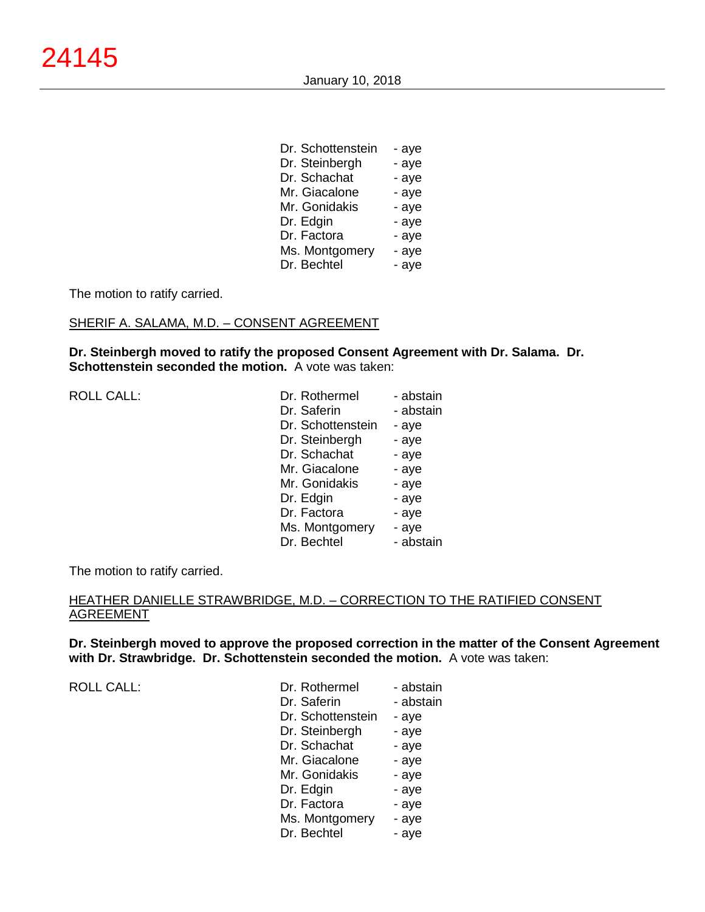| | |
|---|---|
| Dr. Schottenstein | - aye |
| Dr. Steinbergh | - aye |
| Dr. Schachat | - aye |
| Mr. Giacalone | - aye |
| Mr. Gonidakis | - aye |
| Dr. Edgin | - aye |
| Dr. Factora | - aye |
| Ms. Montgomery | - aye |
| Dr. Bechtel | - aye |

The motion to ratify carried.

SHERIF A. SALAMA, M.D. – CONSENT AGREEMENT

**Dr. Steinbergh moved to ratify the proposed Consent Agreement with Dr. Salama. Dr. Schottenstein seconded the motion.** A vote was taken:

| ROLL CALL: | | |
|---|---|---|
| | Dr. Rothermel | - abstain |
| | Dr. Saferin | - abstain |
| | Dr. Schottenstein | - aye |
| | Dr. Steinbergh | - aye |
| | Dr. Schachat | - aye |
| | Mr. Giacalone | - aye |
| | Mr. Gonidakis | - aye |
| | Dr. Edgin | - aye |
| | Dr. Factora | - aye |
| | Ms. Montgomery | - aye |
| | Dr. Bechtel | - abstain |

The motion to ratify carried.

HEATHER DANIELLE STRAWBRIDGE, M.D. – CORRECTION TO THE RATIFIED CONSENT AGREEMENT

**Dr. Steinbergh moved to approve the proposed correction in the matter of the Consent Agreement with Dr. Strawbridge. Dr. Schottenstein seconded the motion.** A vote was taken:

| ROLL CALL: | | |
|---|---|---|
| | Dr. Rothermel | - abstain |
| | Dr. Saferin | - abstain |
| | Dr. Schottenstein | - aye |
| | Dr. Steinbergh | - aye |
| | Dr. Schachat | - aye |
| | Mr. Giacalone | - aye |
| | Mr. Gonidakis | - aye |
| | Dr. Edgin | - aye |
| | Dr. Factora | - aye |
| | Ms. Montgomery | - aye |
| | Dr. Bechtel | - aye |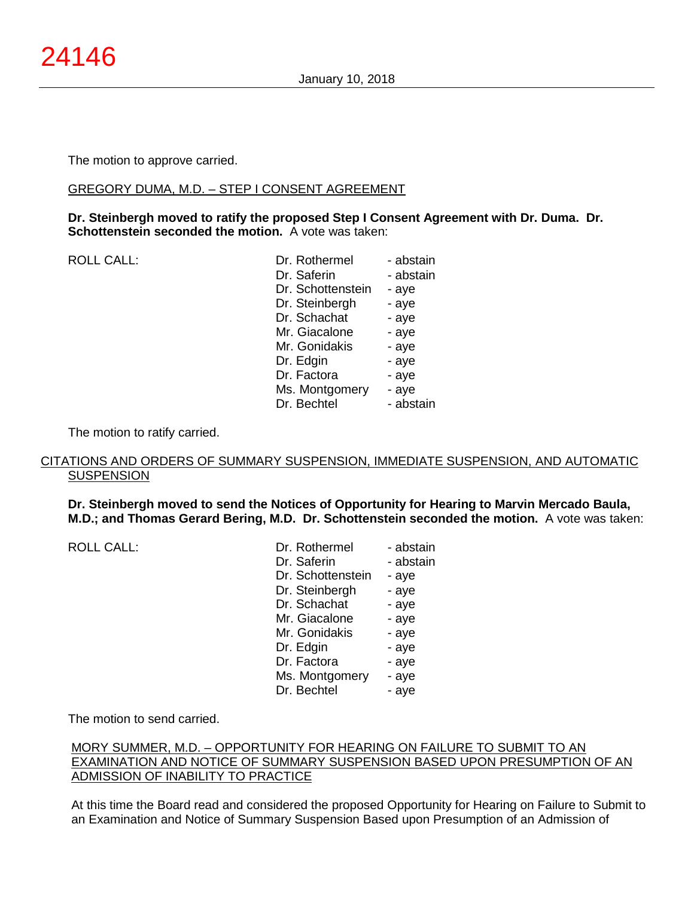The motion to approve carried.

GREGORY DUMA, M.D. – STEP I CONSENT AGREEMENT

**Dr. Steinbergh moved to ratify the proposed Step I Consent Agreement with Dr. Duma. Dr. Schottenstein seconded the motion.** A vote was taken:

| ROLL CALL: | Dr. Rothermel | - abstain |
|---|---|---|
| | Dr. Saferin | - abstain |
| | Dr. Schottenstein | - aye |
| | Dr. Steinbergh | - aye |
| | Dr. Schachat | - aye |
| | Mr. Giacalone | - aye |
| | Mr. Gonidakis | - aye |
| | Dr. Edgin | - aye |
| | Dr. Factora | - aye |
| | Ms. Montgomery | - aye |
| | Dr. Bechtel | - abstain |

The motion to ratify carried.

CITATIONS AND ORDERS OF SUMMARY SUSPENSION, IMMEDIATE SUSPENSION, AND AUTOMATIC SUSPENSION

**Dr. Steinbergh moved to send the Notices of Opportunity for Hearing to Marvin Mercado Baula, M.D.; and Thomas Gerard Bering, M.D. Dr. Schottenstein seconded the motion.** A vote was taken:

| ROLL CALL: | Dr. Rothermel | - abstain |
|---|---|---|
| | Dr. Saferin | - abstain |
| | Dr. Schottenstein | - aye |
| | Dr. Steinbergh | - aye |
| | Dr. Schachat | - aye |
| | Mr. Giacalone | - aye |
| | Mr. Gonidakis | - aye |
| | Dr. Edgin | - aye |
| | Dr. Factora | - aye |
| | Ms. Montgomery | - aye |
| | Dr. Bechtel | - aye |

The motion to send carried.

MORY SUMMER, M.D. – OPPORTUNITY FOR HEARING ON FAILURE TO SUBMIT TO AN EXAMINATION AND NOTICE OF SUMMARY SUSPENSION BASED UPON PRESUMPTION OF AN ADMISSION OF INABILITY TO PRACTICE

At this time the Board read and considered the proposed Opportunity for Hearing on Failure to Submit to an Examination and Notice of Summary Suspension Based upon Presumption of an Admission of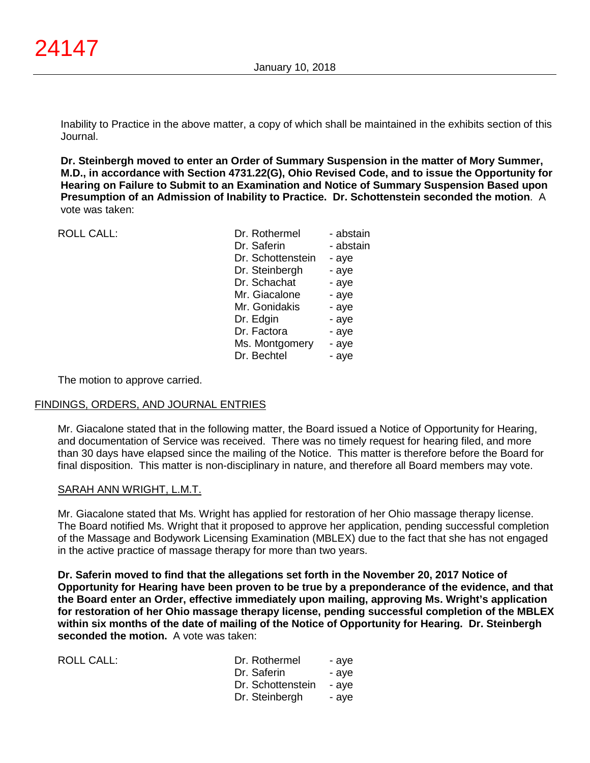Inability to Practice in the above matter, a copy of which shall be maintained in the exhibits section of this Journal.

**Dr. Steinbergh moved to enter an Order of Summary Suspension in the matter of Mory Summer, M.D., in accordance with Section 4731.22(G), Ohio Revised Code, and to issue the Opportunity for Hearing on Failure to Submit to an Examination and Notice of Summary Suspension Based upon Presumption of an Admission of Inability to Practice. Dr. Schottenstein seconded the motion**. A vote was taken:

| ROLL CALL: | Dr. Rothermel | - abstain |
|---|---|---|
| | Dr. Saferin | - abstain |
| | Dr. Schottenstein | - aye |
| | Dr. Steinbergh | - aye |
| | Dr. Schachat | - aye |
| | Mr. Giacalone | - aye |
| | Mr. Gonidakis | - aye |
| | Dr. Edgin | - aye |
| | Dr. Factora | - aye |
| | Ms. Montgomery | - aye |
| | Dr. Bechtel | - aye |

The motion to approve carried.

## FINDINGS, ORDERS, AND JOURNAL ENTRIES

Mr. Giacalone stated that in the following matter, the Board issued a Notice of Opportunity for Hearing, and documentation of Service was received. There was no timely request for hearing filed, and more than 30 days have elapsed since the mailing of the Notice. This matter is therefore before the Board for final disposition. This matter is non-disciplinary in nature, and therefore all Board members may vote.

### SARAH ANN WRIGHT, L.M.T.

Mr. Giacalone stated that Ms. Wright has applied for restoration of her Ohio massage therapy license. The Board notified Ms. Wright that it proposed to approve her application, pending successful completion of the Massage and Bodywork Licensing Examination (MBLEX) due to the fact that she has not engaged in the active practice of massage therapy for more than two years.

**Dr. Saferin moved to find that the allegations set forth in the November 20, 2017 Notice of Opportunity for Hearing have been proven to be true by a preponderance of the evidence, and that the Board enter an Order, effective immediately upon mailing, approving Ms. Wright's application for restoration of her Ohio massage therapy license, pending successful completion of the MBLEX within six months of the date of mailing of the Notice of Opportunity for Hearing. Dr. Steinbergh seconded the motion.** A vote was taken:

| ROLL CALL: | Dr. Rothermel | - aye |
|---|---|---|
| | Dr. Saferin | - aye |
| | Dr. Schottenstein | - aye |
| | Dr. Steinbergh | - aye |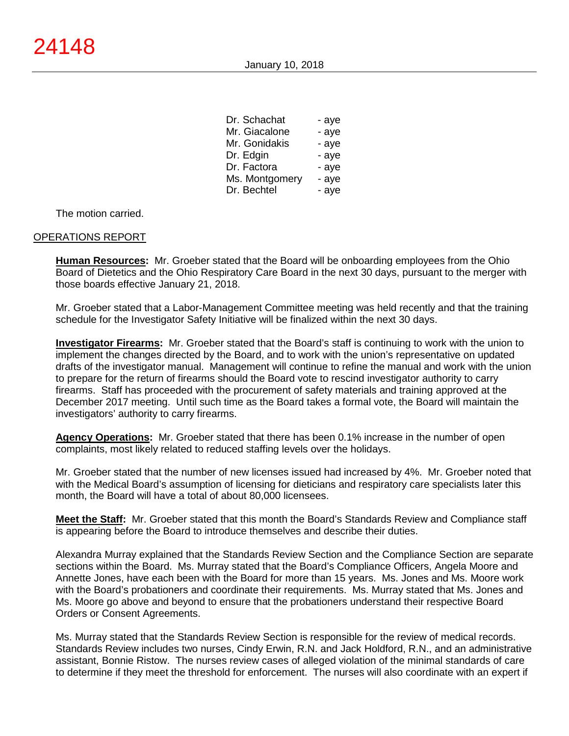| | |
|---|---|
| Dr. Schachat | - aye |
| Mr. Giacalone | - aye |
| Mr. Gonidakis | - aye |
| Dr. Edgin | - aye |
| Dr. Factora | - aye |
| Ms. Montgomery | - aye |
| Dr. Bechtel | - aye |

The motion carried.

## OPERATIONS REPORT

**Human Resources:** Mr. Groeber stated that the Board will be onboarding employees from the Ohio Board of Dietetics and the Ohio Respiratory Care Board in the next 30 days, pursuant to the merger with those boards effective January 21, 2018.

Mr. Groeber stated that a Labor-Management Committee meeting was held recently and that the training schedule for the Investigator Safety Initiative will be finalized within the next 30 days.

**Investigator Firearms:** Mr. Groeber stated that the Board's staff is continuing to work with the union to implement the changes directed by the Board, and to work with the union's representative on updated drafts of the investigator manual. Management will continue to refine the manual and work with the union to prepare for the return of firearms should the Board vote to rescind investigator authority to carry firearms. Staff has proceeded with the procurement of safety materials and training approved at the December 2017 meeting. Until such time as the Board takes a formal vote, the Board will maintain the investigators' authority to carry firearms.

**Agency Operations:** Mr. Groeber stated that there has been 0.1% increase in the number of open complaints, most likely related to reduced staffing levels over the holidays.

Mr. Groeber stated that the number of new licenses issued had increased by 4%. Mr. Groeber noted that with the Medical Board's assumption of licensing for dieticians and respiratory care specialists later this month, the Board will have a total of about 80,000 licensees.

**Meet the Staff:** Mr. Groeber stated that this month the Board's Standards Review and Compliance staff is appearing before the Board to introduce themselves and describe their duties.

Alexandra Murray explained that the Standards Review Section and the Compliance Section are separate sections within the Board. Ms. Murray stated that the Board's Compliance Officers, Angela Moore and Annette Jones, have each been with the Board for more than 15 years. Ms. Jones and Ms. Moore work with the Board's probationers and coordinate their requirements. Ms. Murray stated that Ms. Jones and Ms. Moore go above and beyond to ensure that the probationers understand their respective Board Orders or Consent Agreements.

Ms. Murray stated that the Standards Review Section is responsible for the review of medical records. Standards Review includes two nurses, Cindy Erwin, R.N. and Jack Holdford, R.N., and an administrative assistant, Bonnie Ristow. The nurses review cases of alleged violation of the minimal standards of care to determine if they meet the threshold for enforcement. The nurses will also coordinate with an expert if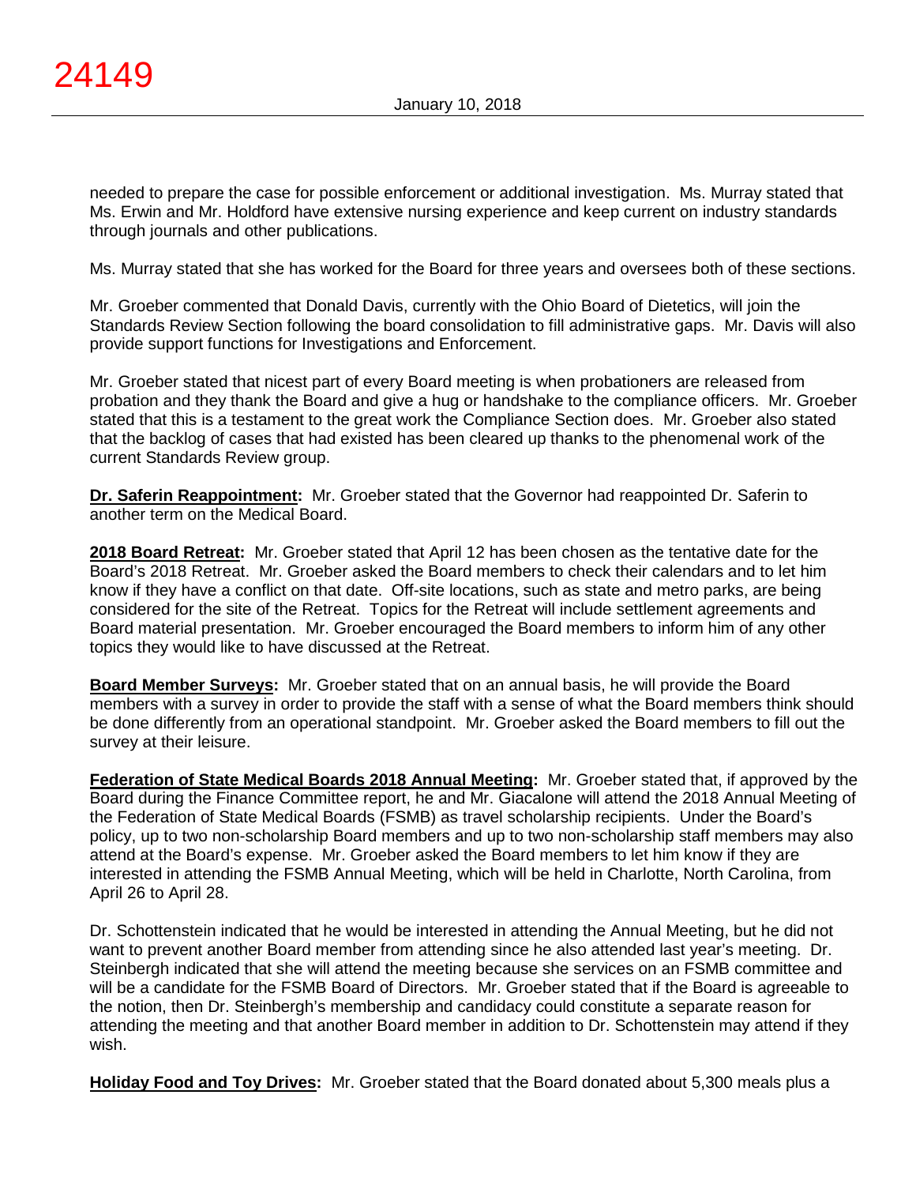needed to prepare the case for possible enforcement or additional investigation. Ms. Murray stated that Ms. Erwin and Mr. Holdford have extensive nursing experience and keep current on industry standards through journals and other publications.

Ms. Murray stated that she has worked for the Board for three years and oversees both of these sections.

Mr. Groeber commented that Donald Davis, currently with the Ohio Board of Dietetics, will join the Standards Review Section following the board consolidation to fill administrative gaps. Mr. Davis will also provide support functions for Investigations and Enforcement.

Mr. Groeber stated that nicest part of every Board meeting is when probationers are released from probation and they thank the Board and give a hug or handshake to the compliance officers. Mr. Groeber stated that this is a testament to the great work the Compliance Section does. Mr. Groeber also stated that the backlog of cases that had existed has been cleared up thanks to the phenomenal work of the current Standards Review group.

**Dr. Saferin Reappointment:** Mr. Groeber stated that the Governor had reappointed Dr. Saferin to another term on the Medical Board.

**2018 Board Retreat:** Mr. Groeber stated that April 12 has been chosen as the tentative date for the Board's 2018 Retreat. Mr. Groeber asked the Board members to check their calendars and to let him know if they have a conflict on that date. Off-site locations, such as state and metro parks, are being considered for the site of the Retreat. Topics for the Retreat will include settlement agreements and Board material presentation. Mr. Groeber encouraged the Board members to inform him of any other topics they would like to have discussed at the Retreat.

**Board Member Surveys:** Mr. Groeber stated that on an annual basis, he will provide the Board members with a survey in order to provide the staff with a sense of what the Board members think should be done differently from an operational standpoint. Mr. Groeber asked the Board members to fill out the survey at their leisure.

**Federation of State Medical Boards 2018 Annual Meeting:** Mr. Groeber stated that, if approved by the Board during the Finance Committee report, he and Mr. Giacalone will attend the 2018 Annual Meeting of the Federation of State Medical Boards (FSMB) as travel scholarship recipients. Under the Board's policy, up to two non-scholarship Board members and up to two non-scholarship staff members may also attend at the Board's expense. Mr. Groeber asked the Board members to let him know if they are interested in attending the FSMB Annual Meeting, which will be held in Charlotte, North Carolina, from April 26 to April 28.

Dr. Schottenstein indicated that he would be interested in attending the Annual Meeting, but he did not want to prevent another Board member from attending since he also attended last year's meeting. Dr. Steinbergh indicated that she will attend the meeting because she services on an FSMB committee and will be a candidate for the FSMB Board of Directors. Mr. Groeber stated that if the Board is agreeable to the notion, then Dr. Steinbergh's membership and candidacy could constitute a separate reason for attending the meeting and that another Board member in addition to Dr. Schottenstein may attend if they wish.

**Holiday Food and Toy Drives:** Mr. Groeber stated that the Board donated about 5,300 meals plus a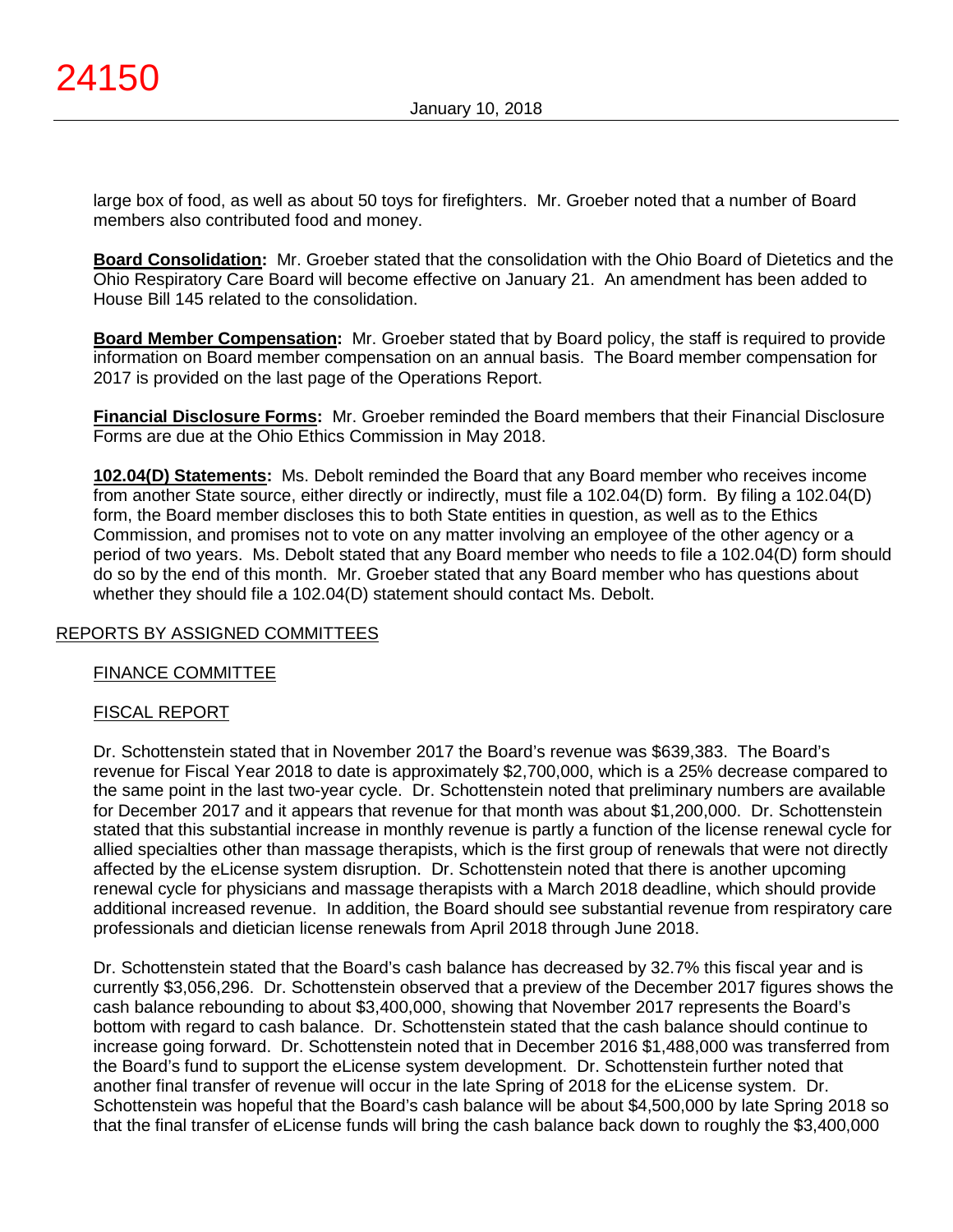large box of food, as well as about 50 toys for firefighters. Mr. Groeber noted that a number of Board members also contributed food and money.

**Board Consolidation:** Mr. Groeber stated that the consolidation with the Ohio Board of Dietetics and the Ohio Respiratory Care Board will become effective on January 21. An amendment has been added to House Bill 145 related to the consolidation.

**Board Member Compensation:** Mr. Groeber stated that by Board policy, the staff is required to provide information on Board member compensation on an annual basis. The Board member compensation for 2017 is provided on the last page of the Operations Report.

**Financial Disclosure Forms:** Mr. Groeber reminded the Board members that their Financial Disclosure Forms are due at the Ohio Ethics Commission in May 2018.

**102.04(D) Statements:** Ms. Debolt reminded the Board that any Board member who receives income from another State source, either directly or indirectly, must file a 102.04(D) form. By filing a 102.04(D) form, the Board member discloses this to both State entities in question, as well as to the Ethics Commission, and promises not to vote on any matter involving an employee of the other agency or a period of two years. Ms. Debolt stated that any Board member who needs to file a 102.04(D) form should do so by the end of this month. Mr. Groeber stated that any Board member who has questions about whether they should file a 102.04(D) statement should contact Ms. Debolt.

## REPORTS BY ASSIGNED COMMITTEES

### FINANCE COMMITTEE

### FISCAL REPORT

Dr. Schottenstein stated that in November 2017 the Board's revenue was $639,383. The Board's revenue for Fiscal Year 2018 to date is approximately $2,700,000, which is a 25% decrease compared to the same point in the last two-year cycle. Dr. Schottenstein noted that preliminary numbers are available for December 2017 and it appears that revenue for that month was about $1,200,000. Dr. Schottenstein stated that this substantial increase in monthly revenue is partly a function of the license renewal cycle for allied specialties other than massage therapists, which is the first group of renewals that were not directly affected by the eLicense system disruption. Dr. Schottenstein noted that there is another upcoming renewal cycle for physicians and massage therapists with a March 2018 deadline, which should provide additional increased revenue. In addition, the Board should see substantial revenue from respiratory care professionals and dietician license renewals from April 2018 through June 2018.

Dr. Schottenstein stated that the Board's cash balance has decreased by 32.7% this fiscal year and is currently $3,056,296. Dr. Schottenstein observed that a preview of the December 2017 figures shows the cash balance rebounding to about $3,400,000, showing that November 2017 represents the Board's bottom with regard to cash balance. Dr. Schottenstein stated that the cash balance should continue to increase going forward. Dr. Schottenstein noted that in December 2016 $1,488,000 was transferred from the Board's fund to support the eLicense system development. Dr. Schottenstein further noted that another final transfer of revenue will occur in the late Spring of 2018 for the eLicense system. Dr. Schottenstein was hopeful that the Board's cash balance will be about $4,500,000 by late Spring 2018 so that the final transfer of eLicense funds will bring the cash balance back down to roughly the $3,400,000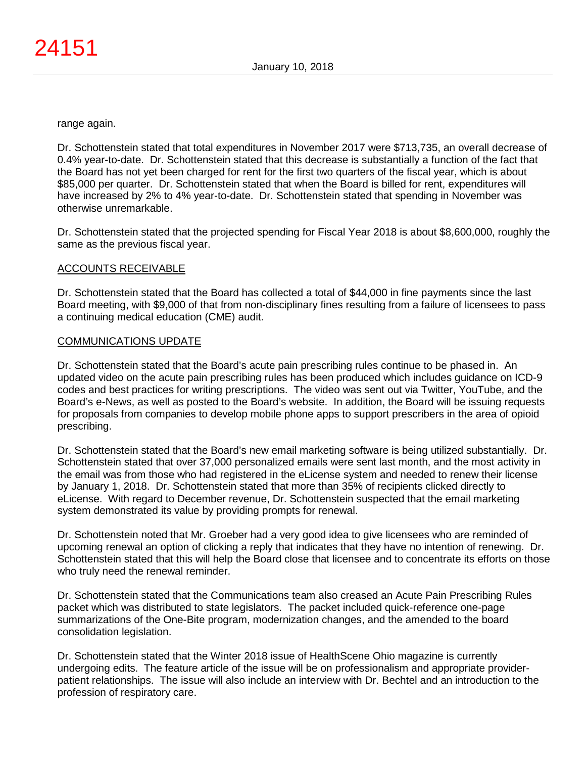range again.

Dr. Schottenstein stated that total expenditures in November 2017 were $713,735, an overall decrease of 0.4% year-to-date. Dr. Schottenstein stated that this decrease is substantially a function of the fact that the Board has not yet been charged for rent for the first two quarters of the fiscal year, which is about $85,000 per quarter. Dr. Schottenstein stated that when the Board is billed for rent, expenditures will have increased by 2% to 4% year-to-date. Dr. Schottenstein stated that spending in November was otherwise unremarkable.

Dr. Schottenstein stated that the projected spending for Fiscal Year 2018 is about $8,600,000, roughly the same as the previous fiscal year.

ACCOUNTS RECEIVABLE

Dr. Schottenstein stated that the Board has collected a total of $44,000 in fine payments since the last Board meeting, with $9,000 of that from non-disciplinary fines resulting from a failure of licensees to pass a continuing medical education (CME) audit.

COMMUNICATIONS UPDATE

Dr. Schottenstein stated that the Board's acute pain prescribing rules continue to be phased in. An updated video on the acute pain prescribing rules has been produced which includes guidance on ICD-9 codes and best practices for writing prescriptions. The video was sent out via Twitter, YouTube, and the Board's e-News, as well as posted to the Board's website. In addition, the Board will be issuing requests for proposals from companies to develop mobile phone apps to support prescribers in the area of opioid prescribing.

Dr. Schottenstein stated that the Board's new email marketing software is being utilized substantially. Dr. Schottenstein stated that over 37,000 personalized emails were sent last month, and the most activity in the email was from those who had registered in the eLicense system and needed to renew their license by January 1, 2018. Dr. Schottenstein stated that more than 35% of recipients clicked directly to eLicense. With regard to December revenue, Dr. Schottenstein suspected that the email marketing system demonstrated its value by providing prompts for renewal.

Dr. Schottenstein noted that Mr. Groeber had a very good idea to give licensees who are reminded of upcoming renewal an option of clicking a reply that indicates that they have no intention of renewing. Dr. Schottenstein stated that this will help the Board close that licensee and to concentrate its efforts on those who truly need the renewal reminder.

Dr. Schottenstein stated that the Communications team also creased an Acute Pain Prescribing Rules packet which was distributed to state legislators. The packet included quick-reference one-page summarizations of the One-Bite program, modernization changes, and the amended to the board consolidation legislation.

Dr. Schottenstein stated that the Winter 2018 issue of HealthScene Ohio magazine is currently undergoing edits. The feature article of the issue will be on professionalism and appropriate provider-patient relationships. The issue will also include an interview with Dr. Bechtel and an introduction to the profession of respiratory care.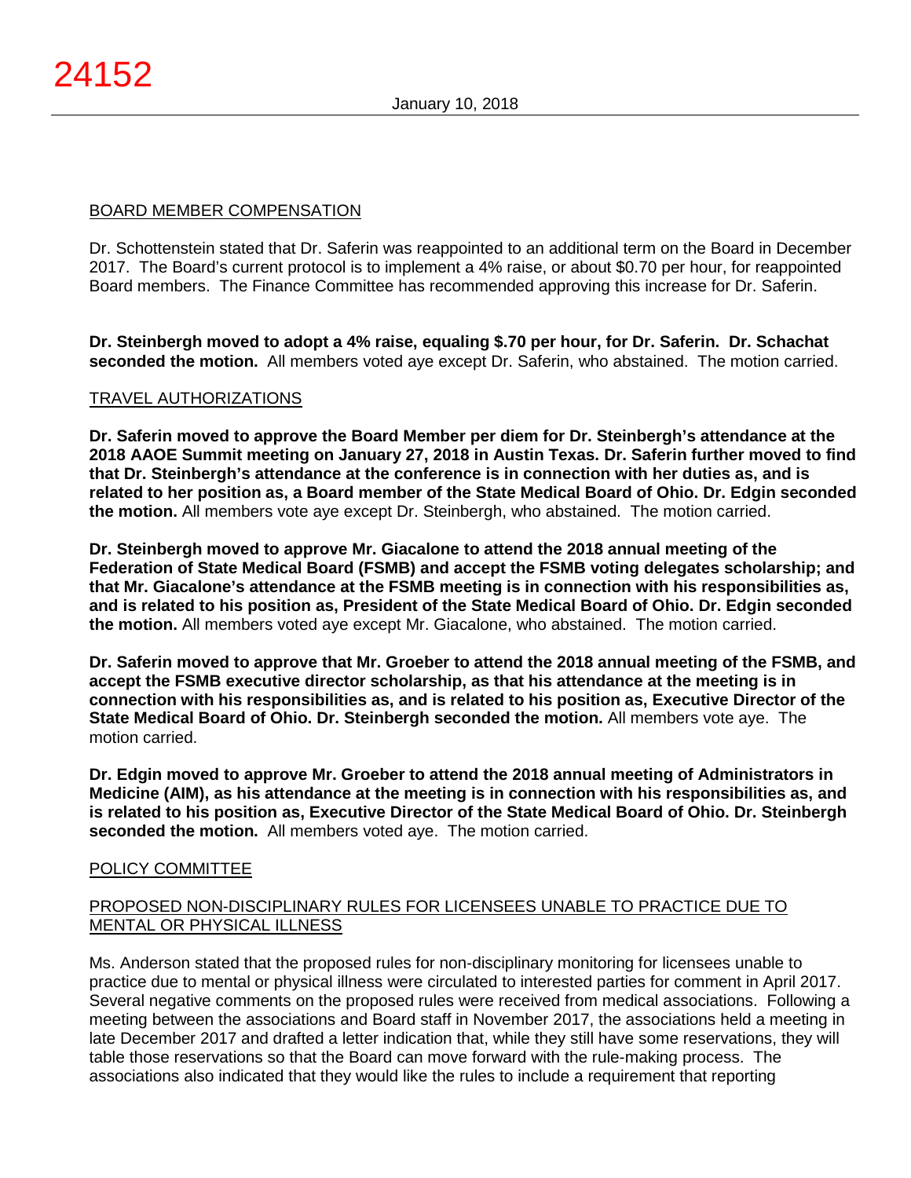## BOARD MEMBER COMPENSATION

Dr. Schottenstein stated that Dr. Saferin was reappointed to an additional term on the Board in December 2017. The Board's current protocol is to implement a 4% raise, or about $0.70 per hour, for reappointed Board members. The Finance Committee has recommended approving this increase for Dr. Saferin.

**Dr. Steinbergh moved to adopt a 4% raise, equaling $.70 per hour, for Dr. Saferin. Dr. Schachat seconded the motion.** All members voted aye except Dr. Saferin, who abstained. The motion carried.

## TRAVEL AUTHORIZATIONS

**Dr. Saferin moved to approve the Board Member per diem for Dr. Steinbergh's attendance at the 2018 AAOE Summit meeting on January 27, 2018 in Austin Texas. Dr. Saferin further moved to find that Dr. Steinbergh's attendance at the conference is in connection with her duties as, and is related to her position as, a Board member of the State Medical Board of Ohio. Dr. Edgin seconded the motion.** All members vote aye except Dr. Steinbergh, who abstained. The motion carried.

**Dr. Steinbergh moved to approve Mr. Giacalone to attend the 2018 annual meeting of the Federation of State Medical Board (FSMB) and accept the FSMB voting delegates scholarship; and that Mr. Giacalone's attendance at the FSMB meeting is in connection with his responsibilities as, and is related to his position as, President of the State Medical Board of Ohio. Dr. Edgin seconded the motion.** All members voted aye except Mr. Giacalone, who abstained. The motion carried.

**Dr. Saferin moved to approve that Mr. Groeber to attend the 2018 annual meeting of the FSMB, and accept the FSMB executive director scholarship, as that his attendance at the meeting is in connection with his responsibilities as, and is related to his position as, Executive Director of the State Medical Board of Ohio. Dr. Steinbergh seconded the motion.** All members vote aye. The motion carried.

**Dr. Edgin moved to approve Mr. Groeber to attend the 2018 annual meeting of Administrators in Medicine (AIM), as his attendance at the meeting is in connection with his responsibilities as, and is related to his position as, Executive Director of the State Medical Board of Ohio. Dr. Steinbergh seconded the motion.** All members voted aye. The motion carried.

## POLICY COMMITTEE

### PROPOSED NON-DISCIPLINARY RULES FOR LICENSEES UNABLE TO PRACTICE DUE TO MENTAL OR PHYSICAL ILLNESS

Ms. Anderson stated that the proposed rules for non-disciplinary monitoring for licensees unable to practice due to mental or physical illness were circulated to interested parties for comment in April 2017. Several negative comments on the proposed rules were received from medical associations. Following a meeting between the associations and Board staff in November 2017, the associations held a meeting in late December 2017 and drafted a letter indication that, while they still have some reservations, they will table those reservations so that the Board can move forward with the rule-making process. The associations also indicated that they would like the rules to include a requirement that reporting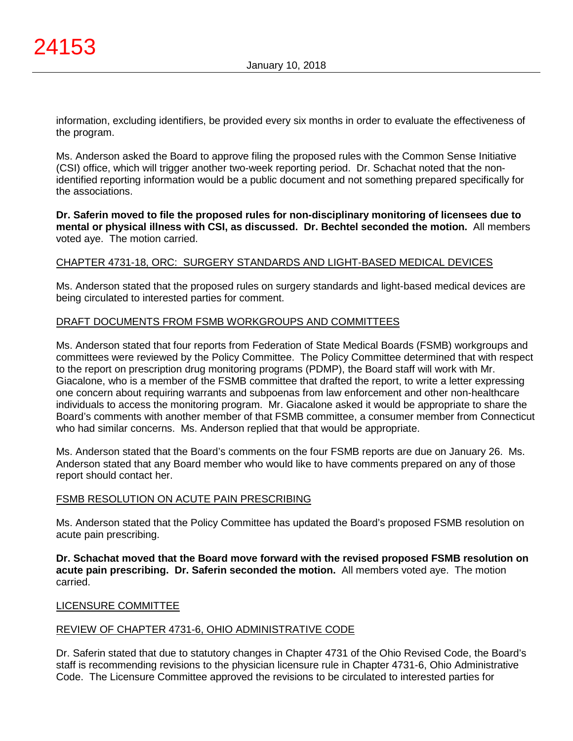information, excluding identifiers, be provided every six months in order to evaluate the effectiveness of the program.

Ms. Anderson asked the Board to approve filing the proposed rules with the Common Sense Initiative (CSI) office, which will trigger another two-week reporting period. Dr. Schachat noted that the non-identified reporting information would be a public document and not something prepared specifically for the associations.

**Dr. Saferin moved to file the proposed rules for non-disciplinary monitoring of licensees due to mental or physical illness with CSI, as discussed. Dr. Bechtel seconded the motion.** All members voted aye. The motion carried.

CHAPTER 4731-18, ORC: SURGERY STANDARDS AND LIGHT-BASED MEDICAL DEVICES

Ms. Anderson stated that the proposed rules on surgery standards and light-based medical devices are being circulated to interested parties for comment.

DRAFT DOCUMENTS FROM FSMB WORKGROUPS AND COMMITTEES

Ms. Anderson stated that four reports from Federation of State Medical Boards (FSMB) workgroups and committees were reviewed by the Policy Committee. The Policy Committee determined that with respect to the report on prescription drug monitoring programs (PDMP), the Board staff will work with Mr. Giacalone, who is a member of the FSMB committee that drafted the report, to write a letter expressing one concern about requiring warrants and subpoenas from law enforcement and other non-healthcare individuals to access the monitoring program. Mr. Giacalone asked it would be appropriate to share the Board's comments with another member of that FSMB committee, a consumer member from Connecticut who had similar concerns. Ms. Anderson replied that that would be appropriate.

Ms. Anderson stated that the Board's comments on the four FSMB reports are due on January 26. Ms. Anderson stated that any Board member who would like to have comments prepared on any of those report should contact her.

FSMB RESOLUTION ON ACUTE PAIN PRESCRIBING

Ms. Anderson stated that the Policy Committee has updated the Board's proposed FSMB resolution on acute pain prescribing.

**Dr. Schachat moved that the Board move forward with the revised proposed FSMB resolution on acute pain prescribing. Dr. Saferin seconded the motion.** All members voted aye. The motion carried.

LICENSURE COMMITTEE

REVIEW OF CHAPTER 4731-6, OHIO ADMINISTRATIVE CODE

Dr. Saferin stated that due to statutory changes in Chapter 4731 of the Ohio Revised Code, the Board's staff is recommending revisions to the physician licensure rule in Chapter 4731-6, Ohio Administrative Code. The Licensure Committee approved the revisions to be circulated to interested parties for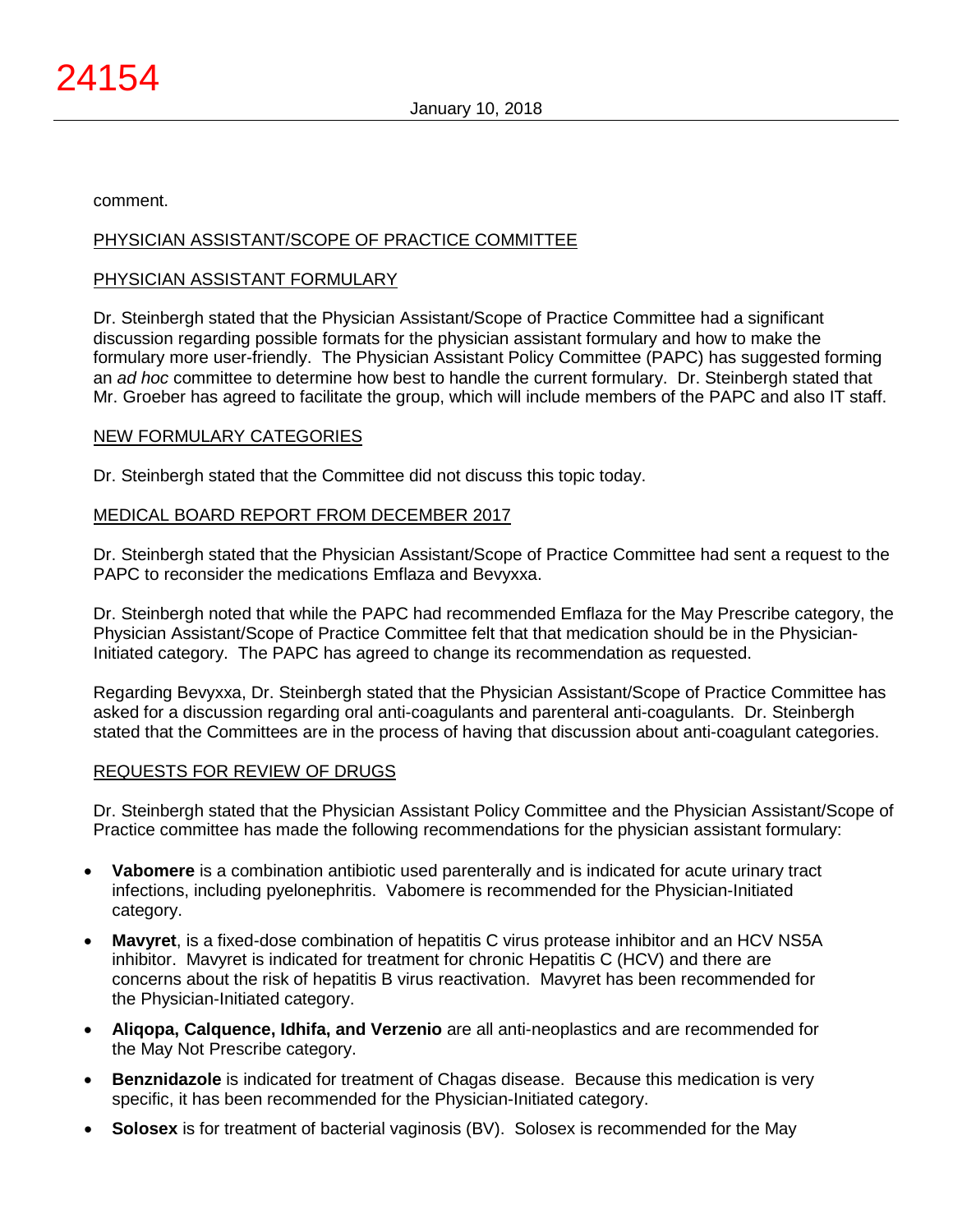comment.

PHYSICIAN ASSISTANT/SCOPE OF PRACTICE COMMITTEE

PHYSICIAN ASSISTANT FORMULARY

Dr. Steinbergh stated that the Physician Assistant/Scope of Practice Committee had a significant discussion regarding possible formats for the physician assistant formulary and how to make the formulary more user-friendly. The Physician Assistant Policy Committee (PAPC) has suggested forming an *ad hoc* committee to determine how best to handle the current formulary. Dr. Steinbergh stated that Mr. Groeber has agreed to facilitate the group, which will include members of the PAPC and also IT staff.

NEW FORMULARY CATEGORIES

Dr. Steinbergh stated that the Committee did not discuss this topic today.

MEDICAL BOARD REPORT FROM DECEMBER 2017

Dr. Steinbergh stated that the Physician Assistant/Scope of Practice Committee had sent a request to the PAPC to reconsider the medications Emflaza and Bevyxxa.

Dr. Steinbergh noted that while the PAPC had recommended Emflaza for the May Prescribe category, the Physician Assistant/Scope of Practice Committee felt that that medication should be in the Physician-Initiated category. The PAPC has agreed to change its recommendation as requested.

Regarding Bevyxxa, Dr. Steinbergh stated that the Physician Assistant/Scope of Practice Committee has asked for a discussion regarding oral anti-coagulants and parenteral anti-coagulants. Dr. Steinbergh stated that the Committees are in the process of having that discussion about anti-coagulant categories.

REQUESTS FOR REVIEW OF DRUGS

Dr. Steinbergh stated that the Physician Assistant Policy Committee and the Physician Assistant/Scope of Practice committee has made the following recommendations for the physician assistant formulary:

- **Vabomere** is a combination antibiotic used parenterally and is indicated for acute urinary tract infections, including pyelonephritis. Vabomere is recommended for the Physician-Initiated category.
- **Mavyret**, is a fixed-dose combination of hepatitis C virus protease inhibitor and an HCV NS5A inhibitor. Mavyret is indicated for treatment for chronic Hepatitis C (HCV) and there are concerns about the risk of hepatitis B virus reactivation. Mavyret has been recommended for the Physician-Initiated category.
- **Aliqopa, Calquence, Idhifa, and Verzenio** are all anti-neoplastics and are recommended for the May Not Prescribe category.
- **Benznidazole** is indicated for treatment of Chagas disease. Because this medication is very specific, it has been recommended for the Physician-Initiated category.
- **Solosex** is for treatment of bacterial vaginosis (BV). Solosex is recommended for the May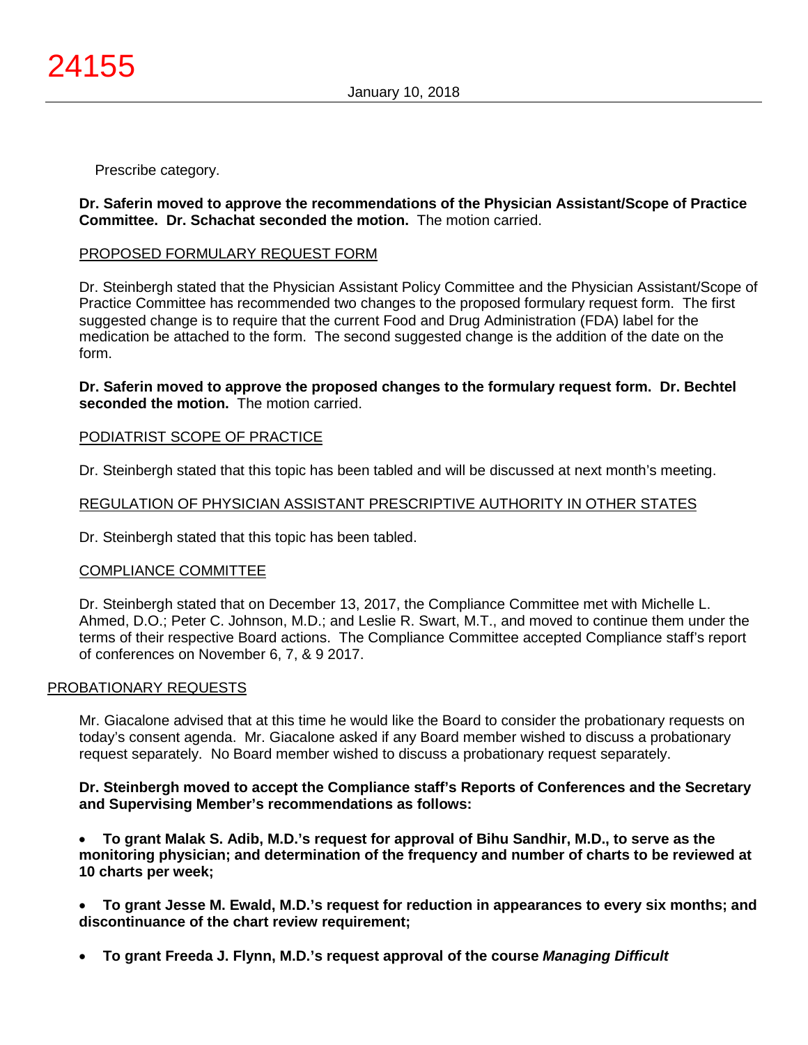Prescribe category.

**Dr. Saferin moved to approve the recommendations of the Physician Assistant/Scope of Practice Committee. Dr. Schachat seconded the motion.** The motion carried.

PROPOSED FORMULARY REQUEST FORM

Dr. Steinbergh stated that the Physician Assistant Policy Committee and the Physician Assistant/Scope of Practice Committee has recommended two changes to the proposed formulary request form. The first suggested change is to require that the current Food and Drug Administration (FDA) label for the medication be attached to the form. The second suggested change is the addition of the date on the form.

**Dr. Saferin moved to approve the proposed changes to the formulary request form. Dr. Bechtel seconded the motion.** The motion carried.

PODIATRIST SCOPE OF PRACTICE

Dr. Steinbergh stated that this topic has been tabled and will be discussed at next month's meeting.

REGULATION OF PHYSICIAN ASSISTANT PRESCRIPTIVE AUTHORITY IN OTHER STATES

Dr. Steinbergh stated that this topic has been tabled.

COMPLIANCE COMMITTEE

Dr. Steinbergh stated that on December 13, 2017, the Compliance Committee met with Michelle L. Ahmed, D.O.; Peter C. Johnson, M.D.; and Leslie R. Swart, M.T., and moved to continue them under the terms of their respective Board actions. The Compliance Committee accepted Compliance staff's report of conferences on November 6, 7, & 9 2017.

PROBATIONARY REQUESTS

Mr. Giacalone advised that at this time he would like the Board to consider the probationary requests on today's consent agenda. Mr. Giacalone asked if any Board member wished to discuss a probationary request separately. No Board member wished to discuss a probationary request separately.

**Dr. Steinbergh moved to accept the Compliance staff's Reports of Conferences and the Secretary and Supervising Member's recommendations as follows:**

- **To grant Malak S. Adib, M.D.'s request for approval of Bihu Sandhir, M.D., to serve as the monitoring physician; and determination of the frequency and number of charts to be reviewed at 10 charts per week;**

- **To grant Jesse M. Ewald, M.D.'s request for reduction in appearances to every six months; and discontinuance of the chart review requirement;**

- **To grant Freeda J. Flynn, M.D.'s request approval of the course *Managing Difficult***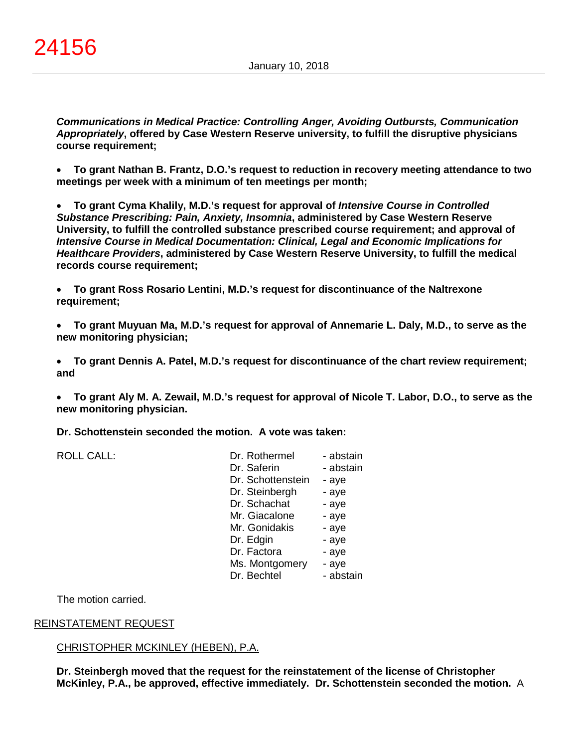***Communications in Medical Practice: Controlling Anger, Avoiding Outbursts, Communication Appropriately*, offered by Case Western Reserve university, to fulfill the disruptive physicians course requirement;**

- **To grant Nathan B. Frantz, D.O.'s request to reduction in recovery meeting attendance to two meetings per week with a minimum of ten meetings per month;**

- **To grant Cyma Khalily, M.D.'s request for approval of *Intensive Course in Controlled Substance Prescribing: Pain, Anxiety, Insomnia*, administered by Case Western Reserve University, to fulfill the controlled substance prescribed course requirement; and approval of *Intensive Course in Medical Documentation: Clinical, Legal and Economic Implications for Healthcare Providers*, administered by Case Western Reserve University, to fulfill the medical records course requirement;**

- **To grant Ross Rosario Lentini, M.D.'s request for discontinuance of the Naltrexone requirement;**

- **To grant Muyuan Ma, M.D.'s request for approval of Annemarie L. Daly, M.D., to serve as the new monitoring physician;**

- **To grant Dennis A. Patel, M.D.'s request for discontinuance of the chart review requirement; and**

- **To grant Aly M. A. Zewail, M.D.'s request for approval of Nicole T. Labor, D.O., to serve as the new monitoring physician.**

**Dr. Schottenstein seconded the motion. A vote was taken:**

| ROLL CALL: | | |
|---|---|---|
| | Dr. Rothermel | - abstain |
| | Dr. Saferin | - abstain |
| | Dr. Schottenstein | - aye |
| | Dr. Steinbergh | - aye |
| | Dr. Schachat | - aye |
| | Mr. Giacalone | - aye |
| | Mr. Gonidakis | - aye |
| | Dr. Edgin | - aye |
| | Dr. Factora | - aye |
| | Ms. Montgomery | - aye |
| | Dr. Bechtel | - abstain |

The motion carried.

## REINSTATEMENT REQUEST

### CHRISTOPHER MCKINLEY (HEBEN), P.A.

**Dr. Steinbergh moved that the request for the reinstatement of the license of Christopher McKinley, P.A., be approved, effective immediately. Dr. Schottenstein seconded the motion.** A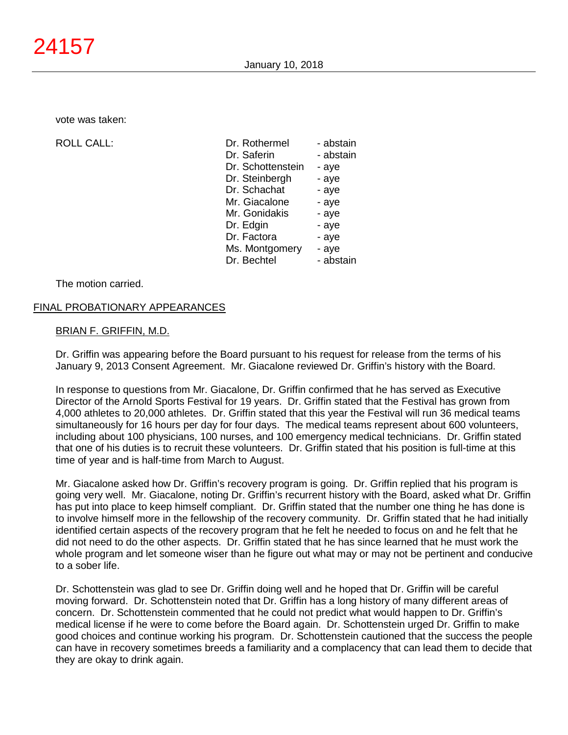vote was taken:

| ROLL CALL: | Dr. Rothermel | - abstain |
|---|---|---|
| | Dr. Saferin | - abstain |
| | Dr. Schottenstein | - aye |
| | Dr. Steinbergh | - aye |
| | Dr. Schachat | - aye |
| | Mr. Giacalone | - aye |
| | Mr. Gonidakis | - aye |
| | Dr. Edgin | - aye |
| | Dr. Factora | - aye |
| | Ms. Montgomery | - aye |
| | Dr. Bechtel | - abstain |

The motion carried.

## FINAL PROBATIONARY APPEARANCES

### BRIAN F. GRIFFIN, M.D.

Dr. Griffin was appearing before the Board pursuant to his request for release from the terms of his January 9, 2013 Consent Agreement. Mr. Giacalone reviewed Dr. Griffin's history with the Board.

In response to questions from Mr. Giacalone, Dr. Griffin confirmed that he has served as Executive Director of the Arnold Sports Festival for 19 years. Dr. Griffin stated that the Festival has grown from 4,000 athletes to 20,000 athletes. Dr. Griffin stated that this year the Festival will run 36 medical teams simultaneously for 16 hours per day for four days. The medical teams represent about 600 volunteers, including about 100 physicians, 100 nurses, and 100 emergency medical technicians. Dr. Griffin stated that one of his duties is to recruit these volunteers. Dr. Griffin stated that his position is full-time at this time of year and is half-time from March to August.

Mr. Giacalone asked how Dr. Griffin's recovery program is going. Dr. Griffin replied that his program is going very well. Mr. Giacalone, noting Dr. Griffin's recurrent history with the Board, asked what Dr. Griffin has put into place to keep himself compliant. Dr. Griffin stated that the number one thing he has done is to involve himself more in the fellowship of the recovery community. Dr. Griffin stated that he had initially identified certain aspects of the recovery program that he felt he needed to focus on and he felt that he did not need to do the other aspects. Dr. Griffin stated that he has since learned that he must work the whole program and let someone wiser than he figure out what may or may not be pertinent and conducive to a sober life.

Dr. Schottenstein was glad to see Dr. Griffin doing well and he hoped that Dr. Griffin will be careful moving forward. Dr. Schottenstein noted that Dr. Griffin has a long history of many different areas of concern. Dr. Schottenstein commented that he could not predict what would happen to Dr. Griffin's medical license if he were to come before the Board again. Dr. Schottenstein urged Dr. Griffin to make good choices and continue working his program. Dr. Schottenstein cautioned that the success the people can have in recovery sometimes breeds a familiarity and a complacency that can lead them to decide that they are okay to drink again.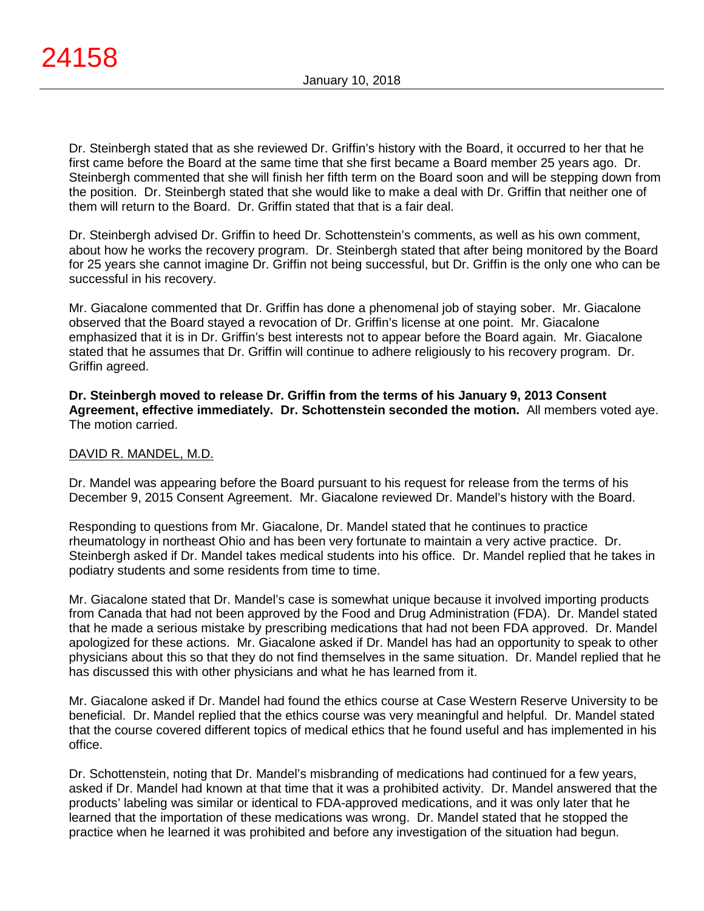Dr. Steinbergh stated that as she reviewed Dr. Griffin's history with the Board, it occurred to her that he first came before the Board at the same time that she first became a Board member 25 years ago. Dr. Steinbergh commented that she will finish her fifth term on the Board soon and will be stepping down from the position. Dr. Steinbergh stated that she would like to make a deal with Dr. Griffin that neither one of them will return to the Board. Dr. Griffin stated that that is a fair deal.

Dr. Steinbergh advised Dr. Griffin to heed Dr. Schottenstein's comments, as well as his own comment, about how he works the recovery program. Dr. Steinbergh stated that after being monitored by the Board for 25 years she cannot imagine Dr. Griffin not being successful, but Dr. Griffin is the only one who can be successful in his recovery.

Mr. Giacalone commented that Dr. Griffin has done a phenomenal job of staying sober. Mr. Giacalone observed that the Board stayed a revocation of Dr. Griffin's license at one point. Mr. Giacalone emphasized that it is in Dr. Griffin's best interests not to appear before the Board again. Mr. Giacalone stated that he assumes that Dr. Griffin will continue to adhere religiously to his recovery program. Dr. Griffin agreed.

**Dr. Steinbergh moved to release Dr. Griffin from the terms of his January 9, 2013 Consent Agreement, effective immediately. Dr. Schottenstein seconded the motion.** All members voted aye. The motion carried.

DAVID R. MANDEL, M.D.

Dr. Mandel was appearing before the Board pursuant to his request for release from the terms of his December 9, 2015 Consent Agreement. Mr. Giacalone reviewed Dr. Mandel's history with the Board.

Responding to questions from Mr. Giacalone, Dr. Mandel stated that he continues to practice rheumatology in northeast Ohio and has been very fortunate to maintain a very active practice. Dr. Steinbergh asked if Dr. Mandel takes medical students into his office. Dr. Mandel replied that he takes in podiatry students and some residents from time to time.

Mr. Giacalone stated that Dr. Mandel's case is somewhat unique because it involved importing products from Canada that had not been approved by the Food and Drug Administration (FDA). Dr. Mandel stated that he made a serious mistake by prescribing medications that had not been FDA approved. Dr. Mandel apologized for these actions. Mr. Giacalone asked if Dr. Mandel has had an opportunity to speak to other physicians about this so that they do not find themselves in the same situation. Dr. Mandel replied that he has discussed this with other physicians and what he has learned from it.

Mr. Giacalone asked if Dr. Mandel had found the ethics course at Case Western Reserve University to be beneficial. Dr. Mandel replied that the ethics course was very meaningful and helpful. Dr. Mandel stated that the course covered different topics of medical ethics that he found useful and has implemented in his office.

Dr. Schottenstein, noting that Dr. Mandel's misbranding of medications had continued for a few years, asked if Dr. Mandel had known at that time that it was a prohibited activity. Dr. Mandel answered that the products' labeling was similar or identical to FDA-approved medications, and it was only later that he learned that the importation of these medications was wrong. Dr. Mandel stated that he stopped the practice when he learned it was prohibited and before any investigation of the situation had begun.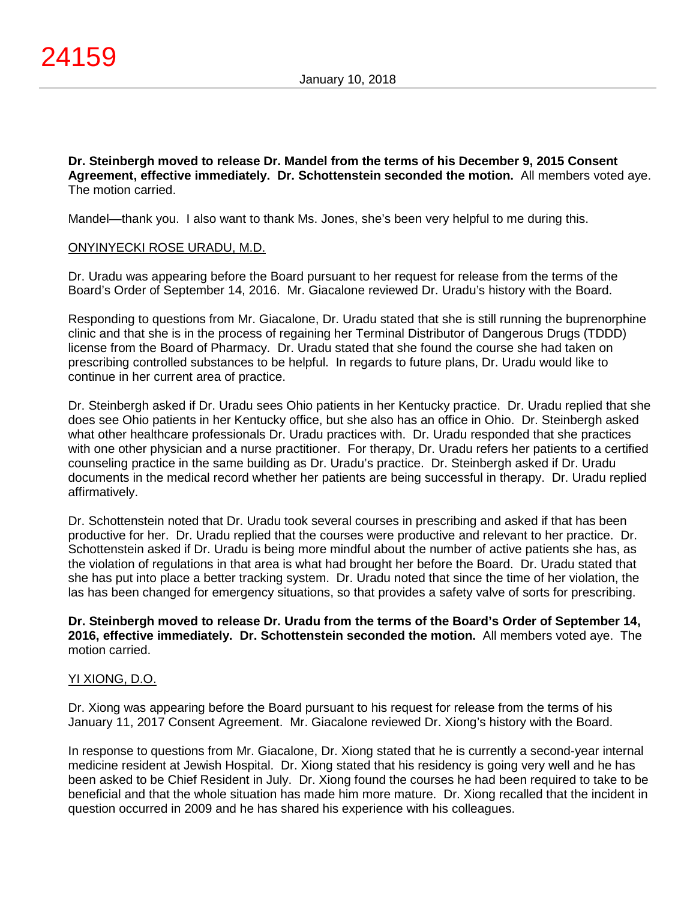**Dr. Steinbergh moved to release Dr. Mandel from the terms of his December 9, 2015 Consent Agreement, effective immediately. Dr. Schottenstein seconded the motion.** All members voted aye. The motion carried.

Mandel—thank you. I also want to thank Ms. Jones, she's been very helpful to me during this.

<u>ONYINYECKI ROSE URADU, M.D.</u>

Dr. Uradu was appearing before the Board pursuant to her request for release from the terms of the Board's Order of September 14, 2016. Mr. Giacalone reviewed Dr. Uradu's history with the Board.

Responding to questions from Mr. Giacalone, Dr. Uradu stated that she is still running the buprenorphine clinic and that she is in the process of regaining her Terminal Distributor of Dangerous Drugs (TDDD) license from the Board of Pharmacy. Dr. Uradu stated that she found the course she had taken on prescribing controlled substances to be helpful. In regards to future plans, Dr. Uradu would like to continue in her current area of practice.

Dr. Steinbergh asked if Dr. Uradu sees Ohio patients in her Kentucky practice. Dr. Uradu replied that she does see Ohio patients in her Kentucky office, but she also has an office in Ohio. Dr. Steinbergh asked what other healthcare professionals Dr. Uradu practices with. Dr. Uradu responded that she practices with one other physician and a nurse practitioner. For therapy, Dr. Uradu refers her patients to a certified counseling practice in the same building as Dr. Uradu's practice. Dr. Steinbergh asked if Dr. Uradu documents in the medical record whether her patients are being successful in therapy. Dr. Uradu replied affirmatively.

Dr. Schottenstein noted that Dr. Uradu took several courses in prescribing and asked if that has been productive for her. Dr. Uradu replied that the courses were productive and relevant to her practice. Dr. Schottenstein asked if Dr. Uradu is being more mindful about the number of active patients she has, as the violation of regulations in that area is what had brought her before the Board. Dr. Uradu stated that she has put into place a better tracking system. Dr. Uradu noted that since the time of her violation, the las has been changed for emergency situations, so that provides a safety valve of sorts for prescribing.

**Dr. Steinbergh moved to release Dr. Uradu from the terms of the Board's Order of September 14, 2016, effective immediately. Dr. Schottenstein seconded the motion.** All members voted aye. The motion carried.

<u>YI XIONG, D.O.</u>

Dr. Xiong was appearing before the Board pursuant to his request for release from the terms of his January 11, 2017 Consent Agreement. Mr. Giacalone reviewed Dr. Xiong's history with the Board.

In response to questions from Mr. Giacalone, Dr. Xiong stated that he is currently a second-year internal medicine resident at Jewish Hospital. Dr. Xiong stated that his residency is going very well and he has been asked to be Chief Resident in July. Dr. Xiong found the courses he had been required to take to be beneficial and that the whole situation has made him more mature. Dr. Xiong recalled that the incident in question occurred in 2009 and he has shared his experience with his colleagues.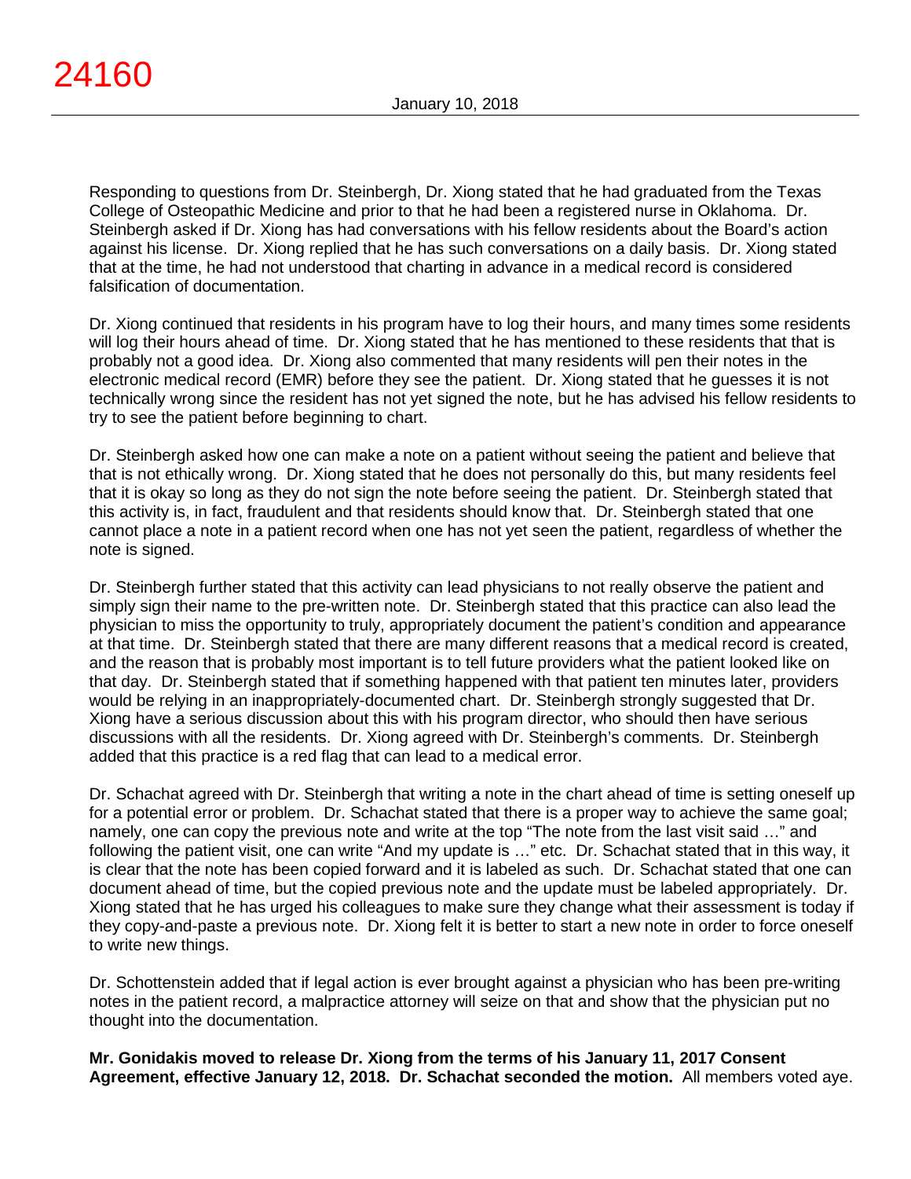Responding to questions from Dr. Steinbergh, Dr. Xiong stated that he had graduated from the Texas College of Osteopathic Medicine and prior to that he had been a registered nurse in Oklahoma. Dr. Steinbergh asked if Dr. Xiong has had conversations with his fellow residents about the Board's action against his license. Dr. Xiong replied that he has such conversations on a daily basis. Dr. Xiong stated that at the time, he had not understood that charting in advance in a medical record is considered falsification of documentation.

Dr. Xiong continued that residents in his program have to log their hours, and many times some residents will log their hours ahead of time. Dr. Xiong stated that he has mentioned to these residents that that is probably not a good idea. Dr. Xiong also commented that many residents will pen their notes in the electronic medical record (EMR) before they see the patient. Dr. Xiong stated that he guesses it is not technically wrong since the resident has not yet signed the note, but he has advised his fellow residents to try to see the patient before beginning to chart.

Dr. Steinbergh asked how one can make a note on a patient without seeing the patient and believe that that is not ethically wrong. Dr. Xiong stated that he does not personally do this, but many residents feel that it is okay so long as they do not sign the note before seeing the patient. Dr. Steinbergh stated that this activity is, in fact, fraudulent and that residents should know that. Dr. Steinbergh stated that one cannot place a note in a patient record when one has not yet seen the patient, regardless of whether the note is signed.

Dr. Steinbergh further stated that this activity can lead physicians to not really observe the patient and simply sign their name to the pre-written note. Dr. Steinbergh stated that this practice can also lead the physician to miss the opportunity to truly, appropriately document the patient's condition and appearance at that time. Dr. Steinbergh stated that there are many different reasons that a medical record is created, and the reason that is probably most important is to tell future providers what the patient looked like on that day. Dr. Steinbergh stated that if something happened with that patient ten minutes later, providers would be relying in an inappropriately-documented chart. Dr. Steinbergh strongly suggested that Dr. Xiong have a serious discussion about this with his program director, who should then have serious discussions with all the residents. Dr. Xiong agreed with Dr. Steinbergh's comments. Dr. Steinbergh added that this practice is a red flag that can lead to a medical error.

Dr. Schachat agreed with Dr. Steinbergh that writing a note in the chart ahead of time is setting oneself up for a potential error or problem. Dr. Schachat stated that there is a proper way to achieve the same goal; namely, one can copy the previous note and write at the top "The note from the last visit said …" and following the patient visit, one can write "And my update is …" etc. Dr. Schachat stated that in this way, it is clear that the note has been copied forward and it is labeled as such. Dr. Schachat stated that one can document ahead of time, but the copied previous note and the update must be labeled appropriately. Dr. Xiong stated that he has urged his colleagues to make sure they change what their assessment is today if they copy-and-paste a previous note. Dr. Xiong felt it is better to start a new note in order to force oneself to write new things.

Dr. Schottenstein added that if legal action is ever brought against a physician who has been pre-writing notes in the patient record, a malpractice attorney will seize on that and show that the physician put no thought into the documentation.

**Mr. Gonidakis moved to release Dr. Xiong from the terms of his January 11, 2017 Consent Agreement, effective January 12, 2018. Dr. Schachat seconded the motion.** All members voted aye.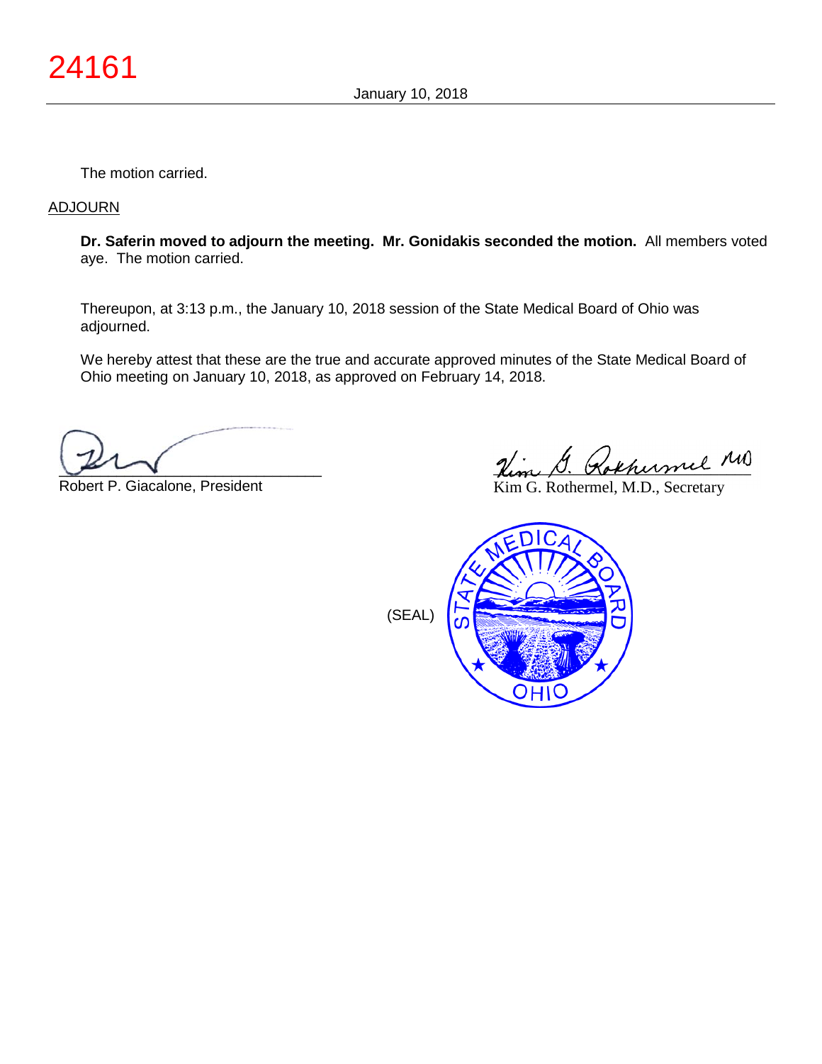The motion carried.

ADJOURN

**Dr. Saferin moved to adjourn the meeting. Mr. Gonidakis seconded the motion.** All members voted aye. The motion carried.

Thereupon, at 3:13 p.m., the January 10, 2018 session of the State Medical Board of Ohio was adjourned.

We hereby attest that these are the true and accurate approved minutes of the State Medical Board of Ohio meeting on January 10, 2018, as approved on February 14, 2018.

Robert P. Giacalone, President

Kim G. Rothermel, M.D., Secretary

(SEAL)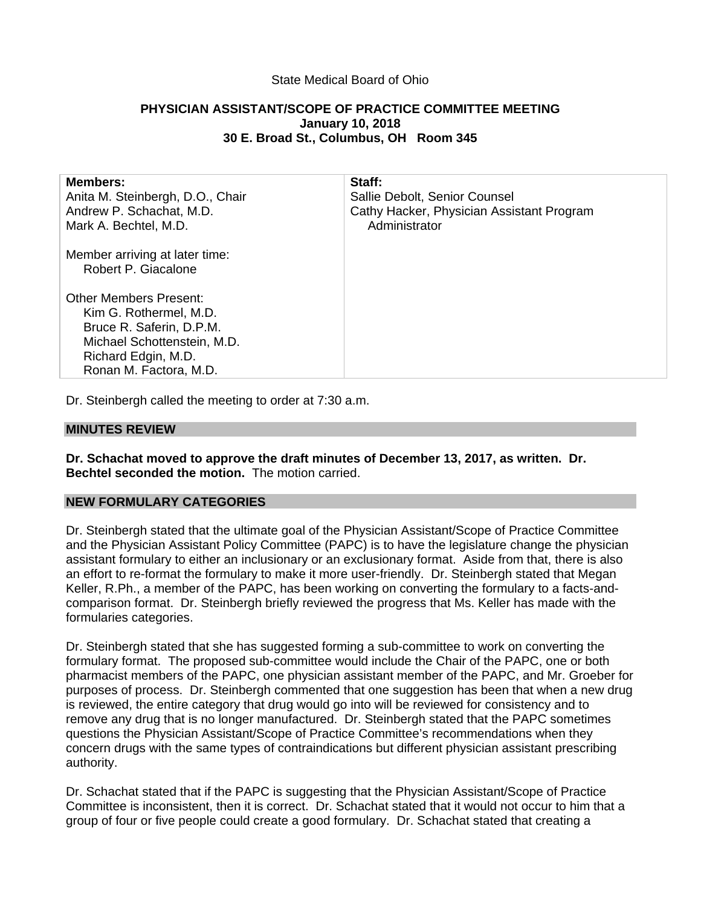State Medical Board of Ohio

**PHYSICIAN ASSISTANT/SCOPE OF PRACTICE COMMITTEE MEETING**
**January 10, 2018**
**30 E. Broad St., Columbus, OH Room 345**

| **Members:** | **Staff:** |
|---|---|
| Anita M. Steinbergh, D.O., Chair<br>Andrew P. Schachat, M.D.<br>Mark A. Bechtel, M.D.<br><br>Member arriving at later time:<br>Robert P. Giacalone<br><br>Other Members Present:<br>Kim G. Rothermel, M.D.<br>Bruce R. Saferin, D.P.M.<br>Michael Schottenstein, M.D.<br>Richard Edgin, M.D.<br>Ronan M. Factora, M.D. | Sallie Debolt, Senior Counsel<br>Cathy Hacker, Physician Assistant Program Administrator |

Dr. Steinbergh called the meeting to order at 7:30 a.m.

## MINUTES REVIEW

**Dr. Schachat moved to approve the draft minutes of December 13, 2017, as written. Dr. Bechtel seconded the motion.** The motion carried.

## NEW FORMULARY CATEGORIES

Dr. Steinbergh stated that the ultimate goal of the Physician Assistant/Scope of Practice Committee and the Physician Assistant Policy Committee (PAPC) is to have the legislature change the physician assistant formulary to either an inclusionary or an exclusionary format. Aside from that, there is also an effort to re-format the formulary to make it more user-friendly. Dr. Steinbergh stated that Megan Keller, R.Ph., a member of the PAPC, has been working on converting the formulary to a facts-and-comparison format. Dr. Steinbergh briefly reviewed the progress that Ms. Keller has made with the formularies categories.

Dr. Steinbergh stated that she has suggested forming a sub-committee to work on converting the formulary format. The proposed sub-committee would include the Chair of the PAPC, one or both pharmacist members of the PAPC, one physician assistant member of the PAPC, and Mr. Groeber for purposes of process. Dr. Steinbergh commented that one suggestion has been that when a new drug is reviewed, the entire category that drug would go into will be reviewed for consistency and to remove any drug that is no longer manufactured. Dr. Steinbergh stated that the PAPC sometimes questions the Physician Assistant/Scope of Practice Committee's recommendations when they concern drugs with the same types of contraindications but different physician assistant prescribing authority.

Dr. Schachat stated that if the PAPC is suggesting that the Physician Assistant/Scope of Practice Committee is inconsistent, then it is correct. Dr. Schachat stated that it would not occur to him that a group of four or five people could create a good formulary. Dr. Schachat stated that creating a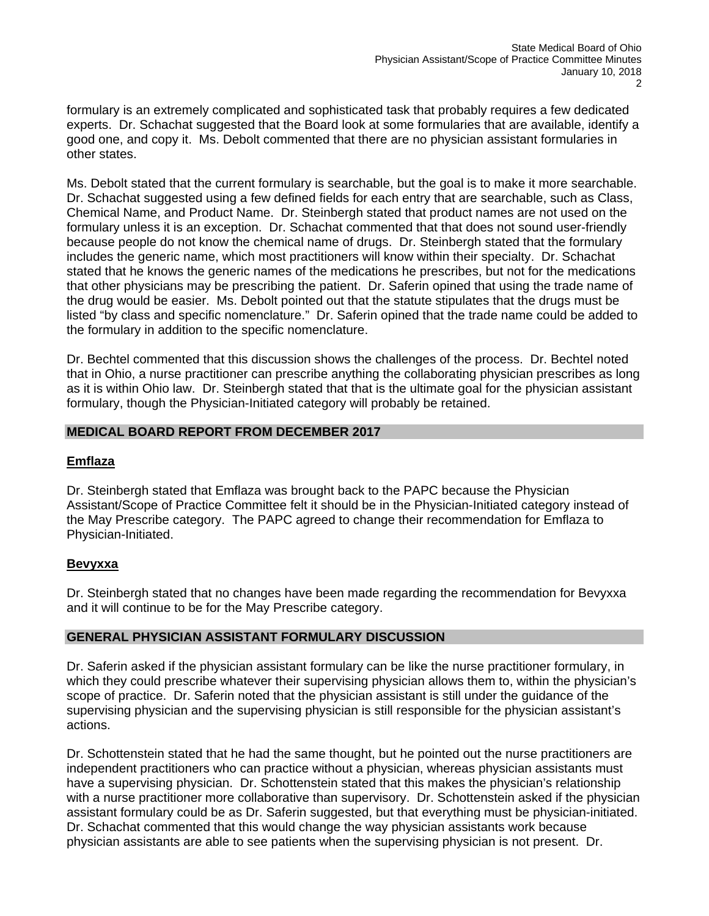formulary is an extremely complicated and sophisticated task that probably requires a few dedicated experts. Dr. Schachat suggested that the Board look at some formularies that are available, identify a good one, and copy it. Ms. Debolt commented that there are no physician assistant formularies in other states.

Ms. Debolt stated that the current formulary is searchable, but the goal is to make it more searchable. Dr. Schachat suggested using a few defined fields for each entry that are searchable, such as Class, Chemical Name, and Product Name. Dr. Steinbergh stated that product names are not used on the formulary unless it is an exception. Dr. Schachat commented that that does not sound user-friendly because people do not know the chemical name of drugs. Dr. Steinbergh stated that the formulary includes the generic name, which most practitioners will know within their specialty. Dr. Schachat stated that he knows the generic names of the medications he prescribes, but not for the medications that other physicians may be prescribing the patient. Dr. Saferin opined that using the trade name of the drug would be easier. Ms. Debolt pointed out that the statute stipulates that the drugs must be listed "by class and specific nomenclature." Dr. Saferin opined that the trade name could be added to the formulary in addition to the specific nomenclature.

Dr. Bechtel commented that this discussion shows the challenges of the process. Dr. Bechtel noted that in Ohio, a nurse practitioner can prescribe anything the collaborating physician prescribes as long as it is within Ohio law. Dr. Steinbergh stated that that is the ultimate goal for the physician assistant formulary, though the Physician-Initiated category will probably be retained.

## MEDICAL BOARD REPORT FROM DECEMBER 2017

### Emflaza

Dr. Steinbergh stated that Emflaza was brought back to the PAPC because the Physician Assistant/Scope of Practice Committee felt it should be in the Physician-Initiated category instead of the May Prescribe category. The PAPC agreed to change their recommendation for Emflaza to Physician-Initiated.

### Bevyxxa

Dr. Steinbergh stated that no changes have been made regarding the recommendation for Bevyxxa and it will continue to be for the May Prescribe category.

## GENERAL PHYSICIAN ASSISTANT FORMULARY DISCUSSION

Dr. Saferin asked if the physician assistant formulary can be like the nurse practitioner formulary, in which they could prescribe whatever their supervising physician allows them to, within the physician's scope of practice. Dr. Saferin noted that the physician assistant is still under the guidance of the supervising physician and the supervising physician is still responsible for the physician assistant's actions.

Dr. Schottenstein stated that he had the same thought, but he pointed out the nurse practitioners are independent practitioners who can practice without a physician, whereas physician assistants must have a supervising physician. Dr. Schottenstein stated that this makes the physician's relationship with a nurse practitioner more collaborative than supervisory. Dr. Schottenstein asked if the physician assistant formulary could be as Dr. Saferin suggested, but that everything must be physician-initiated. Dr. Schachat commented that this would change the way physician assistants work because physician assistants are able to see patients when the supervising physician is not present. Dr.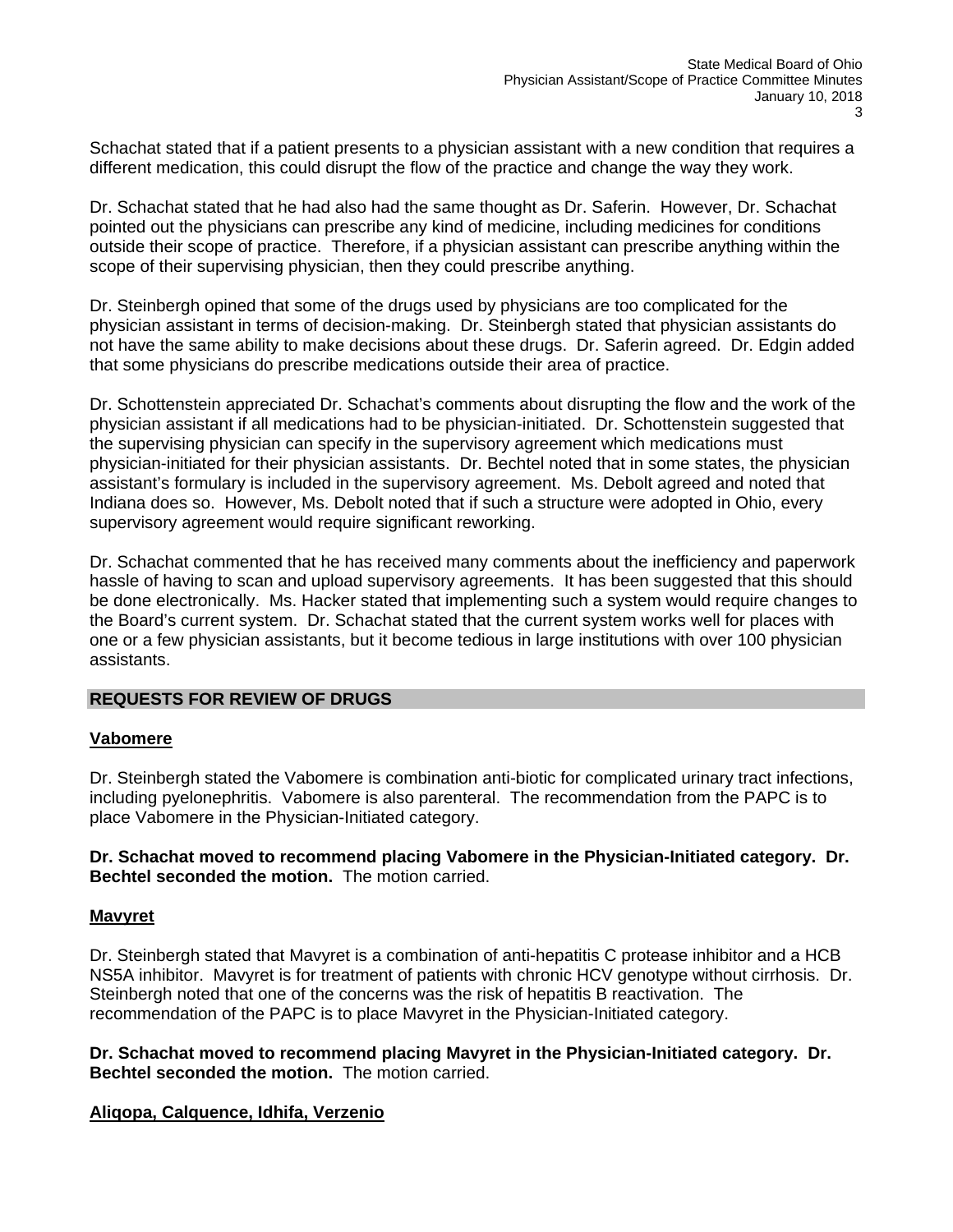Schachat stated that if a patient presents to a physician assistant with a new condition that requires a different medication, this could disrupt the flow of the practice and change the way they work.

Dr. Schachat stated that he had also had the same thought as Dr. Saferin. However, Dr. Schachat pointed out the physicians can prescribe any kind of medicine, including medicines for conditions outside their scope of practice. Therefore, if a physician assistant can prescribe anything within the scope of their supervising physician, then they could prescribe anything.

Dr. Steinbergh opined that some of the drugs used by physicians are too complicated for the physician assistant in terms of decision-making. Dr. Steinbergh stated that physician assistants do not have the same ability to make decisions about these drugs. Dr. Saferin agreed. Dr. Edgin added that some physicians do prescribe medications outside their area of practice.

Dr. Schottenstein appreciated Dr. Schachat's comments about disrupting the flow and the work of the physician assistant if all medications had to be physician-initiated. Dr. Schottenstein suggested that the supervising physician can specify in the supervisory agreement which medications must physician-initiated for their physician assistants. Dr. Bechtel noted that in some states, the physician assistant's formulary is included in the supervisory agreement. Ms. Debolt agreed and noted that Indiana does so. However, Ms. Debolt noted that if such a structure were adopted in Ohio, every supervisory agreement would require significant reworking.

Dr. Schachat commented that he has received many comments about the inefficiency and paperwork hassle of having to scan and upload supervisory agreements. It has been suggested that this should be done electronically. Ms. Hacker stated that implementing such a system would require changes to the Board's current system. Dr. Schachat stated that the current system works well for places with one or a few physician assistants, but it become tedious in large institutions with over 100 physician assistants.

## REQUESTS FOR REVIEW OF DRUGS

### Vabomere

Dr. Steinbergh stated the Vabomere is combination anti-biotic for complicated urinary tract infections, including pyelonephritis. Vabomere is also parenteral. The recommendation from the PAPC is to place Vabomere in the Physician-Initiated category.

**Dr. Schachat moved to recommend placing Vabomere in the Physician-Initiated category. Dr. Bechtel seconded the motion.** The motion carried.

### Mavyret

Dr. Steinbergh stated that Mavyret is a combination of anti-hepatitis C protease inhibitor and a HCB NS5A inhibitor. Mavyret is for treatment of patients with chronic HCV genotype without cirrhosis. Dr. Steinbergh noted that one of the concerns was the risk of hepatitis B reactivation. The recommendation of the PAPC is to place Mavyret in the Physician-Initiated category.

**Dr. Schachat moved to recommend placing Mavyret in the Physician-Initiated category. Dr. Bechtel seconded the motion.** The motion carried.

### Aliqopa, Calquence, Idhifa, Verzenio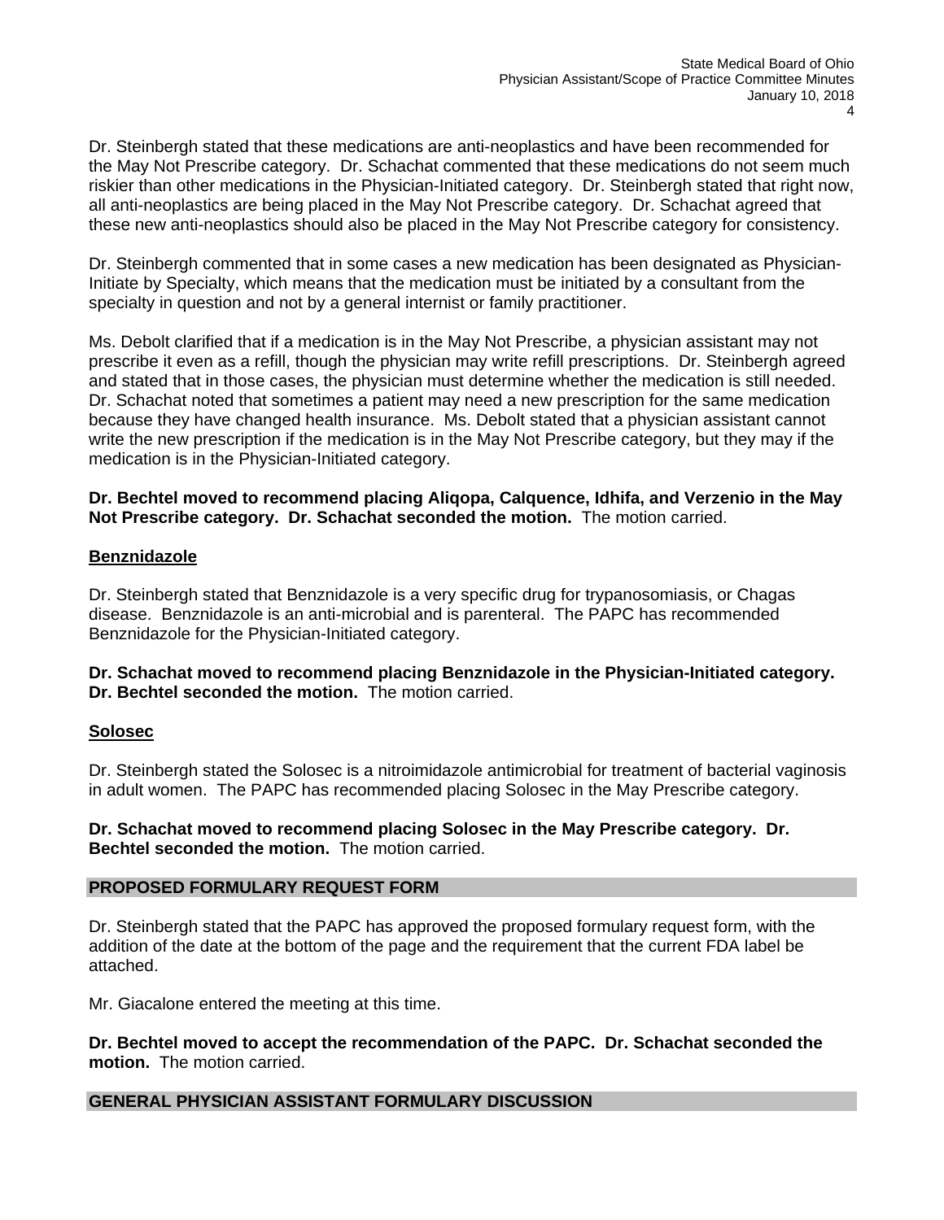Dr. Steinbergh stated that these medications are anti-neoplastics and have been recommended for the May Not Prescribe category. Dr. Schachat commented that these medications do not seem much riskier than other medications in the Physician-Initiated category. Dr. Steinbergh stated that right now, all anti-neoplastics are being placed in the May Not Prescribe category. Dr. Schachat agreed that these new anti-neoplastics should also be placed in the May Not Prescribe category for consistency.

Dr. Steinbergh commented that in some cases a new medication has been designated as Physician-Initiate by Specialty, which means that the medication must be initiated by a consultant from the specialty in question and not by a general internist or family practitioner.

Ms. Debolt clarified that if a medication is in the May Not Prescribe, a physician assistant may not prescribe it even as a refill, though the physician may write refill prescriptions. Dr. Steinbergh agreed and stated that in those cases, the physician must determine whether the medication is still needed. Dr. Schachat noted that sometimes a patient may need a new prescription for the same medication because they have changed health insurance. Ms. Debolt stated that a physician assistant cannot write the new prescription if the medication is in the May Not Prescribe category, but they may if the medication is in the Physician-Initiated category.

**Dr. Bechtel moved to recommend placing Aliqopa, Calquence, Idhifa, and Verzenio in the May Not Prescribe category. Dr. Schachat seconded the motion.** The motion carried.

**<u>Benznidazole</u>**

Dr. Steinbergh stated that Benznidazole is a very specific drug for trypanosomiasis, or Chagas disease. Benznidazole is an anti-microbial and is parenteral. The PAPC has recommended Benznidazole for the Physician-Initiated category.

**Dr. Schachat moved to recommend placing Benznidazole in the Physician-Initiated category. Dr. Bechtel seconded the motion.** The motion carried.

**<u>Solosec</u>**

Dr. Steinbergh stated the Solosec is a nitroimidazole antimicrobial for treatment of bacterial vaginosis in adult women. The PAPC has recommended placing Solosec in the May Prescribe category.

**Dr. Schachat moved to recommend placing Solosec in the May Prescribe category. Dr. Bechtel seconded the motion.** The motion carried.

## PROPOSED FORMULARY REQUEST FORM

Dr. Steinbergh stated that the PAPC has approved the proposed formulary request form, with the addition of the date at the bottom of the page and the requirement that the current FDA label be attached.

Mr. Giacalone entered the meeting at this time.

**Dr. Bechtel moved to accept the recommendation of the PAPC. Dr. Schachat seconded the motion.** The motion carried.

## GENERAL PHYSICIAN ASSISTANT FORMULARY DISCUSSION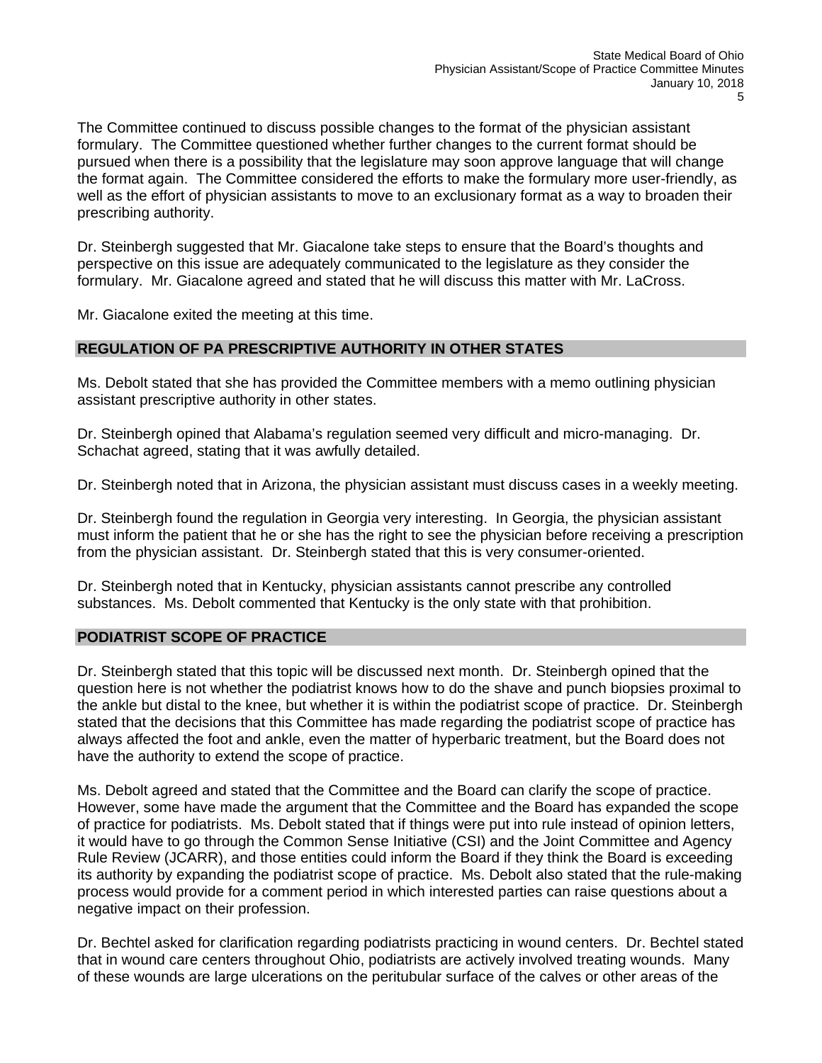The Committee continued to discuss possible changes to the format of the physician assistant formulary. The Committee questioned whether further changes to the current format should be pursued when there is a possibility that the legislature may soon approve language that will change the format again. The Committee considered the efforts to make the formulary more user-friendly, as well as the effort of physician assistants to move to an exclusionary format as a way to broaden their prescribing authority.

Dr. Steinbergh suggested that Mr. Giacalone take steps to ensure that the Board's thoughts and perspective on this issue are adequately communicated to the legislature as they consider the formulary. Mr. Giacalone agreed and stated that he will discuss this matter with Mr. LaCross.

Mr. Giacalone exited the meeting at this time.

## REGULATION OF PA PRESCRIPTIVE AUTHORITY IN OTHER STATES

Ms. Debolt stated that she has provided the Committee members with a memo outlining physician assistant prescriptive authority in other states.

Dr. Steinbergh opined that Alabama's regulation seemed very difficult and micro-managing. Dr. Schachat agreed, stating that it was awfully detailed.

Dr. Steinbergh noted that in Arizona, the physician assistant must discuss cases in a weekly meeting.

Dr. Steinbergh found the regulation in Georgia very interesting. In Georgia, the physician assistant must inform the patient that he or she has the right to see the physician before receiving a prescription from the physician assistant. Dr. Steinbergh stated that this is very consumer-oriented.

Dr. Steinbergh noted that in Kentucky, physician assistants cannot prescribe any controlled substances. Ms. Debolt commented that Kentucky is the only state with that prohibition.

## PODIATRIST SCOPE OF PRACTICE

Dr. Steinbergh stated that this topic will be discussed next month. Dr. Steinbergh opined that the question here is not whether the podiatrist knows how to do the shave and punch biopsies proximal to the ankle but distal to the knee, but whether it is within the podiatrist scope of practice. Dr. Steinbergh stated that the decisions that this Committee has made regarding the podiatrist scope of practice has always affected the foot and ankle, even the matter of hyperbaric treatment, but the Board does not have the authority to extend the scope of practice.

Ms. Debolt agreed and stated that the Committee and the Board can clarify the scope of practice. However, some have made the argument that the Committee and the Board has expanded the scope of practice for podiatrists. Ms. Debolt stated that if things were put into rule instead of opinion letters, it would have to go through the Common Sense Initiative (CSI) and the Joint Committee and Agency Rule Review (JCARR), and those entities could inform the Board if they think the Board is exceeding its authority by expanding the podiatrist scope of practice. Ms. Debolt also stated that the rule-making process would provide for a comment period in which interested parties can raise questions about a negative impact on their profession.

Dr. Bechtel asked for clarification regarding podiatrists practicing in wound centers. Dr. Bechtel stated that in wound care centers throughout Ohio, podiatrists are actively involved treating wounds. Many of these wounds are large ulcerations on the peritubular surface of the calves or other areas of the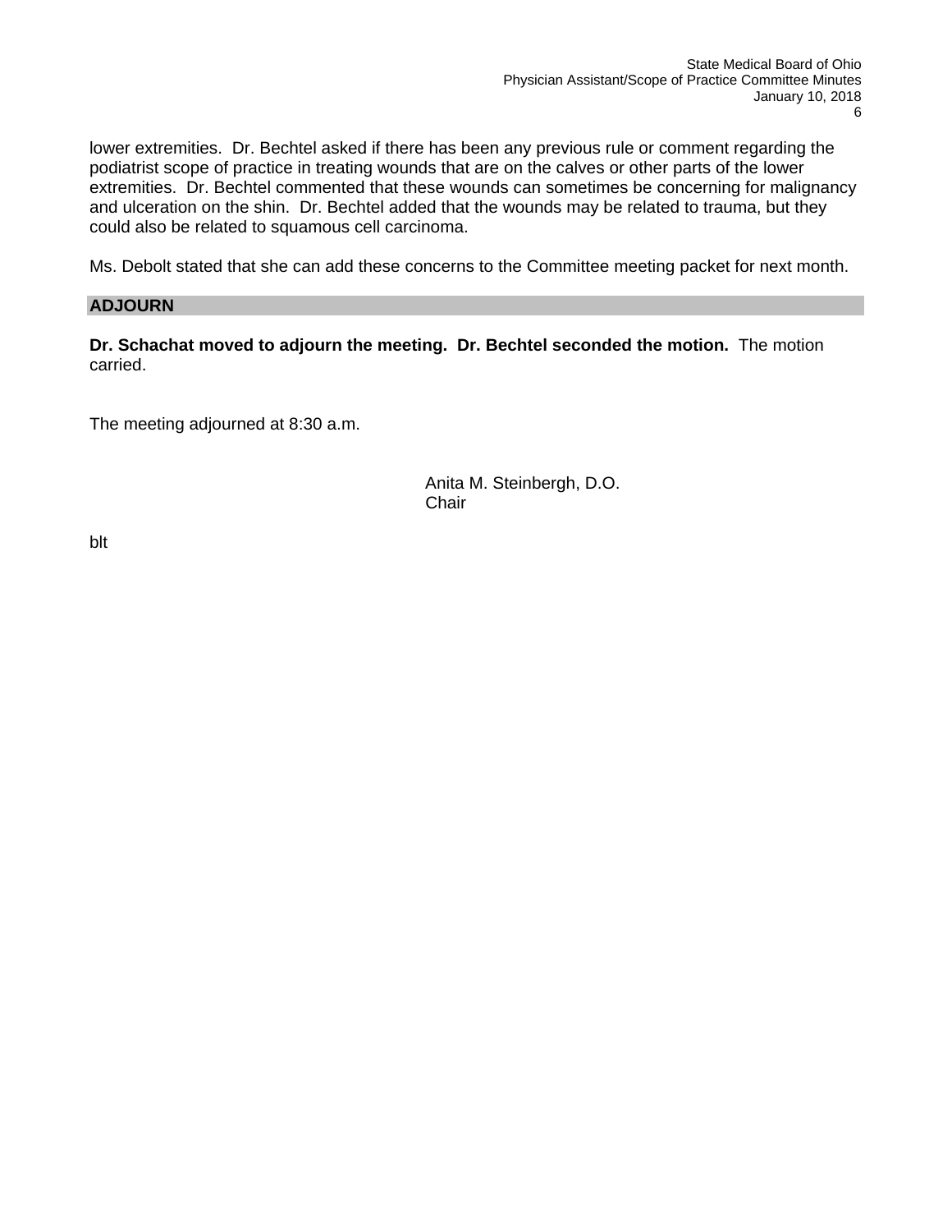lower extremities. Dr. Bechtel asked if there has been any previous rule or comment regarding the podiatrist scope of practice in treating wounds that are on the calves or other parts of the lower extremities. Dr. Bechtel commented that these wounds can sometimes be concerning for malignancy and ulceration on the shin. Dr. Bechtel added that the wounds may be related to trauma, but they could also be related to squamous cell carcinoma.

Ms. Debolt stated that she can add these concerns to the Committee meeting packet for next month.

## ADJOURN

**Dr. Schachat moved to adjourn the meeting. Dr. Bechtel seconded the motion.** The motion carried.

The meeting adjourned at 8:30 a.m.

Anita M. Steinbergh, D.O.
Chair

blt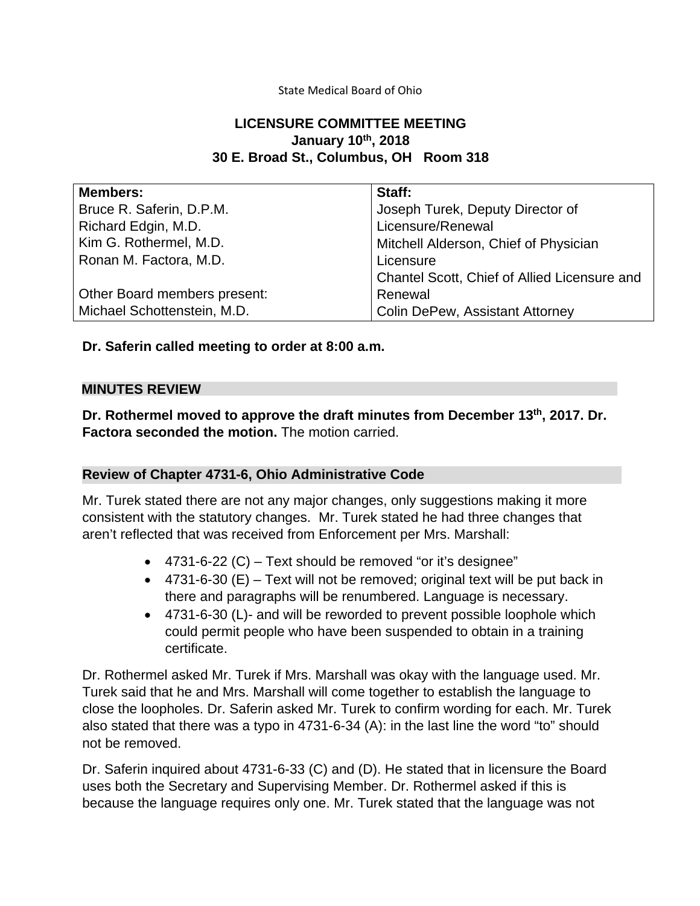State Medical Board of Ohio

**LICENSURE COMMITTEE MEETING**
**January 10th, 2018**
**30 E. Broad St., Columbus, OH Room 318**

| Members: | Staff: |
|---|---|
| Bruce R. Saferin, D.P.M.<br>Richard Edgin, M.D.<br>Kim G. Rothermel, M.D.<br>Ronan M. Factora, M.D.<br><br>Other Board members present:<br>Michael Schottenstein, M.D. | Joseph Turek, Deputy Director of Licensure/Renewal<br>Mitchell Alderson, Chief of Physician Licensure<br>Chantel Scott, Chief of Allied Licensure and Renewal<br>Colin DePew, Assistant Attorney |

**Dr. Saferin called meeting to order at 8:00 a.m.**

## MINUTES REVIEW

**Dr. Rothermel moved to approve the draft minutes from December 13th, 2017. Dr. Factora seconded the motion.** The motion carried.

## Review of Chapter 4731-6, Ohio Administrative Code

Mr. Turek stated there are not any major changes, only suggestions making it more consistent with the statutory changes. Mr. Turek stated he had three changes that aren't reflected that was received from Enforcement per Mrs. Marshall:

- 4731-6-22 (C) – Text should be removed "or it's designee"
- 4731-6-30 (E) – Text will not be removed; original text will be put back in there and paragraphs will be renumbered. Language is necessary.
- 4731-6-30 (L)- and will be reworded to prevent possible loophole which could permit people who have been suspended to obtain in a training certificate.

Dr. Rothermel asked Mr. Turek if Mrs. Marshall was okay with the language used. Mr. Turek said that he and Mrs. Marshall will come together to establish the language to close the loopholes. Dr. Saferin asked Mr. Turek to confirm wording for each. Mr. Turek also stated that there was a typo in 4731-6-34 (A): in the last line the word "to" should not be removed.

Dr. Saferin inquired about 4731-6-33 (C) and (D). He stated that in licensure the Board uses both the Secretary and Supervising Member. Dr. Rothermel asked if this is because the language requires only one. Mr. Turek stated that the language was not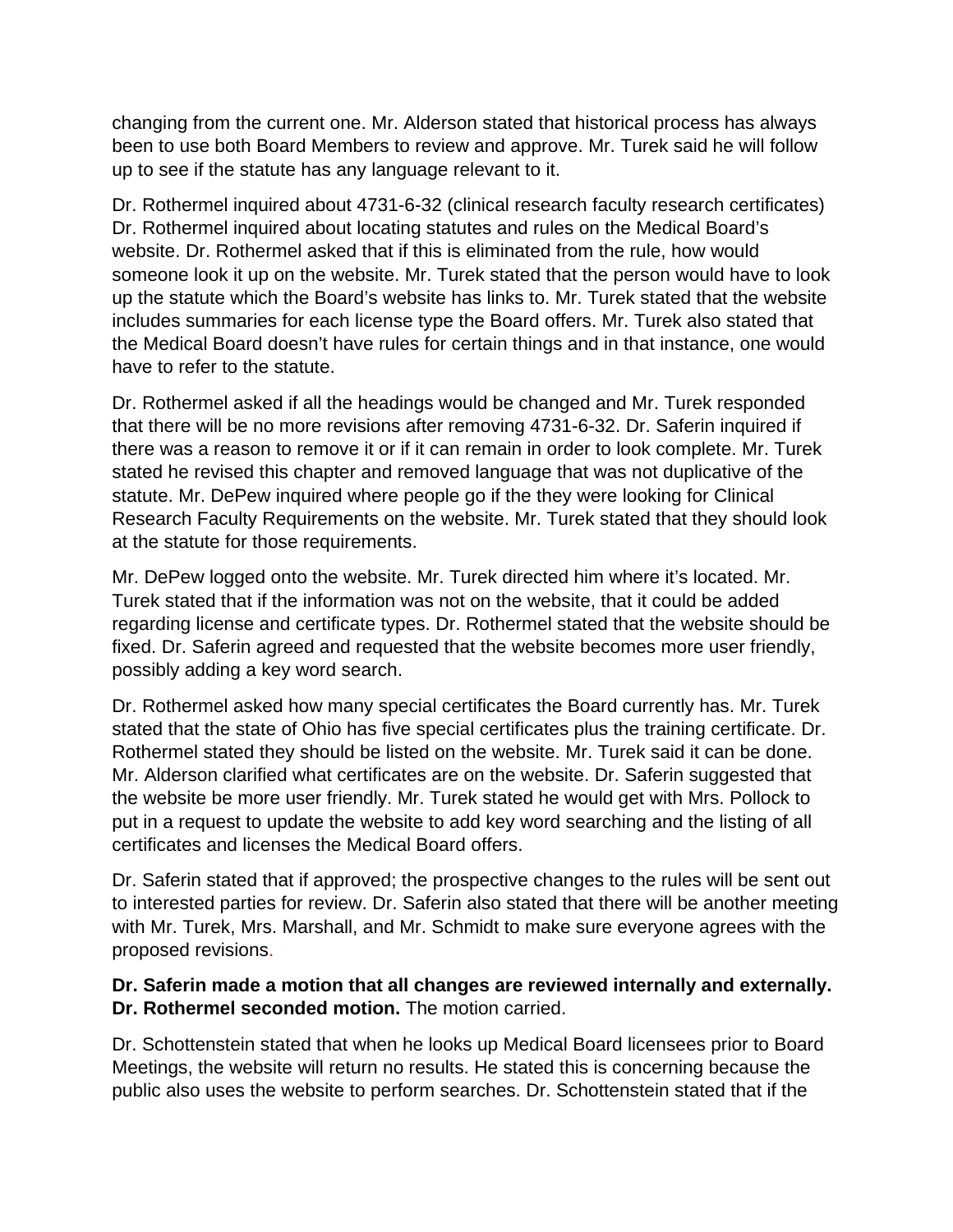changing from the current one. Mr. Alderson stated that historical process has always been to use both Board Members to review and approve. Mr. Turek said he will follow up to see if the statute has any language relevant to it.

Dr. Rothermel inquired about 4731-6-32 (clinical research faculty research certificates) Dr. Rothermel inquired about locating statutes and rules on the Medical Board's website. Dr. Rothermel asked that if this is eliminated from the rule, how would someone look it up on the website. Mr. Turek stated that the person would have to look up the statute which the Board's website has links to. Mr. Turek stated that the website includes summaries for each license type the Board offers. Mr. Turek also stated that the Medical Board doesn't have rules for certain things and in that instance, one would have to refer to the statute.

Dr. Rothermel asked if all the headings would be changed and Mr. Turek responded that there will be no more revisions after removing 4731-6-32. Dr. Saferin inquired if there was a reason to remove it or if it can remain in order to look complete. Mr. Turek stated he revised this chapter and removed language that was not duplicative of the statute. Mr. DePew inquired where people go if the they were looking for Clinical Research Faculty Requirements on the website. Mr. Turek stated that they should look at the statute for those requirements.

Mr. DePew logged onto the website. Mr. Turek directed him where it's located. Mr. Turek stated that if the information was not on the website, that it could be added regarding license and certificate types. Dr. Rothermel stated that the website should be fixed. Dr. Saferin agreed and requested that the website becomes more user friendly, possibly adding a key word search.

Dr. Rothermel asked how many special certificates the Board currently has. Mr. Turek stated that the state of Ohio has five special certificates plus the training certificate. Dr. Rothermel stated they should be listed on the website. Mr. Turek said it can be done. Mr. Alderson clarified what certificates are on the website. Dr. Saferin suggested that the website be more user friendly. Mr. Turek stated he would get with Mrs. Pollock to put in a request to update the website to add key word searching and the listing of all certificates and licenses the Medical Board offers.

Dr. Saferin stated that if approved; the prospective changes to the rules will be sent out to interested parties for review. Dr. Saferin also stated that there will be another meeting with Mr. Turek, Mrs. Marshall, and Mr. Schmidt to make sure everyone agrees with the proposed revisions.

**Dr. Saferin made a motion that all changes are reviewed internally and externally. Dr. Rothermel seconded motion.** The motion carried.

Dr. Schottenstein stated that when he looks up Medical Board licensees prior to Board Meetings, the website will return no results. He stated this is concerning because the public also uses the website to perform searches. Dr. Schottenstein stated that if the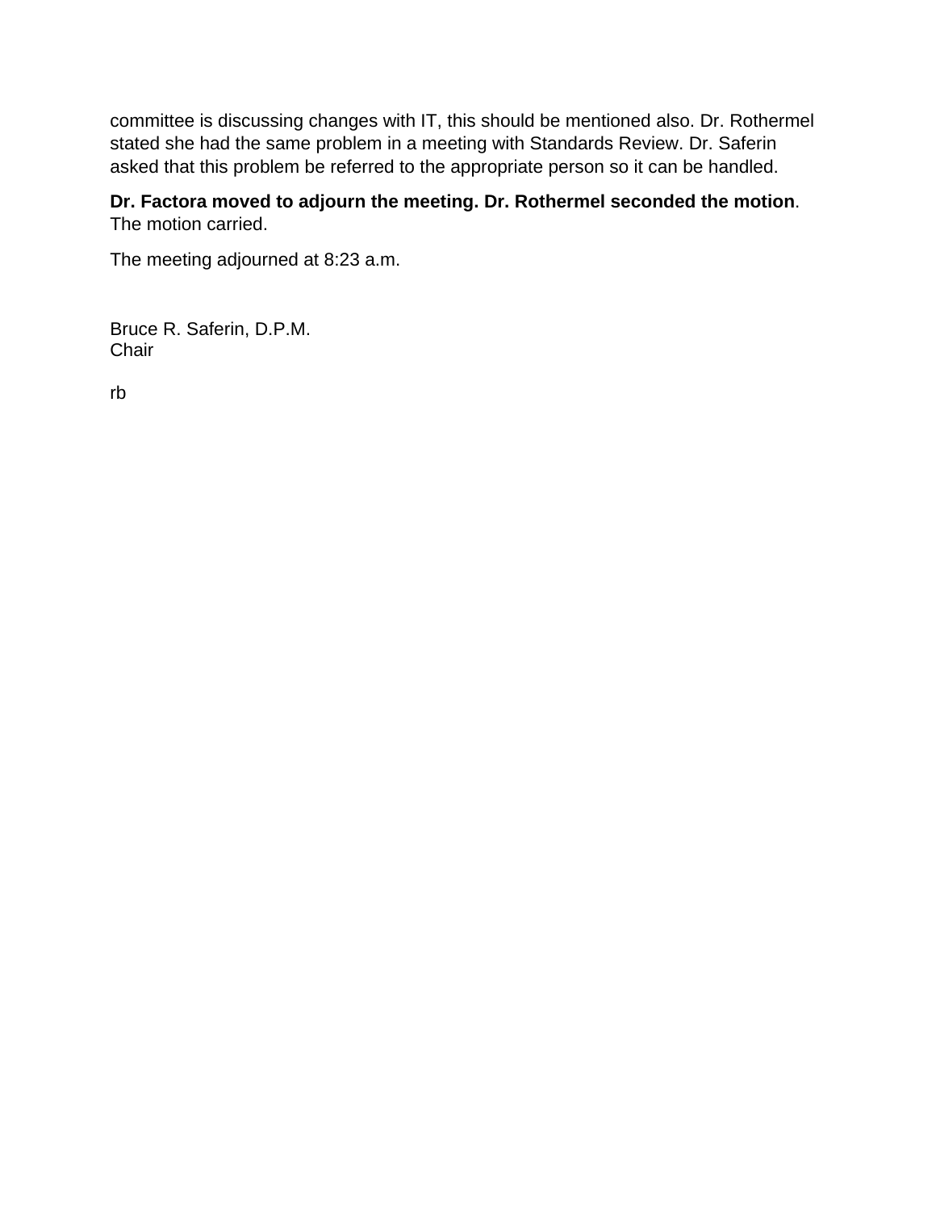committee is discussing changes with IT, this should be mentioned also. Dr. Rothermel stated she had the same problem in a meeting with Standards Review. Dr. Saferin asked that this problem be referred to the appropriate person so it can be handled.

**Dr. Factora moved to adjourn the meeting. Dr. Rothermel seconded the motion**. The motion carried.

The meeting adjourned at 8:23 a.m.

Bruce R. Saferin, D.P.M.
Chair

rb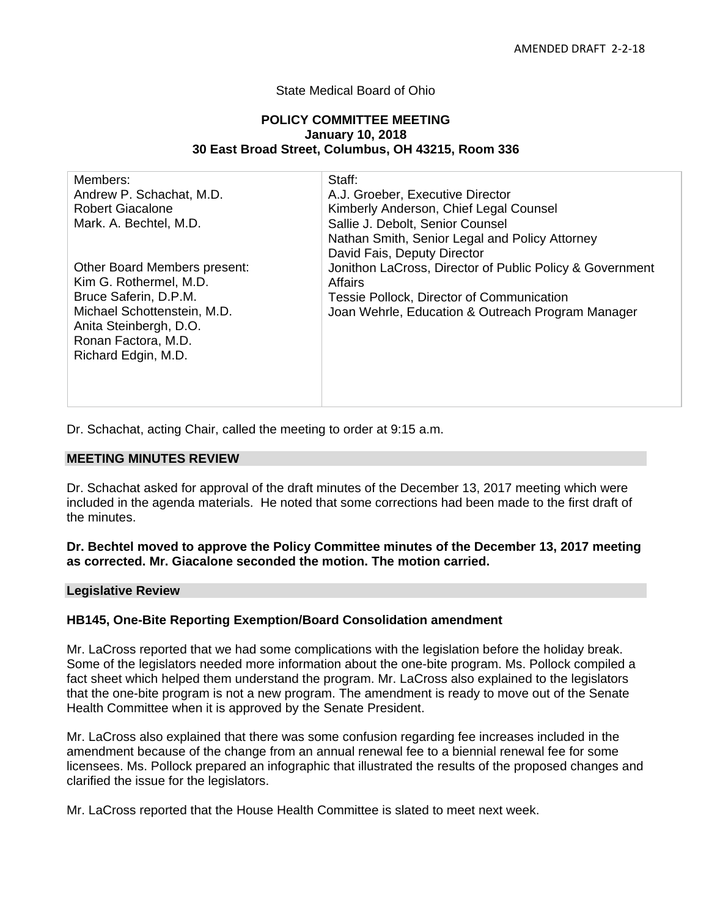AMENDED DRAFT 2-2-18

State Medical Board of Ohio

**POLICY COMMITTEE MEETING**
**January 10, 2018**
**30 East Broad Street, Columbus, OH 43215, Room 336**

| Members: | Staff: |
| --- | --- |
| Andrew P. Schachat, M.D.<br>Robert Giacalone<br>Mark. A. Bechtel, M.D.<br><br>Other Board Members present:<br>Kim G. Rothermel, M.D.<br>Bruce Saferin, D.P.M.<br>Michael Schottenstein, M.D.<br>Anita Steinbergh, D.O.<br>Ronan Factora, M.D.<br>Richard Edgin, M.D. | A.J. Groeber, Executive Director<br>Kimberly Anderson, Chief Legal Counsel<br>Sallie J. Debolt, Senior Counsel<br>Nathan Smith, Senior Legal and Policy Attorney<br>David Fais, Deputy Director<br>Jonithon LaCross, Director of Public Policy & Government Affairs<br>Tessie Pollock, Director of Communication<br>Joan Wehrle, Education & Outreach Program Manager |

Dr. Schachat, acting Chair, called the meeting to order at 9:15 a.m.

## MEETING MINUTES REVIEW

Dr. Schachat asked for approval of the draft minutes of the December 13, 2017 meeting which were included in the agenda materials. He noted that some corrections had been made to the first draft of the minutes.

**Dr. Bechtel moved to approve the Policy Committee minutes of the December 13, 2017 meeting as corrected. Mr. Giacalone seconded the motion. The motion carried.**

## Legislative Review

### HB145, One-Bite Reporting Exemption/Board Consolidation amendment

Mr. LaCross reported that we had some complications with the legislation before the holiday break. Some of the legislators needed more information about the one-bite program. Ms. Pollock compiled a fact sheet which helped them understand the program. Mr. LaCross also explained to the legislators that the one-bite program is not a new program. The amendment is ready to move out of the Senate Health Committee when it is approved by the Senate President.

Mr. LaCross also explained that there was some confusion regarding fee increases included in the amendment because of the change from an annual renewal fee to a biennial renewal fee for some licensees. Ms. Pollock prepared an infographic that illustrated the results of the proposed changes and clarified the issue for the legislators.

Mr. LaCross reported that the House Health Committee is slated to meet next week.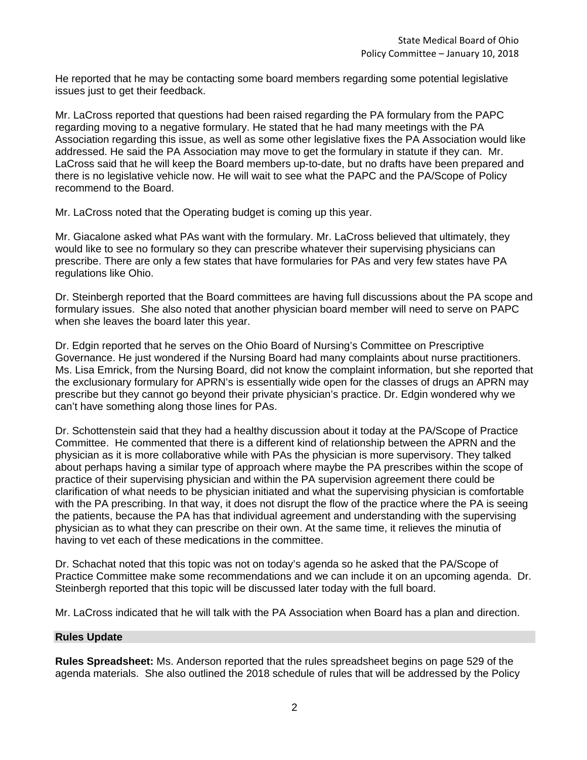He reported that he may be contacting some board members regarding some potential legislative issues just to get their feedback.

Mr. LaCross reported that questions had been raised regarding the PA formulary from the PAPC regarding moving to a negative formulary. He stated that he had many meetings with the PA Association regarding this issue, as well as some other legislative fixes the PA Association would like addressed. He said the PA Association may move to get the formulary in statute if they can. Mr. LaCross said that he will keep the Board members up-to-date, but no drafts have been prepared and there is no legislative vehicle now. He will wait to see what the PAPC and the PA/Scope of Policy recommend to the Board.

Mr. LaCross noted that the Operating budget is coming up this year.

Mr. Giacalone asked what PAs want with the formulary. Mr. LaCross believed that ultimately, they would like to see no formulary so they can prescribe whatever their supervising physicians can prescribe. There are only a few states that have formularies for PAs and very few states have PA regulations like Ohio.

Dr. Steinbergh reported that the Board committees are having full discussions about the PA scope and formulary issues. She also noted that another physician board member will need to serve on PAPC when she leaves the board later this year.

Dr. Edgin reported that he serves on the Ohio Board of Nursing's Committee on Prescriptive Governance. He just wondered if the Nursing Board had many complaints about nurse practitioners. Ms. Lisa Emrick, from the Nursing Board, did not know the complaint information, but she reported that the exclusionary formulary for APRN's is essentially wide open for the classes of drugs an APRN may prescribe but they cannot go beyond their private physician's practice. Dr. Edgin wondered why we can't have something along those lines for PAs.

Dr. Schottenstein said that they had a healthy discussion about it today at the PA/Scope of Practice Committee. He commented that there is a different kind of relationship between the APRN and the physician as it is more collaborative while with PAs the physician is more supervisory. They talked about perhaps having a similar type of approach where maybe the PA prescribes within the scope of practice of their supervising physician and within the PA supervision agreement there could be clarification of what needs to be physician initiated and what the supervising physician is comfortable with the PA prescribing. In that way, it does not disrupt the flow of the practice where the PA is seeing the patients, because the PA has that individual agreement and understanding with the supervising physician as to what they can prescribe on their own. At the same time, it relieves the minutia of having to vet each of these medications in the committee.

Dr. Schachat noted that this topic was not on today's agenda so he asked that the PA/Scope of Practice Committee make some recommendations and we can include it on an upcoming agenda. Dr. Steinbergh reported that this topic will be discussed later today with the full board.

Mr. LaCross indicated that he will talk with the PA Association when Board has a plan and direction.

## Rules Update

**Rules Spreadsheet:** Ms. Anderson reported that the rules spreadsheet begins on page 529 of the agenda materials. She also outlined the 2018 schedule of rules that will be addressed by the Policy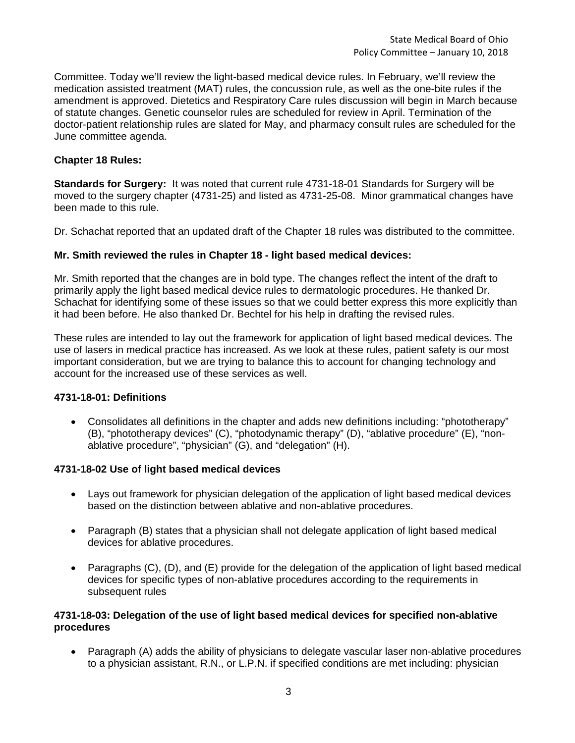Committee. Today we'll review the light-based medical device rules. In February, we'll review the medication assisted treatment (MAT) rules, the concussion rule, as well as the one-bite rules if the amendment is approved. Dietetics and Respiratory Care rules discussion will begin in March because of statute changes. Genetic counselor rules are scheduled for review in April. Termination of the doctor-patient relationship rules are slated for May, and pharmacy consult rules are scheduled for the June committee agenda.

**Chapter 18 Rules:**

**Standards for Surgery:** It was noted that current rule 4731-18-01 Standards for Surgery will be moved to the surgery chapter (4731-25) and listed as 4731-25-08. Minor grammatical changes have been made to this rule.

Dr. Schachat reported that an updated draft of the Chapter 18 rules was distributed to the committee.

**Mr. Smith reviewed the rules in Chapter 18 - light based medical devices:**

Mr. Smith reported that the changes are in bold type. The changes reflect the intent of the draft to primarily apply the light based medical device rules to dermatologic procedures. He thanked Dr. Schachat for identifying some of these issues so that we could better express this more explicitly than it had been before. He also thanked Dr. Bechtel for his help in drafting the revised rules.

These rules are intended to lay out the framework for application of light based medical devices. The use of lasers in medical practice has increased. As we look at these rules, patient safety is our most important consideration, but we are trying to balance this to account for changing technology and account for the increased use of these services as well.

**4731-18-01: Definitions**

- Consolidates all definitions in the chapter and adds new definitions including: "phototherapy" (B), "phototherapy devices" (C), "photodynamic therapy" (D), "ablative procedure" (E), "non-ablative procedure", "physician" (G), and "delegation" (H).

**4731-18-02 Use of light based medical devices**

- Lays out framework for physician delegation of the application of light based medical devices based on the distinction between ablative and non-ablative procedures.
- Paragraph (B) states that a physician shall not delegate application of light based medical devices for ablative procedures.
- Paragraphs (C), (D), and (E) provide for the delegation of the application of light based medical devices for specific types of non-ablative procedures according to the requirements in subsequent rules

**4731-18-03: Delegation of the use of light based medical devices for specified non-ablative procedures**

- Paragraph (A) adds the ability of physicians to delegate vascular laser non-ablative procedures to a physician assistant, R.N., or L.P.N. if specified conditions are met including: physician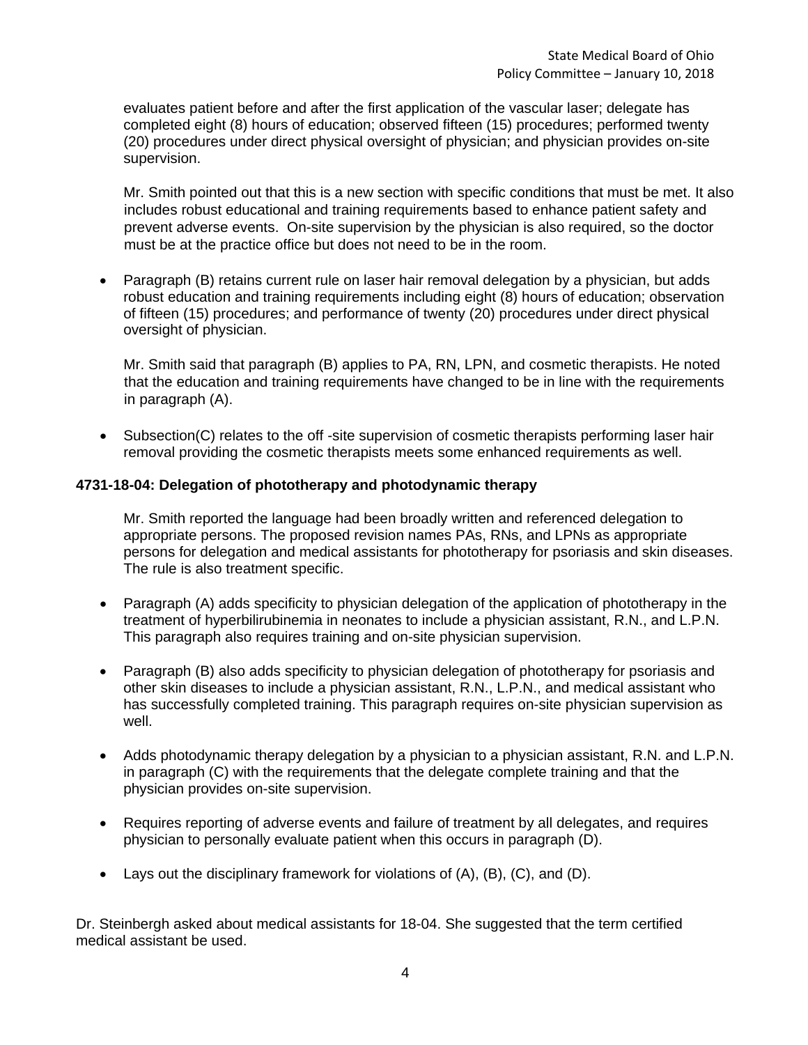evaluates patient before and after the first application of the vascular laser; delegate has completed eight (8) hours of education; observed fifteen (15) procedures; performed twenty (20) procedures under direct physical oversight of physician; and physician provides on-site supervision.

Mr. Smith pointed out that this is a new section with specific conditions that must be met. It also includes robust educational and training requirements based to enhance patient safety and prevent adverse events. On-site supervision by the physician is also required, so the doctor must be at the practice office but does not need to be in the room.

- Paragraph (B) retains current rule on laser hair removal delegation by a physician, but adds robust education and training requirements including eight (8) hours of education; observation of fifteen (15) procedures; and performance of twenty (20) procedures under direct physical oversight of physician.

  Mr. Smith said that paragraph (B) applies to PA, RN, LPN, and cosmetic therapists. He noted that the education and training requirements have changed to be in line with the requirements in paragraph (A).

- Subsection(C) relates to the off -site supervision of cosmetic therapists performing laser hair removal providing the cosmetic therapists meets some enhanced requirements as well.

**4731-18-04: Delegation of phototherapy and photodynamic therapy**

Mr. Smith reported the language had been broadly written and referenced delegation to appropriate persons. The proposed revision names PAs, RNs, and LPNs as appropriate persons for delegation and medical assistants for phototherapy for psoriasis and skin diseases. The rule is also treatment specific.

- Paragraph (A) adds specificity to physician delegation of the application of phototherapy in the treatment of hyperbilirubinemia in neonates to include a physician assistant, R.N., and L.P.N. This paragraph also requires training and on-site physician supervision.

- Paragraph (B) also adds specificity to physician delegation of phototherapy for psoriasis and other skin diseases to include a physician assistant, R.N., L.P.N., and medical assistant who has successfully completed training. This paragraph requires on-site physician supervision as well.

- Adds photodynamic therapy delegation by a physician to a physician assistant, R.N. and L.P.N. in paragraph (C) with the requirements that the delegate complete training and that the physician provides on-site supervision.

- Requires reporting of adverse events and failure of treatment by all delegates, and requires physician to personally evaluate patient when this occurs in paragraph (D).

- Lays out the disciplinary framework for violations of (A), (B), (C), and (D).

Dr. Steinbergh asked about medical assistants for 18-04. She suggested that the term certified medical assistant be used.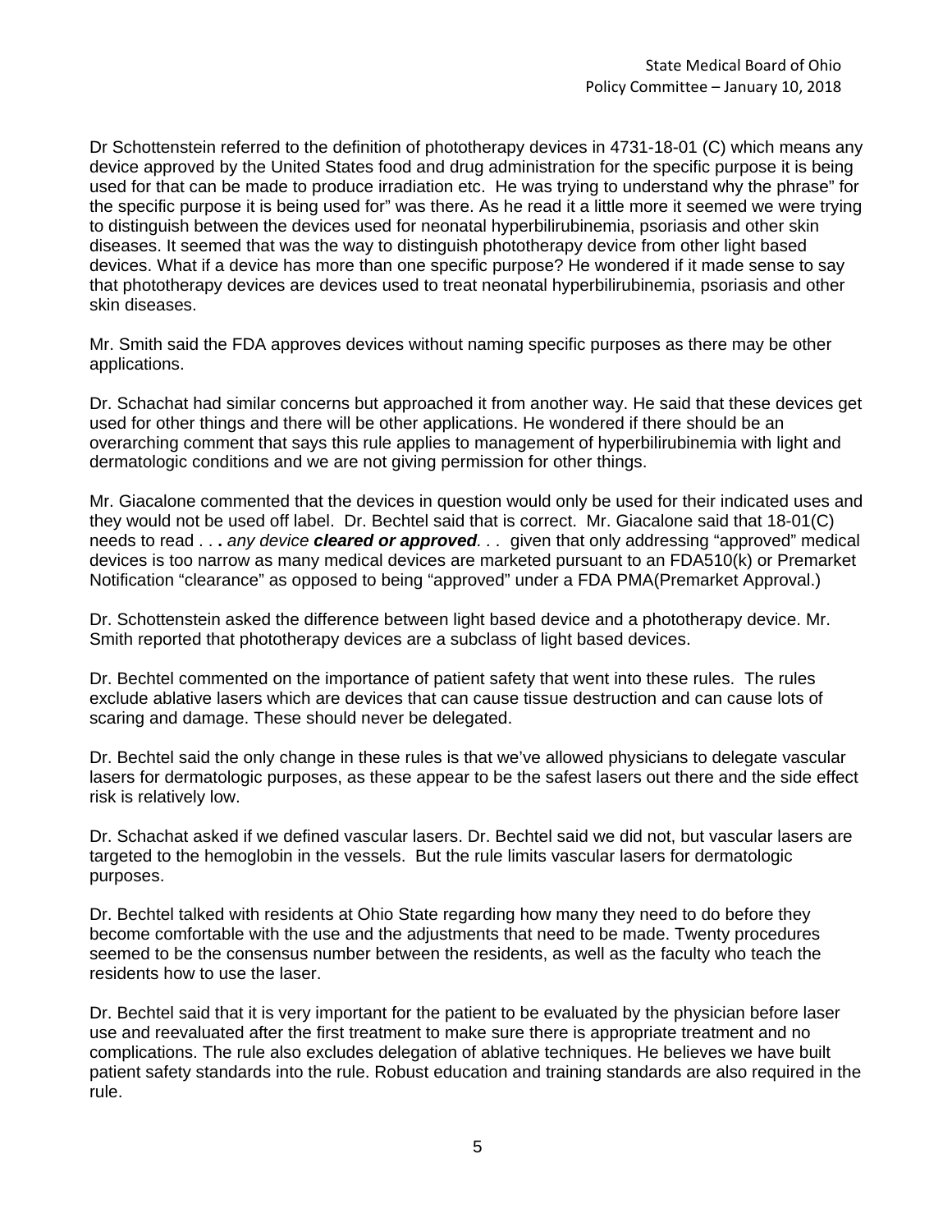Dr Schottenstein referred to the definition of phototherapy devices in 4731-18-01 (C) which means any device approved by the United States food and drug administration for the specific purpose it is being used for that can be made to produce irradiation etc. He was trying to understand why the phrase" for the specific purpose it is being used for" was there. As he read it a little more it seemed we were trying to distinguish between the devices used for neonatal hyperbilirubinemia, psoriasis and other skin diseases. It seemed that was the way to distinguish phototherapy device from other light based devices. What if a device has more than one specific purpose? He wondered if it made sense to say that phototherapy devices are devices used to treat neonatal hyperbilirubinemia, psoriasis and other skin diseases.

Mr. Smith said the FDA approves devices without naming specific purposes as there may be other applications.

Dr. Schachat had similar concerns but approached it from another way. He said that these devices get used for other things and there will be other applications. He wondered if there should be an overarching comment that says this rule applies to management of hyperbilirubinemia with light and dermatologic conditions and we are not giving permission for other things.

Mr. Giacalone commented that the devices in question would only be used for their indicated uses and they would not be used off label. Dr. Bechtel said that is correct. Mr. Giacalone said that 18-01(C) needs to read . . . *any device **cleared or approved**. . .* given that only addressing "approved" medical devices is too narrow as many medical devices are marketed pursuant to an FDA510(k) or Premarket Notification "clearance" as opposed to being "approved" under a FDA PMA(Premarket Approval.)

Dr. Schottenstein asked the difference between light based device and a phototherapy device. Mr. Smith reported that phototherapy devices are a subclass of light based devices.

Dr. Bechtel commented on the importance of patient safety that went into these rules. The rules exclude ablative lasers which are devices that can cause tissue destruction and can cause lots of scaring and damage. These should never be delegated.

Dr. Bechtel said the only change in these rules is that we've allowed physicians to delegate vascular lasers for dermatologic purposes, as these appear to be the safest lasers out there and the side effect risk is relatively low.

Dr. Schachat asked if we defined vascular lasers. Dr. Bechtel said we did not, but vascular lasers are targeted to the hemoglobin in the vessels. But the rule limits vascular lasers for dermatologic purposes.

Dr. Bechtel talked with residents at Ohio State regarding how many they need to do before they become comfortable with the use and the adjustments that need to be made. Twenty procedures seemed to be the consensus number between the residents, as well as the faculty who teach the residents how to use the laser.

Dr. Bechtel said that it is very important for the patient to be evaluated by the physician before laser use and reevaluated after the first treatment to make sure there is appropriate treatment and no complications. The rule also excludes delegation of ablative techniques. He believes we have built patient safety standards into the rule. Robust education and training standards are also required in the rule.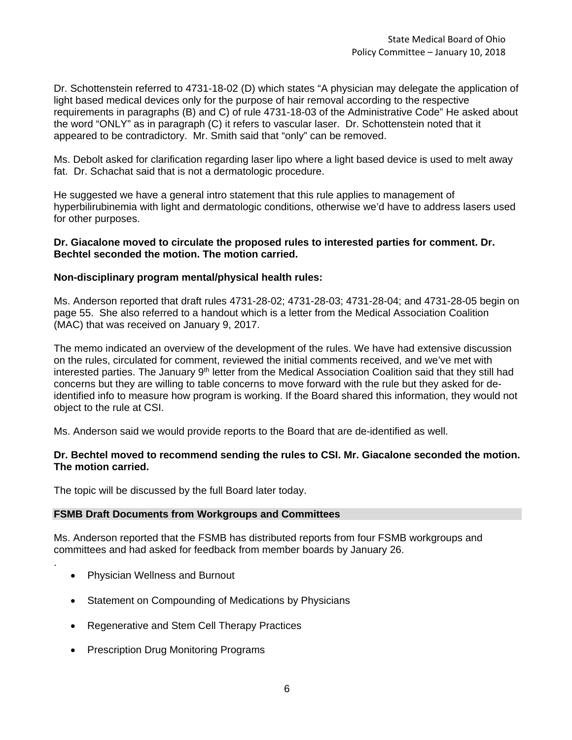Dr. Schottenstein referred to 4731-18-02 (D) which states "A physician may delegate the application of light based medical devices only for the purpose of hair removal according to the respective requirements in paragraphs (B) and C) of rule 4731-18-03 of the Administrative Code" He asked about the word "ONLY" as in paragraph (C) it refers to vascular laser. Dr. Schottenstein noted that it appeared to be contradictory. Mr. Smith said that "only" can be removed.

Ms. Debolt asked for clarification regarding laser lipo where a light based device is used to melt away fat. Dr. Schachat said that is not a dermatologic procedure.

He suggested we have a general intro statement that this rule applies to management of hyperbilirubinemia with light and dermatologic conditions, otherwise we'd have to address lasers used for other purposes.

**Dr. Giacalone moved to circulate the proposed rules to interested parties for comment. Dr. Bechtel seconded the motion. The motion carried.**

**Non-disciplinary program mental/physical health rules:**

Ms. Anderson reported that draft rules 4731-28-02; 4731-28-03; 4731-28-04; and 4731-28-05 begin on page 55. She also referred to a handout which is a letter from the Medical Association Coalition (MAC) that was received on January 9, 2017.

The memo indicated an overview of the development of the rules. We have had extensive discussion on the rules, circulated for comment, reviewed the initial comments received, and we've met with interested parties. The January 9th letter from the Medical Association Coalition said that they still had concerns but they are willing to table concerns to move forward with the rule but they asked for de-identified info to measure how program is working. If the Board shared this information, they would not object to the rule at CSI.

Ms. Anderson said we would provide reports to the Board that are de-identified as well.

**Dr. Bechtel moved to recommend sending the rules to CSI. Mr. Giacalone seconded the motion. The motion carried.**

The topic will be discussed by the full Board later today.

## FSMB Draft Documents from Workgroups and Committees

Ms. Anderson reported that the FSMB has distributed reports from four FSMB workgroups and committees and had asked for feedback from member boards by January 26.

.

- Physician Wellness and Burnout
- Statement on Compounding of Medications by Physicians
- Regenerative and Stem Cell Therapy Practices
- Prescription Drug Monitoring Programs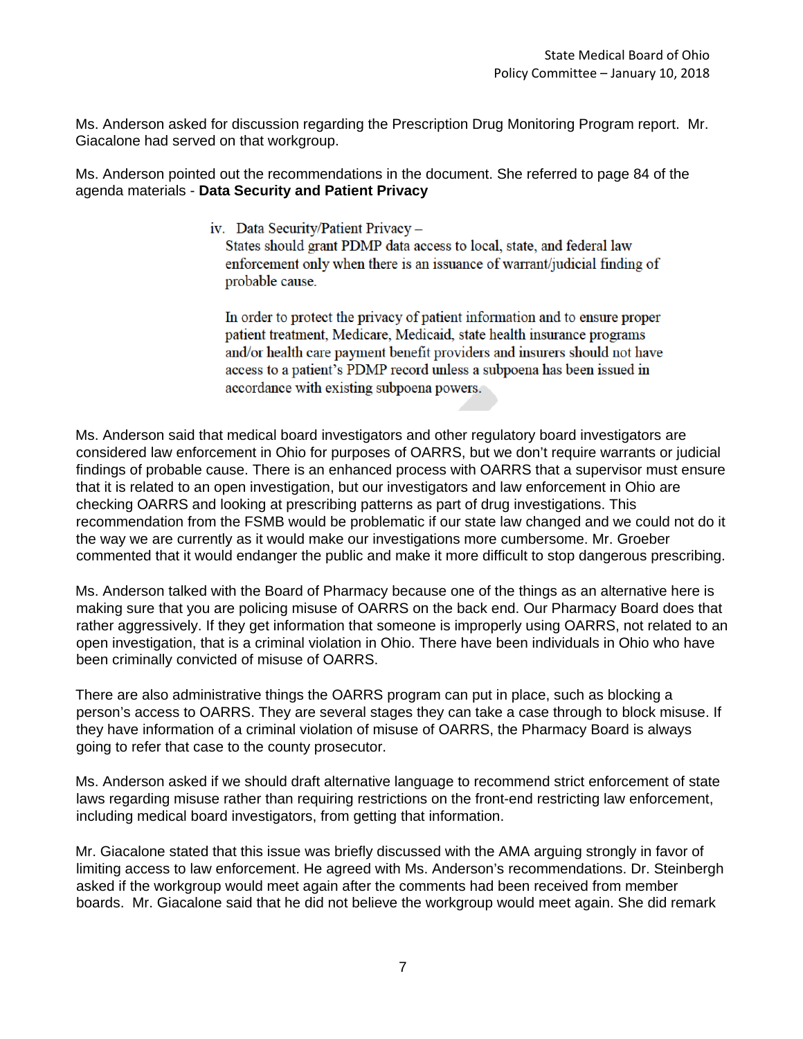Ms. Anderson asked for discussion regarding the Prescription Drug Monitoring Program report. Mr. Giacalone had served on that workgroup.

Ms. Anderson pointed out the recommendations in the document. She referred to page 84 of the agenda materials - **Data Security and Patient Privacy**

> iv. Data Security/Patient Privacy –
> States should grant PDMP data access to local, state, and federal law enforcement only when there is an issuance of warrant/judicial finding of probable cause.
>
> In order to protect the privacy of patient information and to ensure proper patient treatment, Medicare, Medicaid, state health insurance programs and/or health care payment benefit providers and insurers should not have access to a patient's PDMP record unless a subpoena has been issued in accordance with existing subpoena powers.

Ms. Anderson said that medical board investigators and other regulatory board investigators are considered law enforcement in Ohio for purposes of OARRS, but we don't require warrants or judicial findings of probable cause. There is an enhanced process with OARRS that a supervisor must ensure that it is related to an open investigation, but our investigators and law enforcement in Ohio are checking OARRS and looking at prescribing patterns as part of drug investigations. This recommendation from the FSMB would be problematic if our state law changed and we could not do it the way we are currently as it would make our investigations more cumbersome. Mr. Groeber commented that it would endanger the public and make it more difficult to stop dangerous prescribing.

Ms. Anderson talked with the Board of Pharmacy because one of the things as an alternative here is making sure that you are policing misuse of OARRS on the back end. Our Pharmacy Board does that rather aggressively. If they get information that someone is improperly using OARRS, not related to an open investigation, that is a criminal violation in Ohio. There have been individuals in Ohio who have been criminally convicted of misuse of OARRS.

There are also administrative things the OARRS program can put in place, such as blocking a person's access to OARRS. They are several stages they can take a case through to block misuse. If they have information of a criminal violation of misuse of OARRS, the Pharmacy Board is always going to refer that case to the county prosecutor.

Ms. Anderson asked if we should draft alternative language to recommend strict enforcement of state laws regarding misuse rather than requiring restrictions on the front-end restricting law enforcement, including medical board investigators, from getting that information.

Mr. Giacalone stated that this issue was briefly discussed with the AMA arguing strongly in favor of limiting access to law enforcement. He agreed with Ms. Anderson's recommendations. Dr. Steinbergh asked if the workgroup would meet again after the comments had been received from member boards. Mr. Giacalone said that he did not believe the workgroup would meet again. She did remark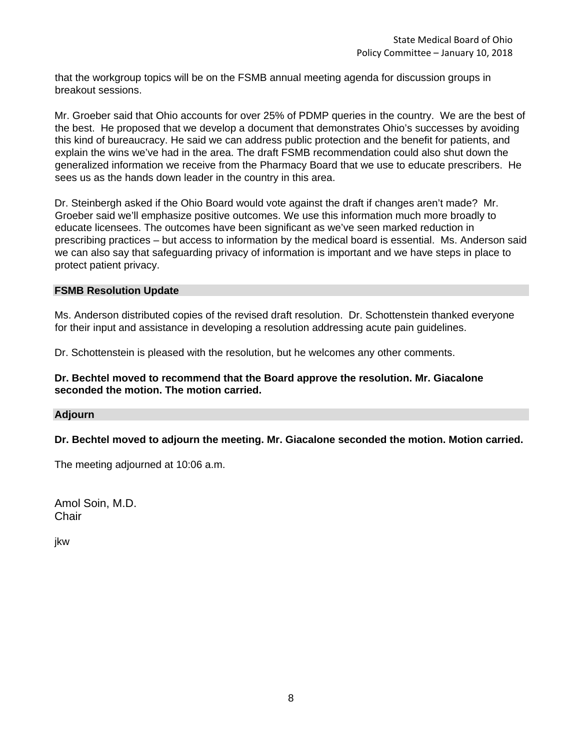that the workgroup topics will be on the FSMB annual meeting agenda for discussion groups in breakout sessions.

Mr. Groeber said that Ohio accounts for over 25% of PDMP queries in the country. We are the best of the best. He proposed that we develop a document that demonstrates Ohio's successes by avoiding this kind of bureaucracy. He said we can address public protection and the benefit for patients, and explain the wins we've had in the area. The draft FSMB recommendation could also shut down the generalized information we receive from the Pharmacy Board that we use to educate prescribers. He sees us as the hands down leader in the country in this area.

Dr. Steinbergh asked if the Ohio Board would vote against the draft if changes aren't made? Mr. Groeber said we'll emphasize positive outcomes. We use this information much more broadly to educate licensees. The outcomes have been significant as we've seen marked reduction in prescribing practices – but access to information by the medical board is essential. Ms. Anderson said we can also say that safeguarding privacy of information is important and we have steps in place to protect patient privacy.

## FSMB Resolution Update

Ms. Anderson distributed copies of the revised draft resolution. Dr. Schottenstein thanked everyone for their input and assistance in developing a resolution addressing acute pain guidelines.

Dr. Schottenstein is pleased with the resolution, but he welcomes any other comments.

**Dr. Bechtel moved to recommend that the Board approve the resolution. Mr. Giacalone seconded the motion. The motion carried.**

## Adjourn

**Dr. Bechtel moved to adjourn the meeting. Mr. Giacalone seconded the motion. Motion carried.**

The meeting adjourned at 10:06 a.m.

Amol Soin, M.D.
Chair

jkw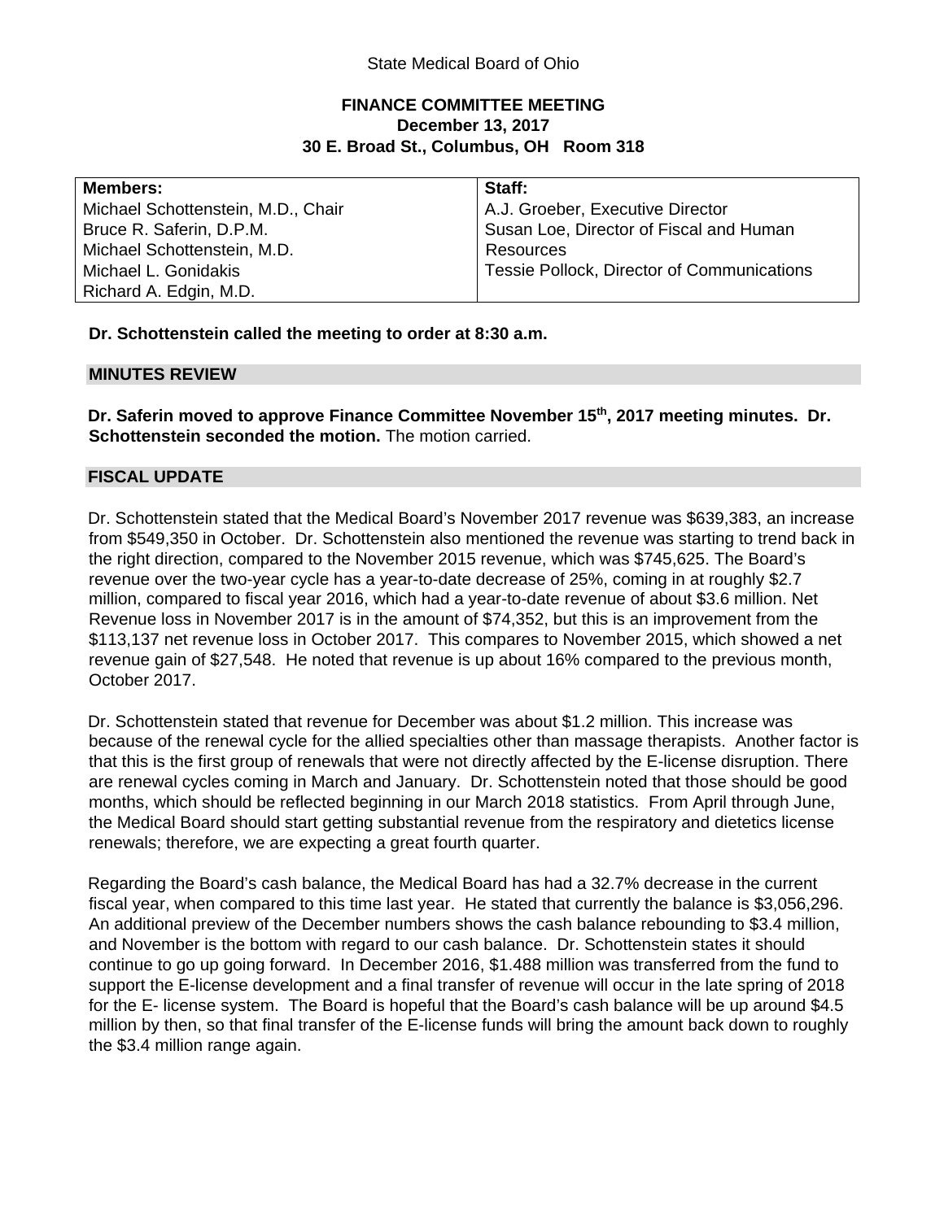State Medical Board of Ohio

**FINANCE COMMITTEE MEETING**
**December 13, 2017**
**30 E. Broad St., Columbus, OH Room 318**

| **Members:** | **Staff:** |
|---|---|
| Michael Schottenstein, M.D., Chair<br>Bruce R. Saferin, D.P.M.<br>Michael Schottenstein, M.D.<br>Michael L. Gonidakis<br>Richard A. Edgin, M.D. | A.J. Groeber, Executive Director<br>Susan Loe, Director of Fiscal and Human Resources<br>Tessie Pollock, Director of Communications |

**Dr. Schottenstein called the meeting to order at 8:30 a.m.**

## MINUTES REVIEW

**Dr. Saferin moved to approve Finance Committee November 15th, 2017 meeting minutes. Dr. Schottenstein seconded the motion.** The motion carried.

## FISCAL UPDATE

Dr. Schottenstein stated that the Medical Board's November 2017 revenue was $639,383, an increase from $549,350 in October. Dr. Schottenstein also mentioned the revenue was starting to trend back in the right direction, compared to the November 2015 revenue, which was $745,625. The Board's revenue over the two-year cycle has a year-to-date decrease of 25%, coming in at roughly $2.7 million, compared to fiscal year 2016, which had a year-to-date revenue of about $3.6 million. Net Revenue loss in November 2017 is in the amount of $74,352, but this is an improvement from the $113,137 net revenue loss in October 2017. This compares to November 2015, which showed a net revenue gain of $27,548. He noted that revenue is up about 16% compared to the previous month, October 2017.

Dr. Schottenstein stated that revenue for December was about $1.2 million. This increase was because of the renewal cycle for the allied specialties other than massage therapists. Another factor is that this is the first group of renewals that were not directly affected by the E-license disruption. There are renewal cycles coming in March and January. Dr. Schottenstein noted that those should be good months, which should be reflected beginning in our March 2018 statistics. From April through June, the Medical Board should start getting substantial revenue from the respiratory and dietetics license renewals; therefore, we are expecting a great fourth quarter.

Regarding the Board's cash balance, the Medical Board has had a 32.7% decrease in the current fiscal year, when compared to this time last year. He stated that currently the balance is $3,056,296. An additional preview of the December numbers shows the cash balance rebounding to $3.4 million, and November is the bottom with regard to our cash balance. Dr. Schottenstein states it should continue to go up going forward. In December 2016, $1.488 million was transferred from the fund to support the E-license development and a final transfer of revenue will occur in the late spring of 2018 for the E- license system. The Board is hopeful that the Board's cash balance will be up around $4.5 million by then, so that final transfer of the E-license funds will bring the amount back down to roughly the $3.4 million range again.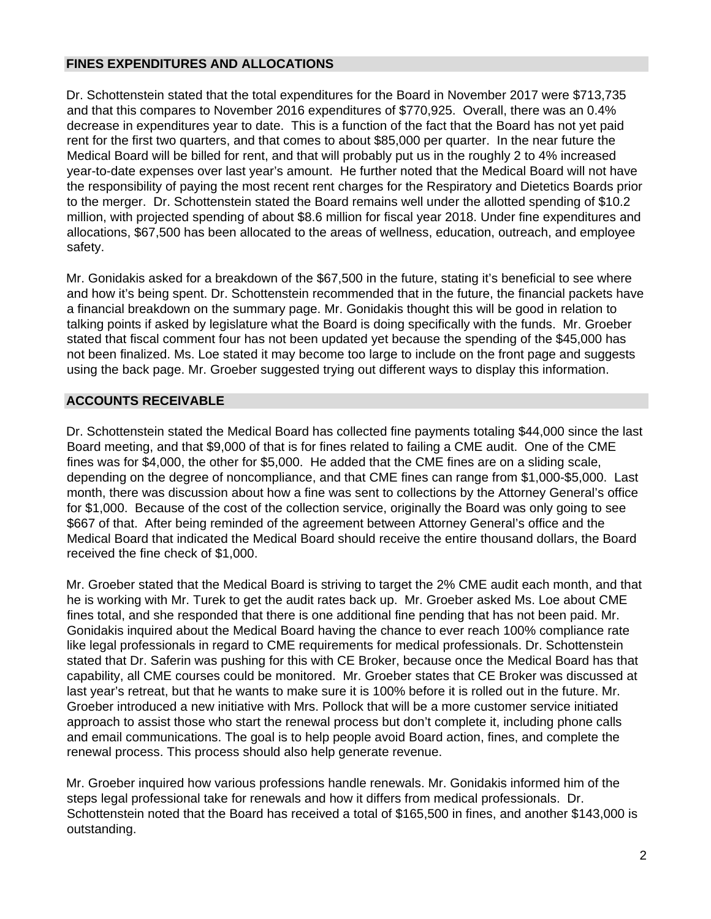## FINES EXPENDITURES AND ALLOCATIONS

Dr. Schottenstein stated that the total expenditures for the Board in November 2017 were $713,735 and that this compares to November 2016 expenditures of $770,925. Overall, there was an 0.4% decrease in expenditures year to date. This is a function of the fact that the Board has not yet paid rent for the first two quarters, and that comes to about $85,000 per quarter. In the near future the Medical Board will be billed for rent, and that will probably put us in the roughly 2 to 4% increased year-to-date expenses over last year's amount. He further noted that the Medical Board will not have the responsibility of paying the most recent rent charges for the Respiratory and Dietetics Boards prior to the merger. Dr. Schottenstein stated the Board remains well under the allotted spending of $10.2 million, with projected spending of about $8.6 million for fiscal year 2018. Under fine expenditures and allocations, $67,500 has been allocated to the areas of wellness, education, outreach, and employee safety.

Mr. Gonidakis asked for a breakdown of the $67,500 in the future, stating it's beneficial to see where and how it's being spent. Dr. Schottenstein recommended that in the future, the financial packets have a financial breakdown on the summary page. Mr. Gonidakis thought this will be good in relation to talking points if asked by legislature what the Board is doing specifically with the funds. Mr. Groeber stated that fiscal comment four has not been updated yet because the spending of the $45,000 has not been finalized. Ms. Loe stated it may become too large to include on the front page and suggests using the back page. Mr. Groeber suggested trying out different ways to display this information.

## ACCOUNTS RECEIVABLE

Dr. Schottenstein stated the Medical Board has collected fine payments totaling $44,000 since the last Board meeting, and that $9,000 of that is for fines related to failing a CME audit. One of the CME fines was for $4,000, the other for $5,000. He added that the CME fines are on a sliding scale, depending on the degree of noncompliance, and that CME fines can range from $1,000-$5,000. Last month, there was discussion about how a fine was sent to collections by the Attorney General's office for $1,000. Because of the cost of the collection service, originally the Board was only going to see $667 of that. After being reminded of the agreement between Attorney General's office and the Medical Board that indicated the Medical Board should receive the entire thousand dollars, the Board received the fine check of $1,000.

Mr. Groeber stated that the Medical Board is striving to target the 2% CME audit each month, and that he is working with Mr. Turek to get the audit rates back up. Mr. Groeber asked Ms. Loe about CME fines total, and she responded that there is one additional fine pending that has not been paid. Mr. Gonidakis inquired about the Medical Board having the chance to ever reach 100% compliance rate like legal professionals in regard to CME requirements for medical professionals. Dr. Schottenstein stated that Dr. Saferin was pushing for this with CE Broker, because once the Medical Board has that capability, all CME courses could be monitored. Mr. Groeber states that CE Broker was discussed at last year's retreat, but that he wants to make sure it is 100% before it is rolled out in the future. Mr. Groeber introduced a new initiative with Mrs. Pollock that will be a more customer service initiated approach to assist those who start the renewal process but don't complete it, including phone calls and email communications. The goal is to help people avoid Board action, fines, and complete the renewal process. This process should also help generate revenue.

Mr. Groeber inquired how various professions handle renewals. Mr. Gonidakis informed him of the steps legal professional take for renewals and how it differs from medical professionals. Dr. Schottenstein noted that the Board has received a total of $165,500 in fines, and another $143,000 is outstanding.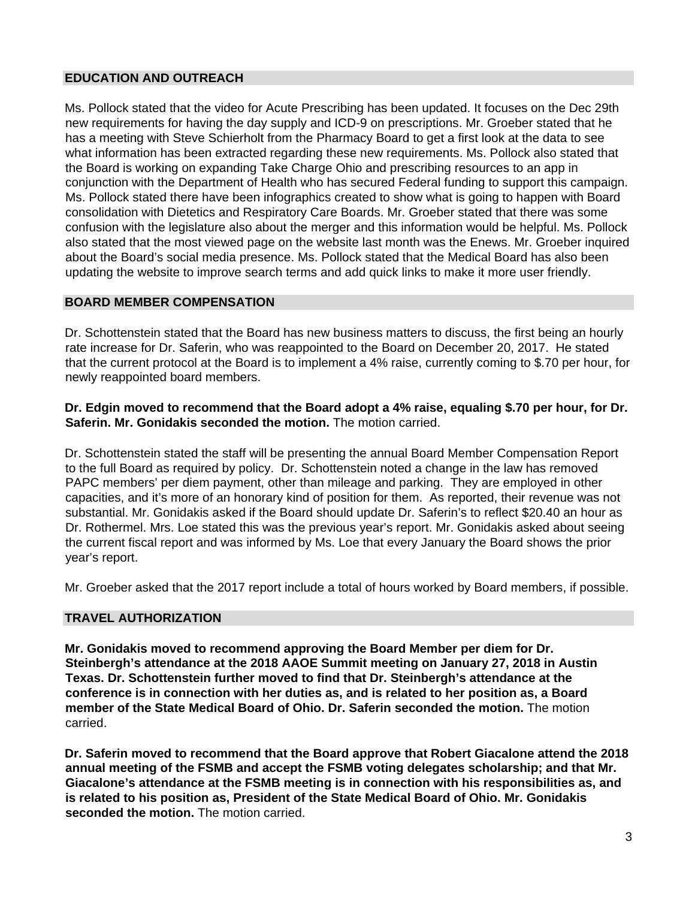## EDUCATION AND OUTREACH

Ms. Pollock stated that the video for Acute Prescribing has been updated. It focuses on the Dec 29th new requirements for having the day supply and ICD-9 on prescriptions. Mr. Groeber stated that he has a meeting with Steve Schierholt from the Pharmacy Board to get a first look at the data to see what information has been extracted regarding these new requirements. Ms. Pollock also stated that the Board is working on expanding Take Charge Ohio and prescribing resources to an app in conjunction with the Department of Health who has secured Federal funding to support this campaign. Ms. Pollock stated there have been infographics created to show what is going to happen with Board consolidation with Dietetics and Respiratory Care Boards. Mr. Groeber stated that there was some confusion with the legislature also about the merger and this information would be helpful. Ms. Pollock also stated that the most viewed page on the website last month was the Enews. Mr. Groeber inquired about the Board's social media presence. Ms. Pollock stated that the Medical Board has also been updating the website to improve search terms and add quick links to make it more user friendly.

## BOARD MEMBER COMPENSATION

Dr. Schottenstein stated that the Board has new business matters to discuss, the first being an hourly rate increase for Dr. Saferin, who was reappointed to the Board on December 20, 2017. He stated that the current protocol at the Board is to implement a 4% raise, currently coming to $.70 per hour, for newly reappointed board members.

**Dr. Edgin moved to recommend that the Board adopt a 4% raise, equaling $.70 per hour, for Dr. Saferin. Mr. Gonidakis seconded the motion.** The motion carried.

Dr. Schottenstein stated the staff will be presenting the annual Board Member Compensation Report to the full Board as required by policy. Dr. Schottenstein noted a change in the law has removed PAPC members' per diem payment, other than mileage and parking. They are employed in other capacities, and it's more of an honorary kind of position for them. As reported, their revenue was not substantial. Mr. Gonidakis asked if the Board should update Dr. Saferin's to reflect $20.40 an hour as Dr. Rothermel. Mrs. Loe stated this was the previous year's report. Mr. Gonidakis asked about seeing the current fiscal report and was informed by Ms. Loe that every January the Board shows the prior year's report.

Mr. Groeber asked that the 2017 report include a total of hours worked by Board members, if possible.

## TRAVEL AUTHORIZATION

**Mr. Gonidakis moved to recommend approving the Board Member per diem for Dr. Steinbergh's attendance at the 2018 AAOE Summit meeting on January 27, 2018 in Austin Texas. Dr. Schottenstein further moved to find that Dr. Steinbergh's attendance at the conference is in connection with her duties as, and is related to her position as, a Board member of the State Medical Board of Ohio. Dr. Saferin seconded the motion.** The motion carried.

**Dr. Saferin moved to recommend that the Board approve that Robert Giacalone attend the 2018 annual meeting of the FSMB and accept the FSMB voting delegates scholarship; and that Mr. Giacalone's attendance at the FSMB meeting is in connection with his responsibilities as, and is related to his position as, President of the State Medical Board of Ohio. Mr. Gonidakis seconded the motion.** The motion carried.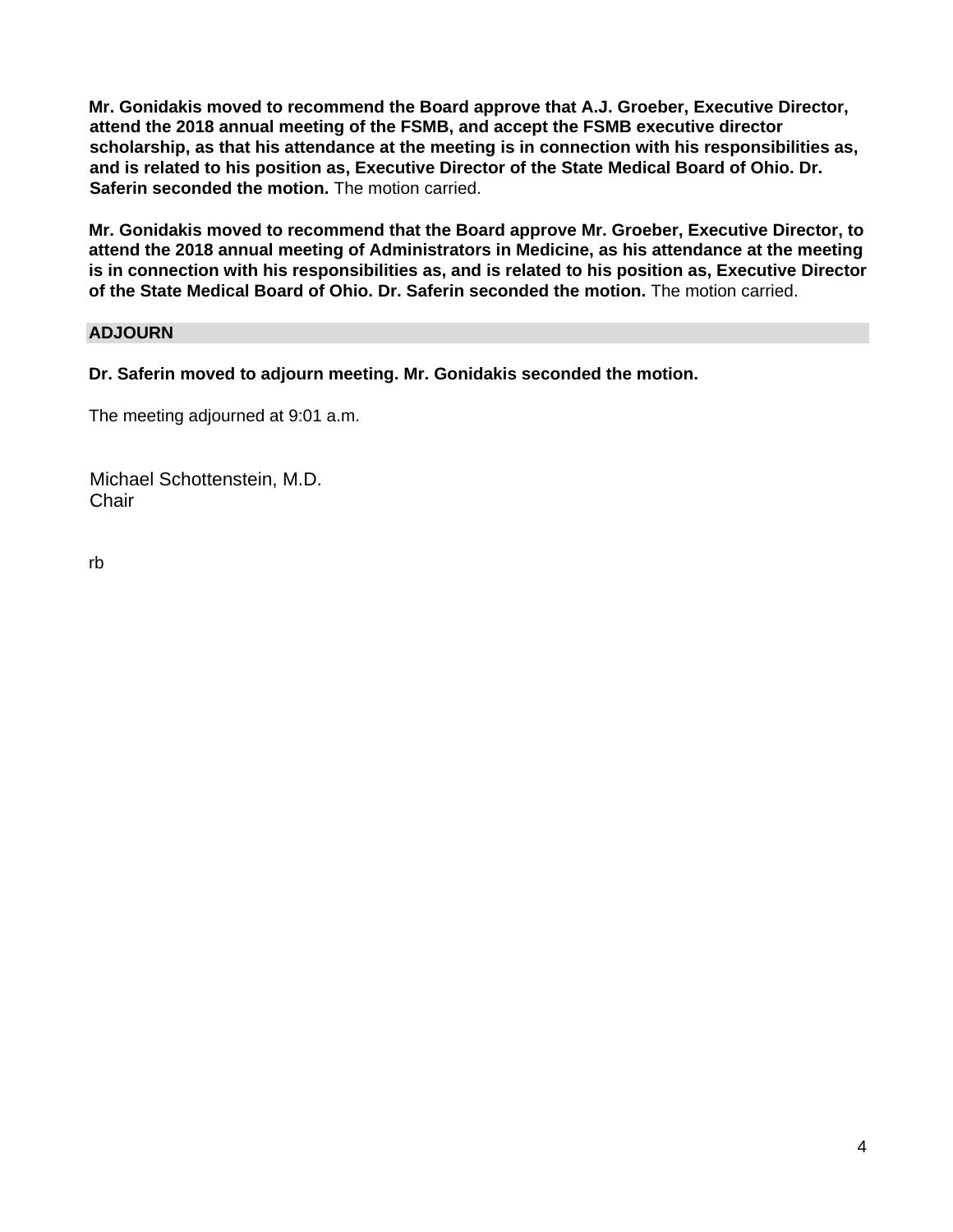**Mr. Gonidakis moved to recommend the Board approve that A.J. Groeber, Executive Director, attend the 2018 annual meeting of the FSMB, and accept the FSMB executive director scholarship, as that his attendance at the meeting is in connection with his responsibilities as, and is related to his position as, Executive Director of the State Medical Board of Ohio. Dr. Saferin seconded the motion.** The motion carried.

**Mr. Gonidakis moved to recommend that the Board approve Mr. Groeber, Executive Director, to attend the 2018 annual meeting of Administrators in Medicine, as his attendance at the meeting is in connection with his responsibilities as, and is related to his position as, Executive Director of the State Medical Board of Ohio. Dr. Saferin seconded the motion.** The motion carried.

## ADJOURN

**Dr. Saferin moved to adjourn meeting. Mr. Gonidakis seconded the motion.**

The meeting adjourned at 9:01 a.m.

Michael Schottenstein, M.D.
Chair

rb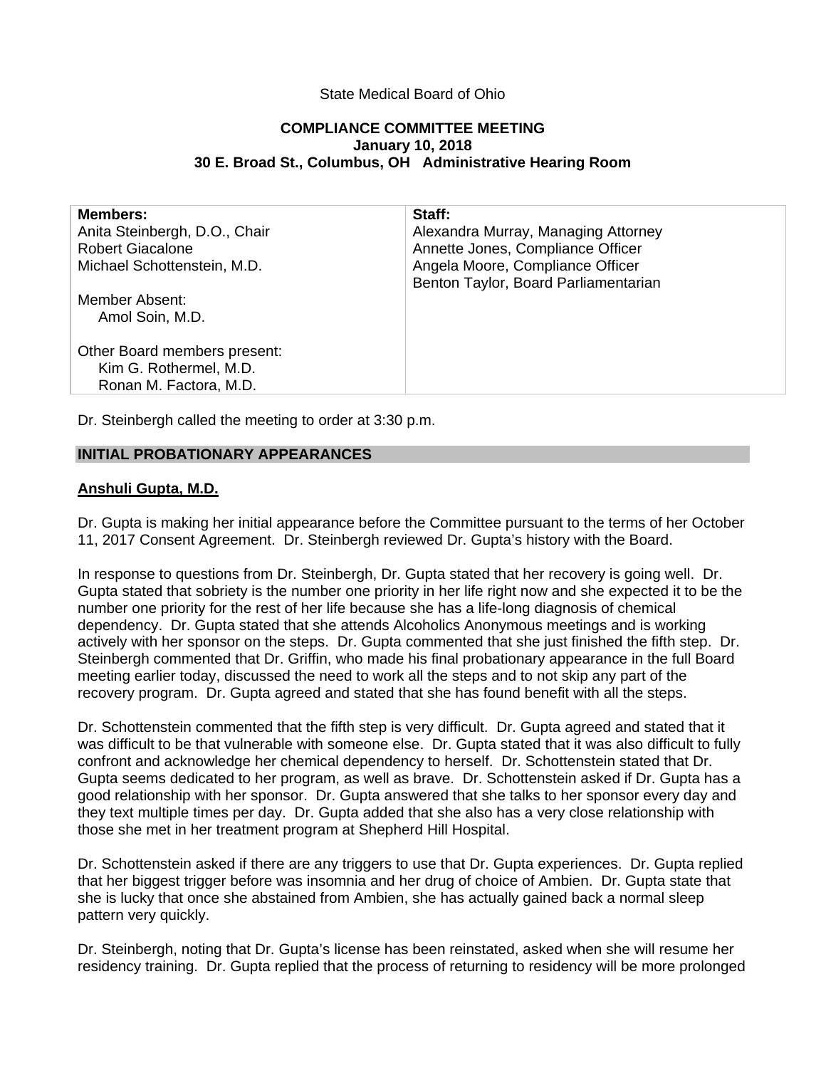State Medical Board of Ohio

**COMPLIANCE COMMITTEE MEETING**
**January 10, 2018**
**30 E. Broad St., Columbus, OH Administrative Hearing Room**

| **Members:** | **Staff:** |
| --- | --- |
| Anita Steinbergh, D.O., Chair | Alexandra Murray, Managing Attorney |
| Robert Giacalone | Annette Jones, Compliance Officer |
| Michael Schottenstein, M.D. | Angela Moore, Compliance Officer |
| | Benton Taylor, Board Parliamentarian |
| Member Absent: | |
| Amol Soin, M.D. | |
| | |
| Other Board members present: | |
| Kim G. Rothermel, M.D. | |
| Ronan M. Factora, M.D. | |

Dr. Steinbergh called the meeting to order at 3:30 p.m.

## INITIAL PROBATIONARY APPEARANCES

**Anshuli Gupta, M.D.**

Dr. Gupta is making her initial appearance before the Committee pursuant to the terms of her October 11, 2017 Consent Agreement. Dr. Steinbergh reviewed Dr. Gupta's history with the Board.

In response to questions from Dr. Steinbergh, Dr. Gupta stated that her recovery is going well. Dr. Gupta stated that sobriety is the number one priority in her life right now and she expected it to be the number one priority for the rest of her life because she has a life-long diagnosis of chemical dependency. Dr. Gupta stated that she attends Alcoholics Anonymous meetings and is working actively with her sponsor on the steps. Dr. Gupta commented that she just finished the fifth step. Dr. Steinbergh commented that Dr. Griffin, who made his final probationary appearance in the full Board meeting earlier today, discussed the need to work all the steps and to not skip any part of the recovery program. Dr. Gupta agreed and stated that she has found benefit with all the steps.

Dr. Schottenstein commented that the fifth step is very difficult. Dr. Gupta agreed and stated that it was difficult to be that vulnerable with someone else. Dr. Gupta stated that it was also difficult to fully confront and acknowledge her chemical dependency to herself. Dr. Schottenstein stated that Dr. Gupta seems dedicated to her program, as well as brave. Dr. Schottenstein asked if Dr. Gupta has a good relationship with her sponsor. Dr. Gupta answered that she talks to her sponsor every day and they text multiple times per day. Dr. Gupta added that she also has a very close relationship with those she met in her treatment program at Shepherd Hill Hospital.

Dr. Schottenstein asked if there are any triggers to use that Dr. Gupta experiences. Dr. Gupta replied that her biggest trigger before was insomnia and her drug of choice of Ambien. Dr. Gupta state that she is lucky that once she abstained from Ambien, she has actually gained back a normal sleep pattern very quickly.

Dr. Steinbergh, noting that Dr. Gupta's license has been reinstated, asked when she will resume her residency training. Dr. Gupta replied that the process of returning to residency will be more prolonged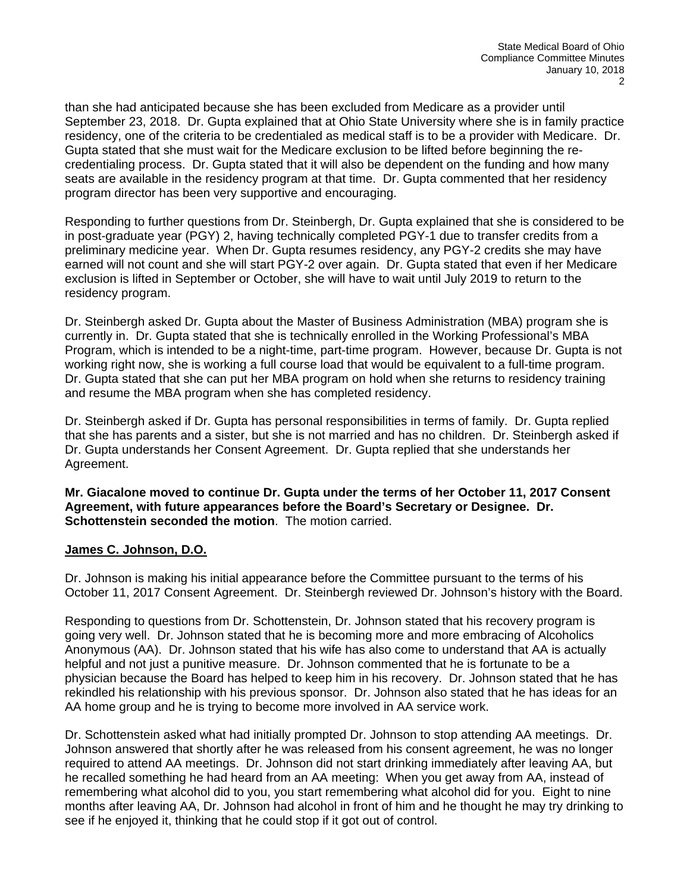than she had anticipated because she has been excluded from Medicare as a provider until September 23, 2018. Dr. Gupta explained that at Ohio State University where she is in family practice residency, one of the criteria to be credentialed as medical staff is to be a provider with Medicare. Dr. Gupta stated that she must wait for the Medicare exclusion to be lifted before beginning the re-credentialing process. Dr. Gupta stated that it will also be dependent on the funding and how many seats are available in the residency program at that time. Dr. Gupta commented that her residency program director has been very supportive and encouraging.

Responding to further questions from Dr. Steinbergh, Dr. Gupta explained that she is considered to be in post-graduate year (PGY) 2, having technically completed PGY-1 due to transfer credits from a preliminary medicine year. When Dr. Gupta resumes residency, any PGY-2 credits she may have earned will not count and she will start PGY-2 over again. Dr. Gupta stated that even if her Medicare exclusion is lifted in September or October, she will have to wait until July 2019 to return to the residency program.

Dr. Steinbergh asked Dr. Gupta about the Master of Business Administration (MBA) program she is currently in. Dr. Gupta stated that she is technically enrolled in the Working Professional's MBA Program, which is intended to be a night-time, part-time program. However, because Dr. Gupta is not working right now, she is working a full course load that would be equivalent to a full-time program. Dr. Gupta stated that she can put her MBA program on hold when she returns to residency training and resume the MBA program when she has completed residency.

Dr. Steinbergh asked if Dr. Gupta has personal responsibilities in terms of family. Dr. Gupta replied that she has parents and a sister, but she is not married and has no children. Dr. Steinbergh asked if Dr. Gupta understands her Consent Agreement. Dr. Gupta replied that she understands her Agreement.

**Mr. Giacalone moved to continue Dr. Gupta under the terms of her October 11, 2017 Consent Agreement, with future appearances before the Board's Secretary or Designee. Dr. Schottenstein seconded the motion**. The motion carried.

**James C. Johnson, D.O.**

Dr. Johnson is making his initial appearance before the Committee pursuant to the terms of his October 11, 2017 Consent Agreement. Dr. Steinbergh reviewed Dr. Johnson's history with the Board.

Responding to questions from Dr. Schottenstein, Dr. Johnson stated that his recovery program is going very well. Dr. Johnson stated that he is becoming more and more embracing of Alcoholics Anonymous (AA). Dr. Johnson stated that his wife has also come to understand that AA is actually helpful and not just a punitive measure. Dr. Johnson commented that he is fortunate to be a physician because the Board has helped to keep him in his recovery. Dr. Johnson stated that he has rekindled his relationship with his previous sponsor. Dr. Johnson also stated that he has ideas for an AA home group and he is trying to become more involved in AA service work.

Dr. Schottenstein asked what had initially prompted Dr. Johnson to stop attending AA meetings. Dr. Johnson answered that shortly after he was released from his consent agreement, he was no longer required to attend AA meetings. Dr. Johnson did not start drinking immediately after leaving AA, but he recalled something he had heard from an AA meeting: When you get away from AA, instead of remembering what alcohol did to you, you start remembering what alcohol did for you. Eight to nine months after leaving AA, Dr. Johnson had alcohol in front of him and he thought he may try drinking to see if he enjoyed it, thinking that he could stop if it got out of control.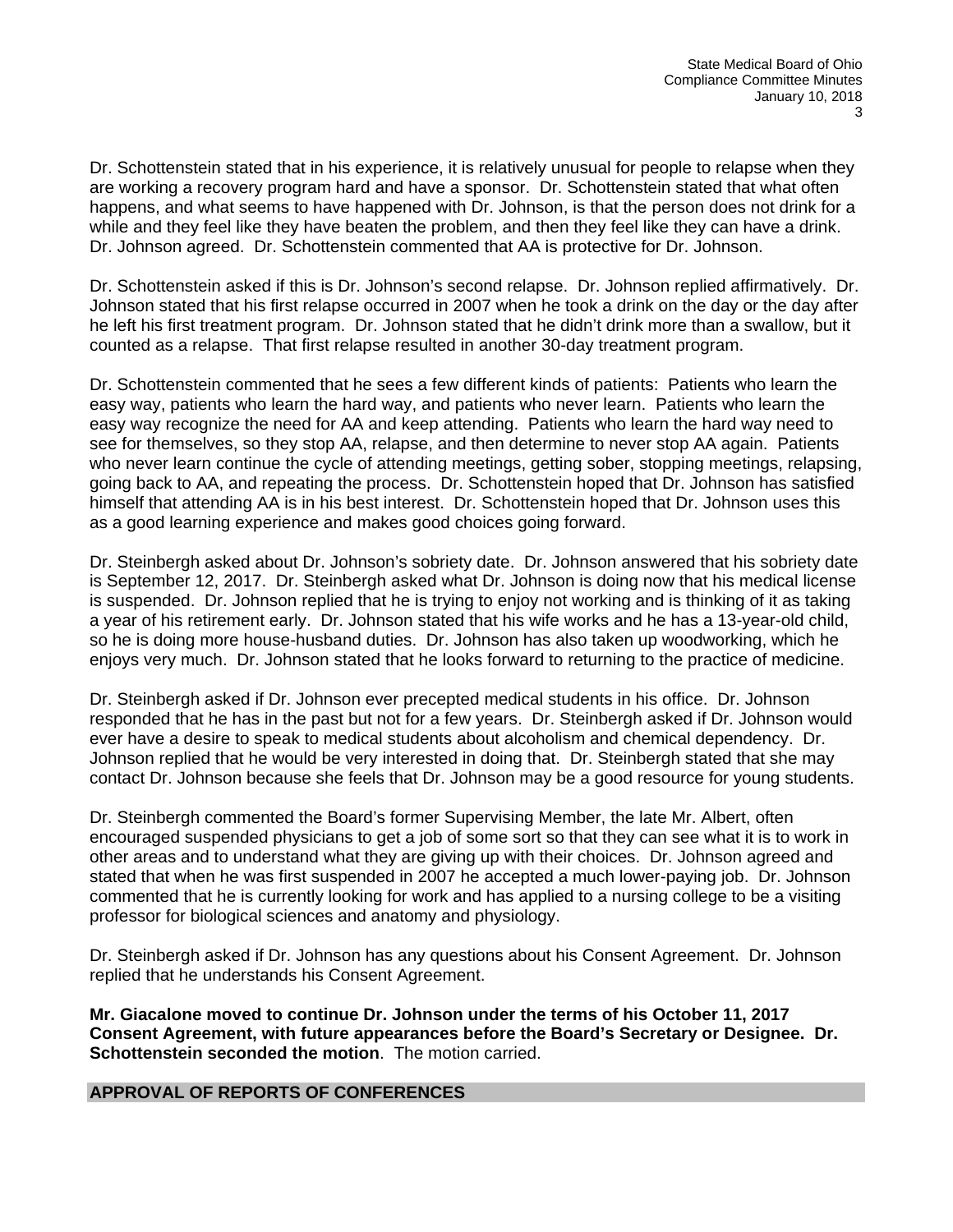Dr. Schottenstein stated that in his experience, it is relatively unusual for people to relapse when they are working a recovery program hard and have a sponsor. Dr. Schottenstein stated that what often happens, and what seems to have happened with Dr. Johnson, is that the person does not drink for a while and they feel like they have beaten the problem, and then they feel like they can have a drink. Dr. Johnson agreed. Dr. Schottenstein commented that AA is protective for Dr. Johnson.

Dr. Schottenstein asked if this is Dr. Johnson's second relapse. Dr. Johnson replied affirmatively. Dr. Johnson stated that his first relapse occurred in 2007 when he took a drink on the day or the day after he left his first treatment program. Dr. Johnson stated that he didn't drink more than a swallow, but it counted as a relapse. That first relapse resulted in another 30-day treatment program.

Dr. Schottenstein commented that he sees a few different kinds of patients: Patients who learn the easy way, patients who learn the hard way, and patients who never learn. Patients who learn the easy way recognize the need for AA and keep attending. Patients who learn the hard way need to see for themselves, so they stop AA, relapse, and then determine to never stop AA again. Patients who never learn continue the cycle of attending meetings, getting sober, stopping meetings, relapsing, going back to AA, and repeating the process. Dr. Schottenstein hoped that Dr. Johnson has satisfied himself that attending AA is in his best interest. Dr. Schottenstein hoped that Dr. Johnson uses this as a good learning experience and makes good choices going forward.

Dr. Steinbergh asked about Dr. Johnson's sobriety date. Dr. Johnson answered that his sobriety date is September 12, 2017. Dr. Steinbergh asked what Dr. Johnson is doing now that his medical license is suspended. Dr. Johnson replied that he is trying to enjoy not working and is thinking of it as taking a year of his retirement early. Dr. Johnson stated that his wife works and he has a 13-year-old child, so he is doing more house-husband duties. Dr. Johnson has also taken up woodworking, which he enjoys very much. Dr. Johnson stated that he looks forward to returning to the practice of medicine.

Dr. Steinbergh asked if Dr. Johnson ever precepted medical students in his office. Dr. Johnson responded that he has in the past but not for a few years. Dr. Steinbergh asked if Dr. Johnson would ever have a desire to speak to medical students about alcoholism and chemical dependency. Dr. Johnson replied that he would be very interested in doing that. Dr. Steinbergh stated that she may contact Dr. Johnson because she feels that Dr. Johnson may be a good resource for young students.

Dr. Steinbergh commented the Board's former Supervising Member, the late Mr. Albert, often encouraged suspended physicians to get a job of some sort so that they can see what it is to work in other areas and to understand what they are giving up with their choices. Dr. Johnson agreed and stated that when he was first suspended in 2007 he accepted a much lower-paying job. Dr. Johnson commented that he is currently looking for work and has applied to a nursing college to be a visiting professor for biological sciences and anatomy and physiology.

Dr. Steinbergh asked if Dr. Johnson has any questions about his Consent Agreement. Dr. Johnson replied that he understands his Consent Agreement.

**Mr. Giacalone moved to continue Dr. Johnson under the terms of his October 11, 2017 Consent Agreement, with future appearances before the Board's Secretary or Designee. Dr. Schottenstein seconded the motion**. The motion carried.

## APPROVAL OF REPORTS OF CONFERENCES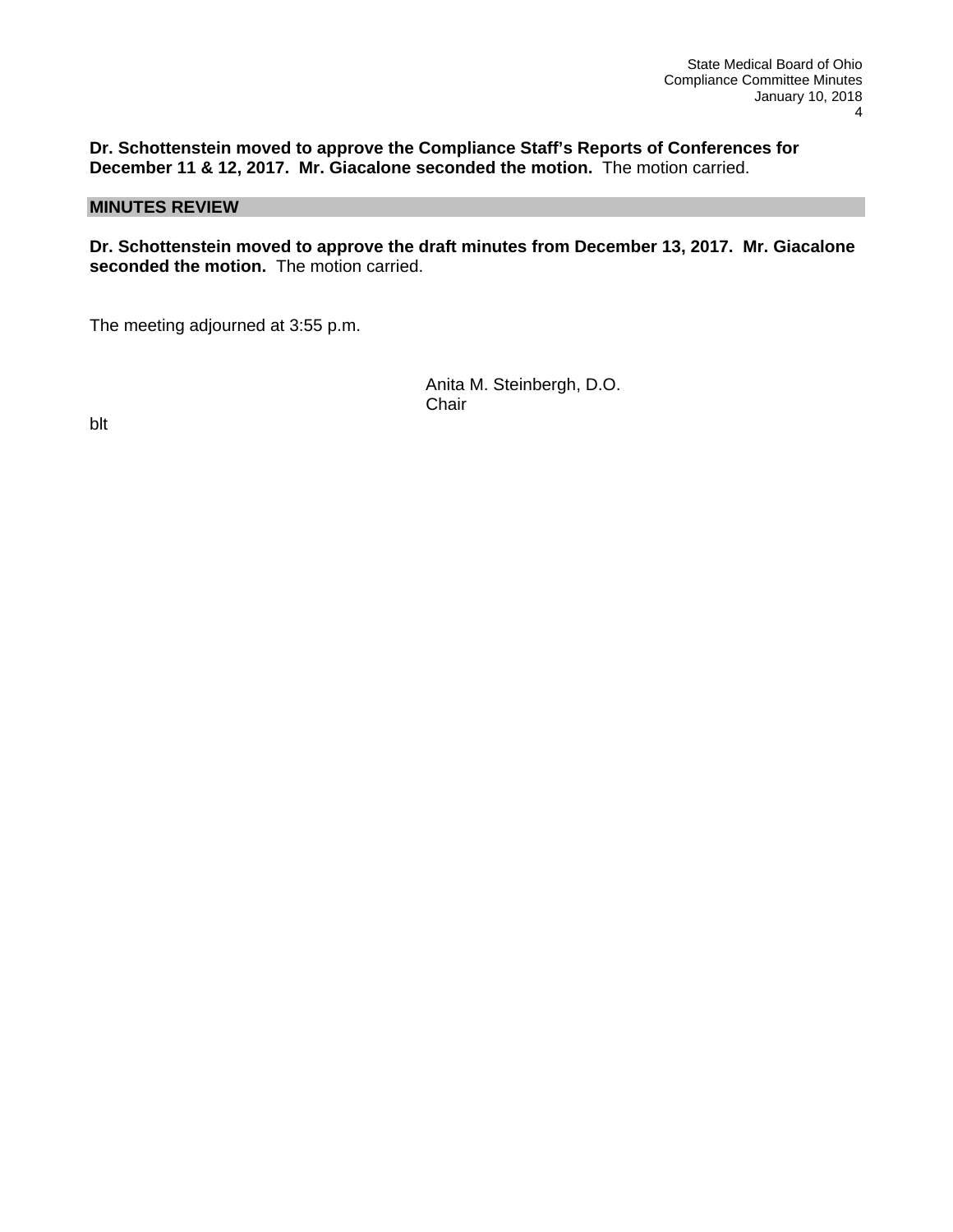**Dr. Schottenstein moved to approve the Compliance Staff's Reports of Conferences for December 11 & 12, 2017. Mr. Giacalone seconded the motion.** The motion carried.

## MINUTES REVIEW

**Dr. Schottenstein moved to approve the draft minutes from December 13, 2017. Mr. Giacalone seconded the motion.** The motion carried.

The meeting adjourned at 3:55 p.m.

Anita M. Steinbergh, D.O.
Chair

blt